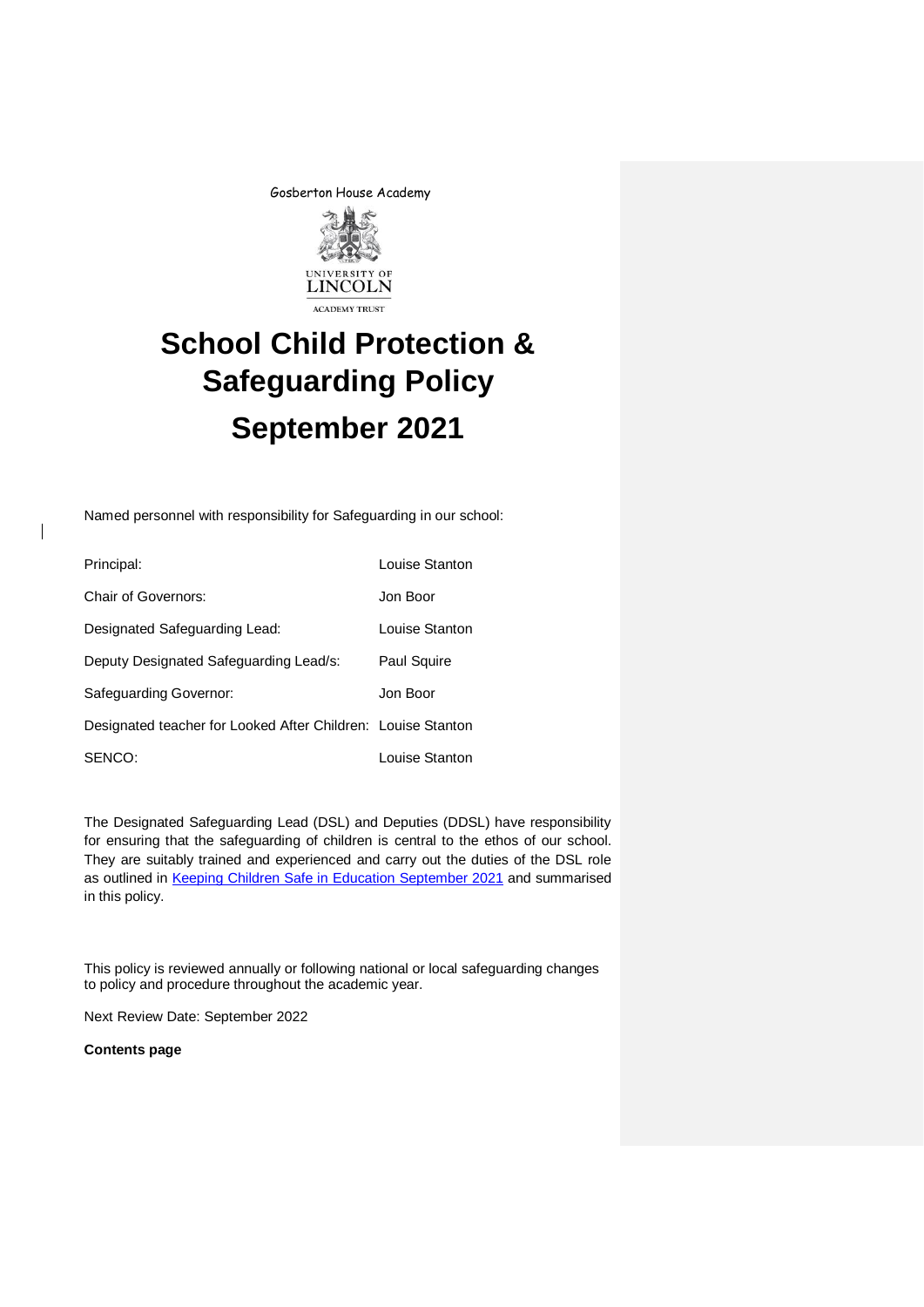Gosberton House Academy

UNIVERSITY OF LINCOLN
ACADEMY TRUST

# School Child Protection & Safeguarding Policy

# September 2021

Named personnel with responsibility for Safeguarding in our school:

| | |
|---|---|
| Principal: | Louise Stanton |
| Chair of Governors: | Jon Boor |
| Designated Safeguarding Lead: | Louise Stanton |
| Deputy Designated Safeguarding Lead/s: | Paul Squire |
| Safeguarding Governor: | Jon Boor |
| Designated teacher for Looked After Children: | Louise Stanton |
| SENCO: | Louise Stanton |

The Designated Safeguarding Lead (DSL) and Deputies (DDSL) have responsibility for ensuring that the safeguarding of children is central to the ethos of our school. They are suitably trained and experienced and carry out the duties of the DSL role as outlined in Keeping Children Safe in Education September 2021 and summarised in this policy.

This policy is reviewed annually or following national or local safeguarding changes to policy and procedure throughout the academic year.

Next Review Date: September 2022

**Contents page**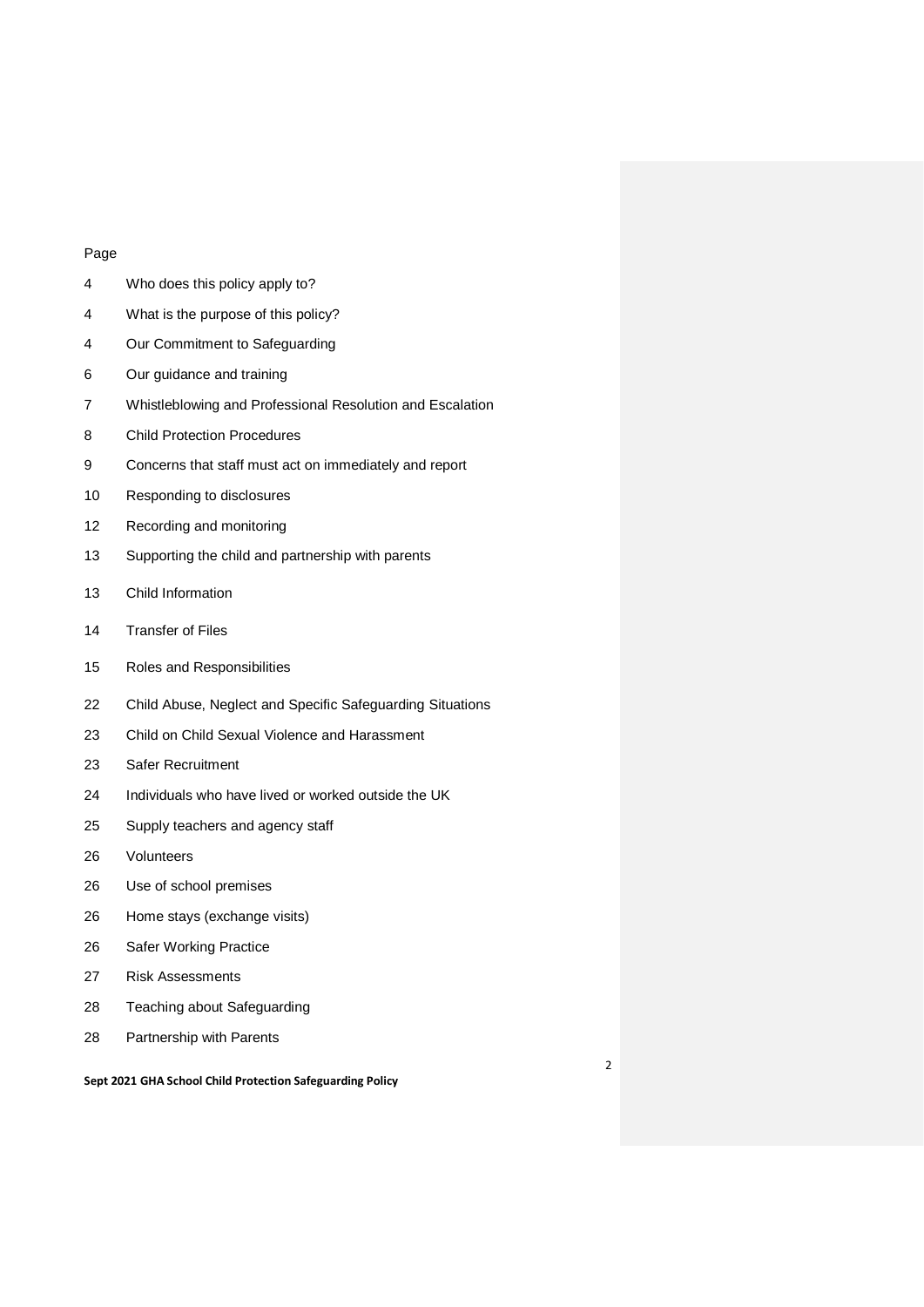| Page | |
|---|---|
| 4 | Who does this policy apply to? |
| 4 | What is the purpose of this policy? |
| 4 | Our Commitment to Safeguarding |
| 6 | Our guidance and training |
| 7 | Whistleblowing and Professional Resolution and Escalation |
| 8 | Child Protection Procedures |
| 9 | Concerns that staff must act on immediately and report |
| 10 | Responding to disclosures |
| 12 | Recording and monitoring |
| 13 | Supporting the child and partnership with parents |
| 13 | Child Information |
| 14 | Transfer of Files |
| 15 | Roles and Responsibilities |
| 22 | Child Abuse, Neglect and Specific Safeguarding Situations |
| 23 | Child on Child Sexual Violence and Harassment |
| 23 | Safer Recruitment |
| 24 | Individuals who have lived or worked outside the UK |
| 25 | Supply teachers and agency staff |
| 26 | Volunteers |
| 26 | Use of school premises |
| 26 | Home stays (exchange visits) |
| 26 | Safer Working Practice |
| 27 | Risk Assessments |
| 28 | Teaching about Safeguarding |
| 28 | Partnership with Parents |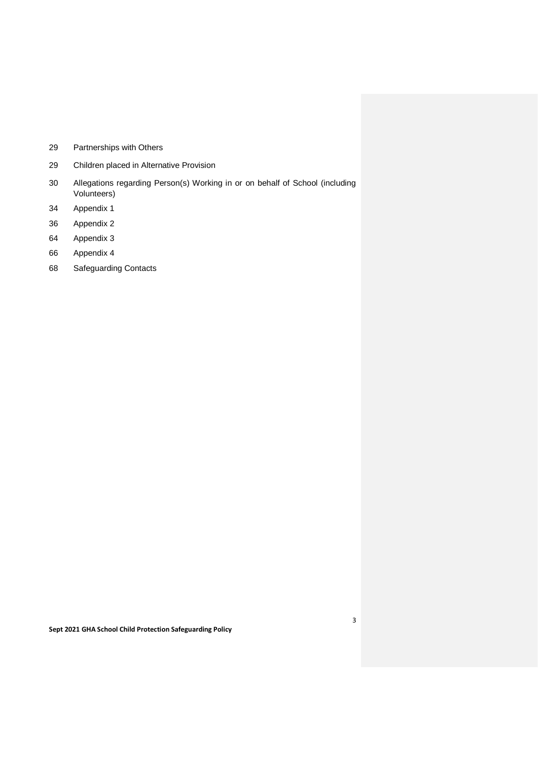29 Partnerships with Others

29 Children placed in Alternative Provision

30 Allegations regarding Person(s) Working in or on behalf of School (including Volunteers)

34 Appendix 1

36 Appendix 2

64 Appendix 3

66 Appendix 4

68 Safeguarding Contacts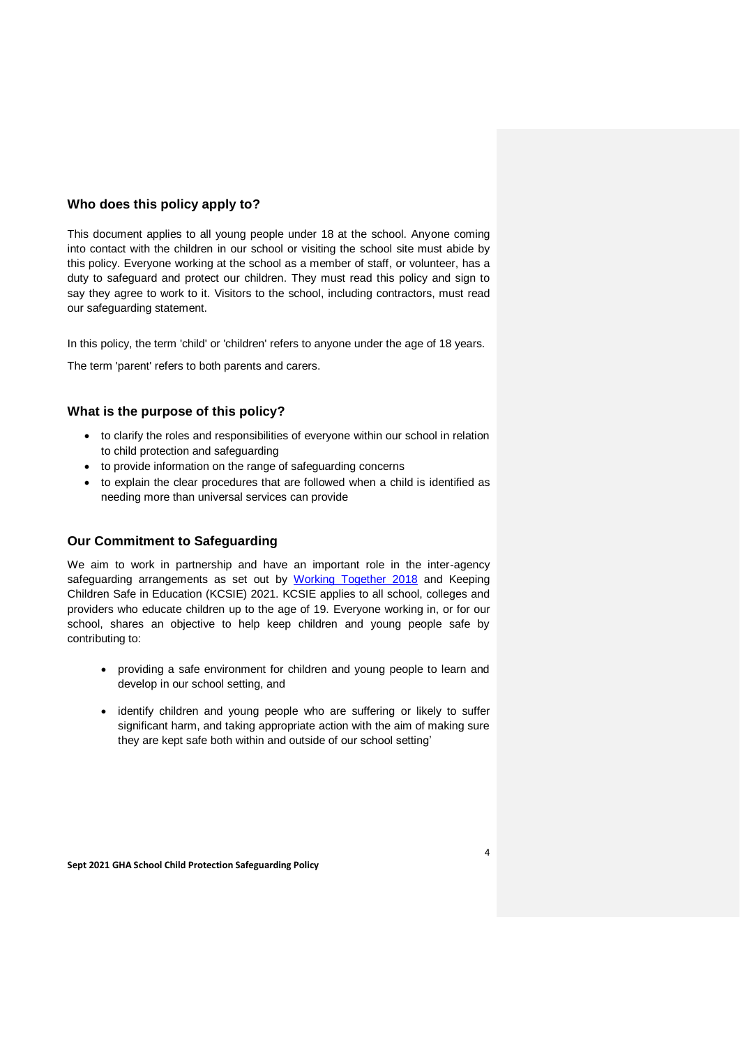## Who does this policy apply to?

This document applies to all young people under 18 at the school. Anyone coming into contact with the children in our school or visiting the school site must abide by this policy. Everyone working at the school as a member of staff, or volunteer, has a duty to safeguard and protect our children. They must read this policy and sign to say they agree to work to it. Visitors to the school, including contractors, must read our safeguarding statement.

In this policy, the term 'child' or 'children' refers to anyone under the age of 18 years.

The term 'parent' refers to both parents and carers.

## What is the purpose of this policy?

- to clarify the roles and responsibilities of everyone within our school in relation to child protection and safeguarding
- to provide information on the range of safeguarding concerns
- to explain the clear procedures that are followed when a child is identified as needing more than universal services can provide

## Our Commitment to Safeguarding

We aim to work in partnership and have an important role in the inter-agency safeguarding arrangements as set out by Working Together 2018 and Keeping Children Safe in Education (KCSIE) 2021. KCSIE applies to all school, colleges and providers who educate children up to the age of 19. Everyone working in, or for our school, shares an objective to help keep children and young people safe by contributing to:

- providing a safe environment for children and young people to learn and develop in our school setting, and
- identify children and young people who are suffering or likely to suffer significant harm, and taking appropriate action with the aim of making sure they are kept safe both within and outside of our school setting'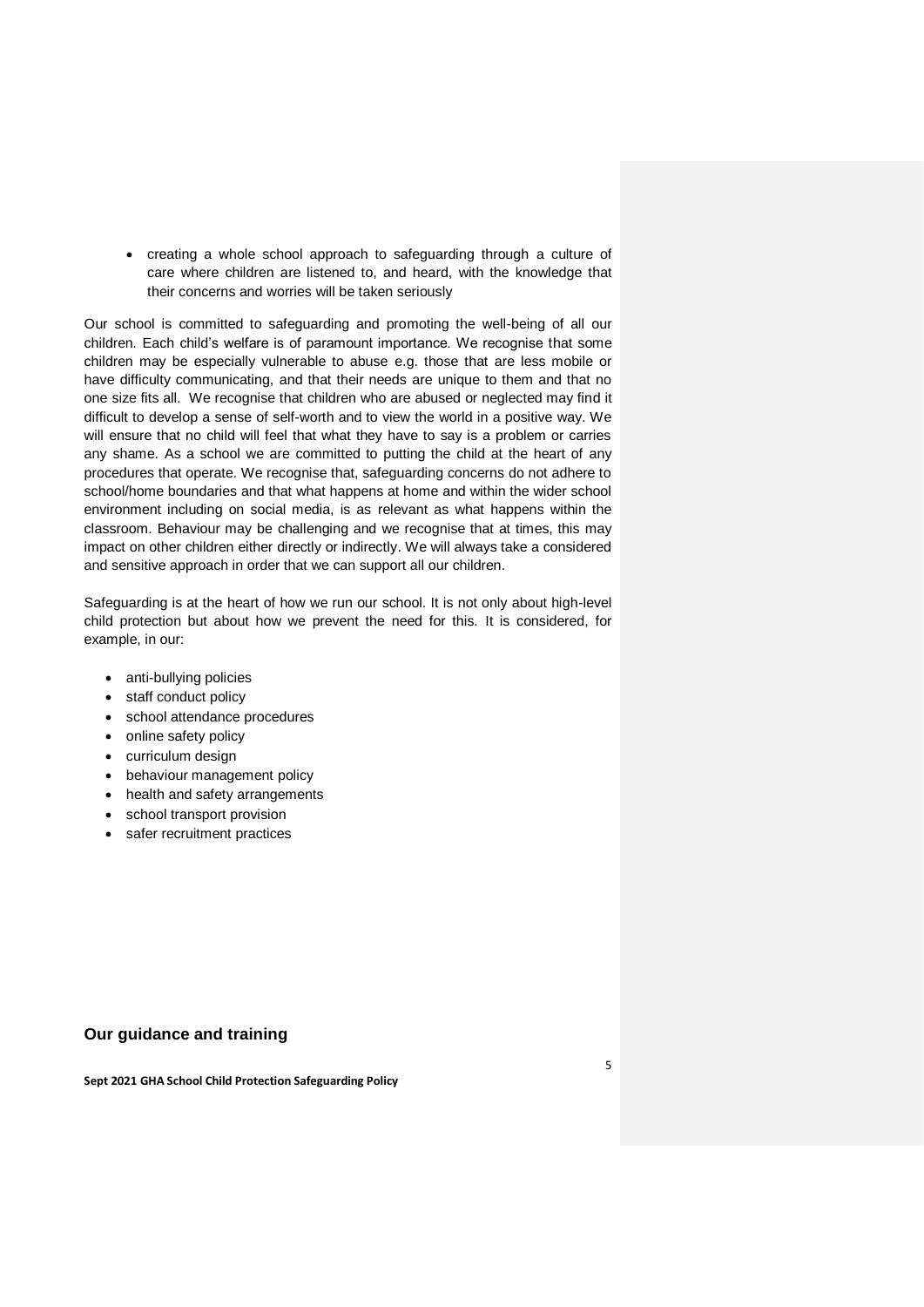- creating a whole school approach to safeguarding through a culture of care where children are listened to, and heard, with the knowledge that their concerns and worries will be taken seriously

Our school is committed to safeguarding and promoting the well-being of all our children. Each child's welfare is of paramount importance. We recognise that some children may be especially vulnerable to abuse e.g. those that are less mobile or have difficulty communicating, and that their needs are unique to them and that no one size fits all. We recognise that children who are abused or neglected may find it difficult to develop a sense of self-worth and to view the world in a positive way. We will ensure that no child will feel that what they have to say is a problem or carries any shame. As a school we are committed to putting the child at the heart of any procedures that operate. We recognise that, safeguarding concerns do not adhere to school/home boundaries and that what happens at home and within the wider school environment including on social media, is as relevant as what happens within the classroom. Behaviour may be challenging and we recognise that at times, this may impact on other children either directly or indirectly. We will always take a considered and sensitive approach in order that we can support all our children.

Safeguarding is at the heart of how we run our school. It is not only about high-level child protection but about how we prevent the need for this. It is considered, for example, in our:

- anti-bullying policies
- staff conduct policy
- school attendance procedures
- online safety policy
- curriculum design
- behaviour management policy
- health and safety arrangements
- school transport provision
- safer recruitment practices

### Our guidance and training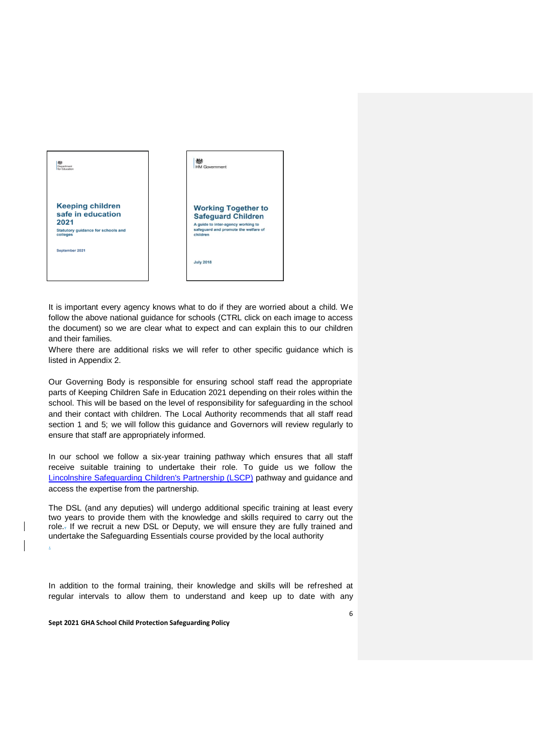It is important every agency knows what to do if they are worried about a child. We follow the above national guidance for schools (CTRL click on each image to access the document) so we are clear what to expect and can explain this to our children and their families.

Where there are additional risks we will refer to other specific guidance which is listed in Appendix 2.

Our Governing Body is responsible for ensuring school staff read the appropriate parts of Keeping Children Safe in Education 2021 depending on their roles within the school. This will be based on the level of responsibility for safeguarding in the school and their contact with children. The Local Authority recommends that all staff read section 1 and 5; we will follow this guidance and Governors will review regularly to ensure that staff are appropriately informed.

In our school we follow a six-year training pathway which ensures that all staff receive suitable training to undertake their role. To guide us we follow the [Lincolnshire Safeguarding Children's Partnership (LSCP)](Lincolnshire Safeguarding Children's Partnership (LSCP)) pathway and guidance and access the expertise from the partnership.

The DSL (and any deputies) will undergo additional specific training at least every two years to provide them with the knowledge and skills required to carry out the role. If we recruit a new DSL or Deputy, we will ensure they are fully trained and undertake the Safeguarding Essentials course provided by the local authority

In addition to the formal training, their knowledge and skills will be refreshed at regular intervals to allow them to understand and keep up to date with any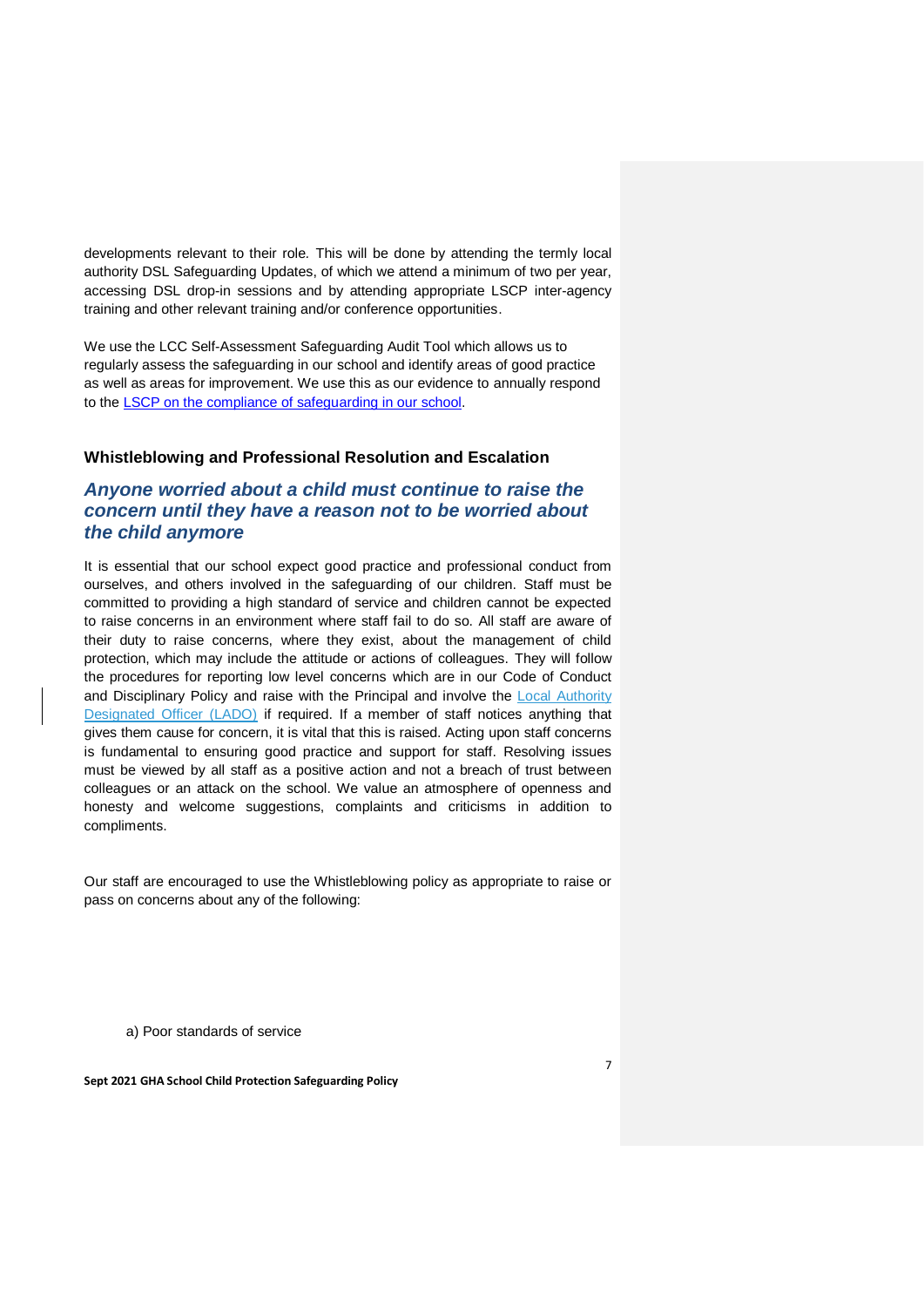developments relevant to their role. This will be done by attending the termly local authority DSL Safeguarding Updates, of which we attend a minimum of two per year, accessing DSL drop-in sessions and by attending appropriate LSCP inter-agency training and other relevant training and/or conference opportunities.

We use the LCC Self-Assessment Safeguarding Audit Tool which allows us to regularly assess the safeguarding in our school and identify areas of good practice as well as areas for improvement. We use this as our evidence to annually respond to the LSCP on the compliance of safeguarding in our school.

### Whistleblowing and Professional Resolution and Escalation

## *Anyone worried about a child must continue to raise the concern until they have a reason not to be worried about the child anymore*

It is essential that our school expect good practice and professional conduct from ourselves, and others involved in the safeguarding of our children. Staff must be committed to providing a high standard of service and children cannot be expected to raise concerns in an environment where staff fail to do so. All staff are aware of their duty to raise concerns, where they exist, about the management of child protection, which may include the attitude or actions of colleagues. They will follow the procedures for reporting low level concerns which are in our Code of Conduct and Disciplinary Policy and raise with the Principal and involve the Local Authority Designated Officer (LADO) if required. If a member of staff notices anything that gives them cause for concern, it is vital that this is raised. Acting upon staff concerns is fundamental to ensuring good practice and support for staff. Resolving issues must be viewed by all staff as a positive action and not a breach of trust between colleagues or an attack on the school. We value an atmosphere of openness and honesty and welcome suggestions, complaints and criticisms in addition to compliments.

Our staff are encouraged to use the Whistleblowing policy as appropriate to raise or pass on concerns about any of the following:

a) Poor standards of service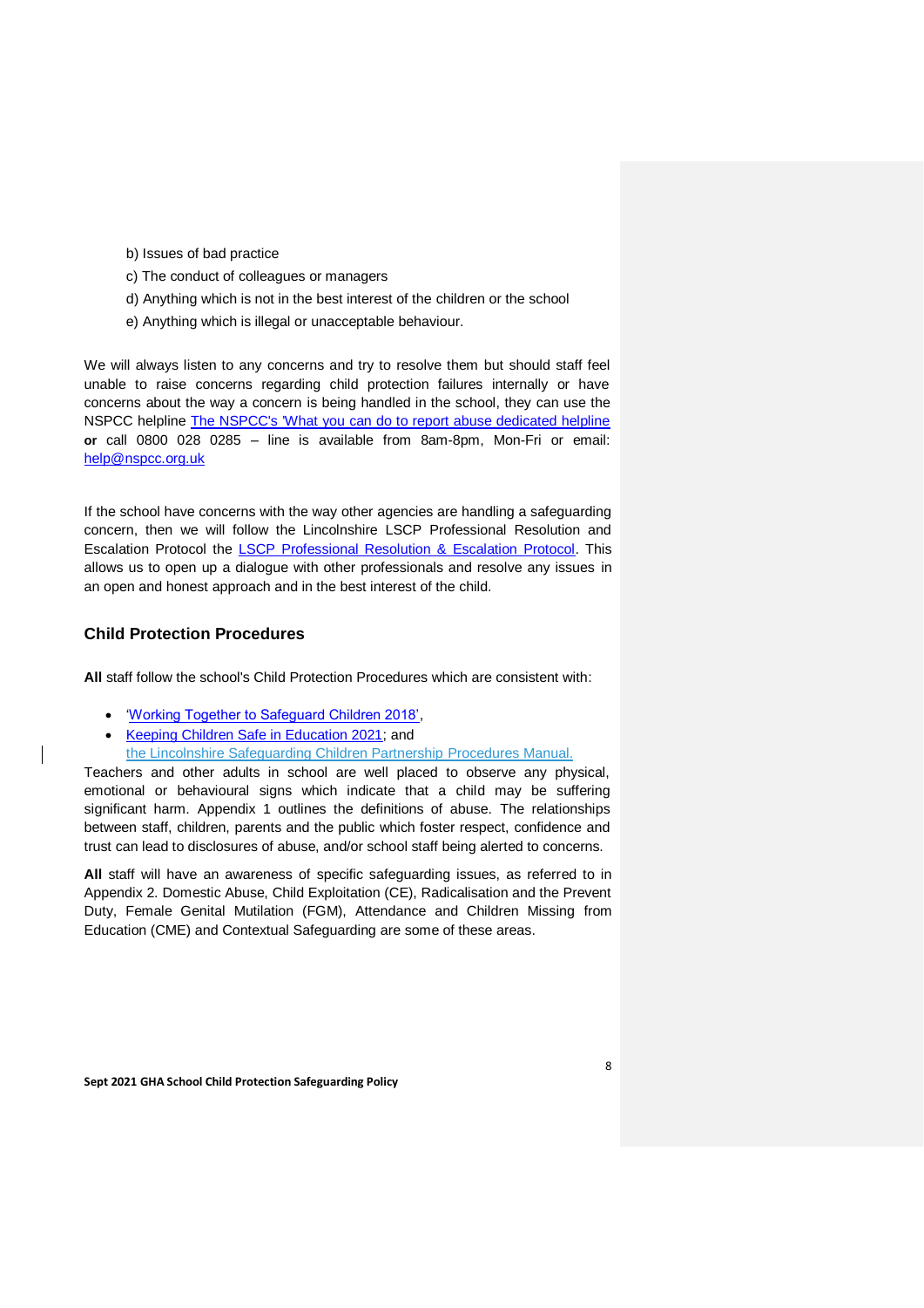b) Issues of bad practice

c) The conduct of colleagues or managers

d) Anything which is not in the best interest of the children or the school

e) Anything which is illegal or unacceptable behaviour.

We will always listen to any concerns and try to resolve them but should staff feel unable to raise concerns regarding child protection failures internally or have concerns about the way a concern is being handled in the school, they can use the NSPCC helpline The NSPCC's 'What you can do to report abuse dedicated helpline **or** call 0800 028 0285 – line is available from 8am-8pm, Mon-Fri or email: help@nspcc.org.uk

If the school have concerns with the way other agencies are handling a safeguarding concern, then we will follow the Lincolnshire LSCP Professional Resolution and Escalation Protocol the LSCP Professional Resolution & Escalation Protocol. This allows us to open up a dialogue with other professionals and resolve any issues in an open and honest approach and in the best interest of the child.

## Child Protection Procedures

**All** staff follow the school's Child Protection Procedures which are consistent with:

- 'Working Together to Safeguard Children 2018',
- Keeping Children Safe in Education 2021; and
  the Lincolnshire Safeguarding Children Partnership Procedures Manual.

Teachers and other adults in school are well placed to observe any physical, emotional or behavioural signs which indicate that a child may be suffering significant harm. Appendix 1 outlines the definitions of abuse. The relationships between staff, children, parents and the public which foster respect, confidence and trust can lead to disclosures of abuse, and/or school staff being alerted to concerns.

**All** staff will have an awareness of specific safeguarding issues, as referred to in Appendix 2. Domestic Abuse, Child Exploitation (CE), Radicalisation and the Prevent Duty, Female Genital Mutilation (FGM), Attendance and Children Missing from Education (CME) and Contextual Safeguarding are some of these areas.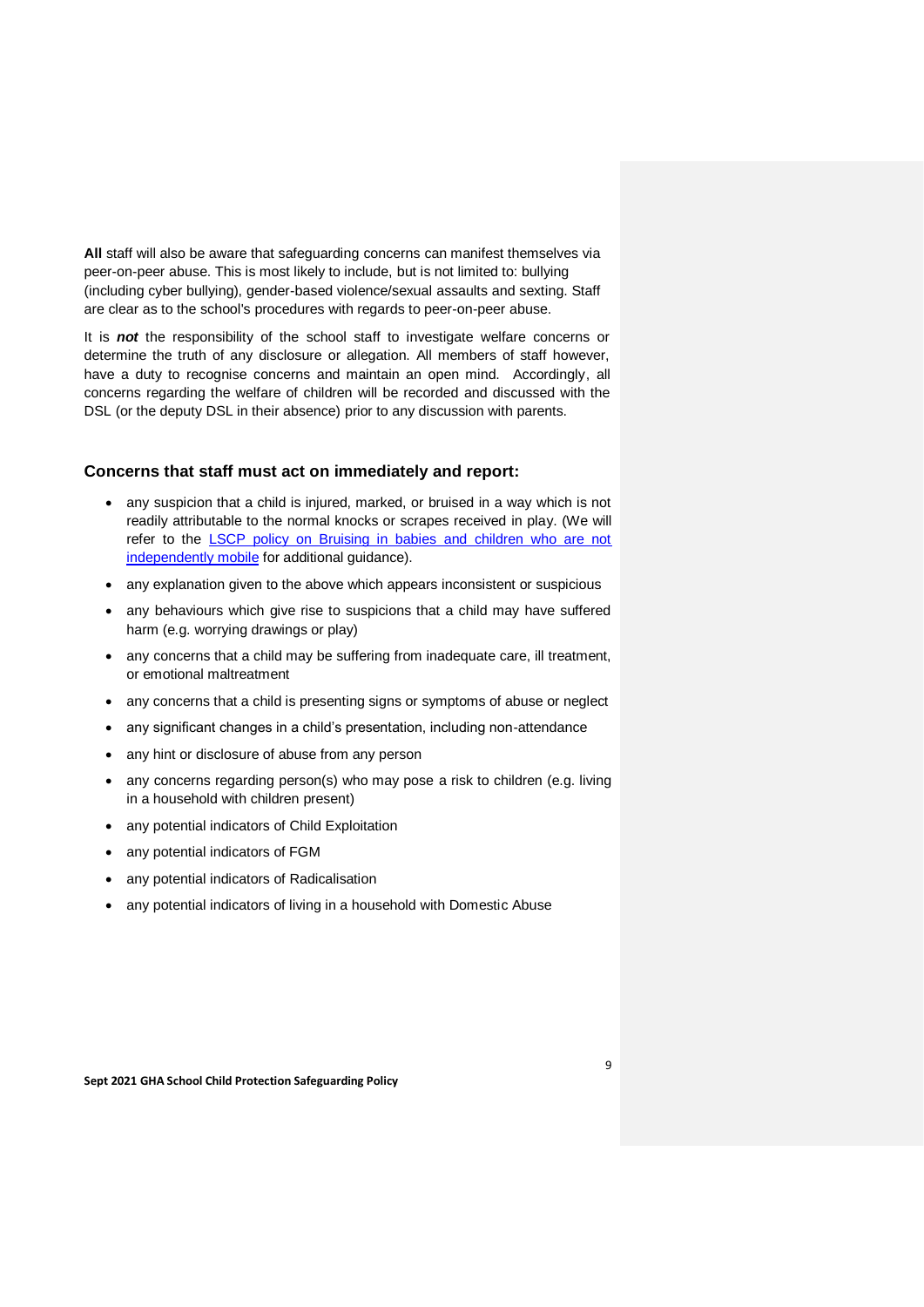**All** staff will also be aware that safeguarding concerns can manifest themselves via peer-on-peer abuse. This is most likely to include, but is not limited to: bullying (including cyber bullying), gender-based violence/sexual assaults and sexting. Staff are clear as to the school's procedures with regards to peer-on-peer abuse.

It is ***not*** the responsibility of the school staff to investigate welfare concerns or determine the truth of any disclosure or allegation. All members of staff however, have a duty to recognise concerns and maintain an open mind. Accordingly, all concerns regarding the welfare of children will be recorded and discussed with the DSL (or the deputy DSL in their absence) prior to any discussion with parents.

### Concerns that staff must act on immediately and report:

- any suspicion that a child is injured, marked, or bruised in a way which is not readily attributable to the normal knocks or scrapes received in play. (We will refer to the LSCP policy on Bruising in babies and children who are not independently mobile for additional guidance).
- any explanation given to the above which appears inconsistent or suspicious
- any behaviours which give rise to suspicions that a child may have suffered harm (e.g. worrying drawings or play)
- any concerns that a child may be suffering from inadequate care, ill treatment, or emotional maltreatment
- any concerns that a child is presenting signs or symptoms of abuse or neglect
- any significant changes in a child's presentation, including non-attendance
- any hint or disclosure of abuse from any person
- any concerns regarding person(s) who may pose a risk to children (e.g. living in a household with children present)
- any potential indicators of Child Exploitation
- any potential indicators of FGM
- any potential indicators of Radicalisation
- any potential indicators of living in a household with Domestic Abuse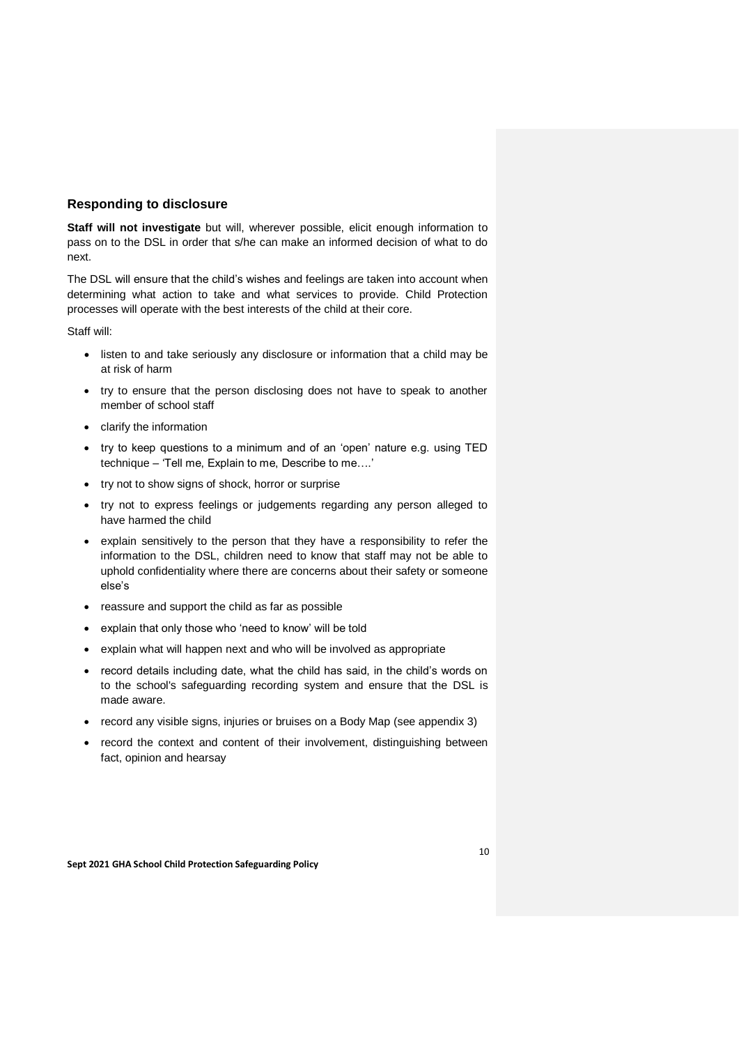## Responding to disclosure

**Staff will not investigate** but will, wherever possible, elicit enough information to pass on to the DSL in order that s/he can make an informed decision of what to do next.

The DSL will ensure that the child's wishes and feelings are taken into account when determining what action to take and what services to provide. Child Protection processes will operate with the best interests of the child at their core.

Staff will:

- listen to and take seriously any disclosure or information that a child may be at risk of harm
- try to ensure that the person disclosing does not have to speak to another member of school staff
- clarify the information
- try to keep questions to a minimum and of an 'open' nature e.g. using TED technique – 'Tell me, Explain to me, Describe to me….'
- try not to show signs of shock, horror or surprise
- try not to express feelings or judgements regarding any person alleged to have harmed the child
- explain sensitively to the person that they have a responsibility to refer the information to the DSL, children need to know that staff may not be able to uphold confidentiality where there are concerns about their safety or someone else's
- reassure and support the child as far as possible
- explain that only those who 'need to know' will be told
- explain what will happen next and who will be involved as appropriate
- record details including date, what the child has said, in the child's words on to the school's safeguarding recording system and ensure that the DSL is made aware.
- record any visible signs, injuries or bruises on a Body Map (see appendix 3)
- record the context and content of their involvement, distinguishing between fact, opinion and hearsay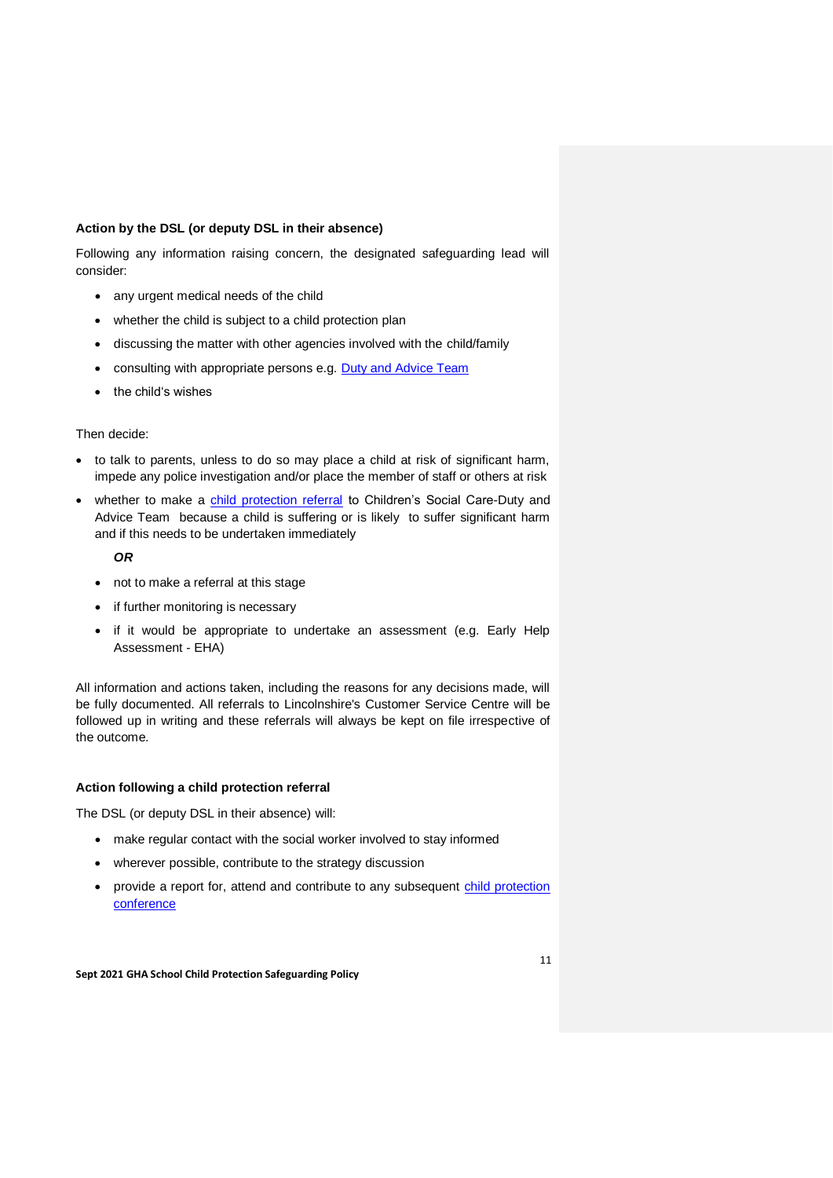**Action by the DSL (or deputy DSL in their absence)**

Following any information raising concern, the designated safeguarding lead will consider:

- any urgent medical needs of the child
- whether the child is subject to a child protection plan
- discussing the matter with other agencies involved with the child/family
- consulting with appropriate persons e.g. Duty and Advice Team
- the child's wishes

Then decide:

- to talk to parents, unless to do so may place a child at risk of significant harm, impede any police investigation and/or place the member of staff or others at risk
- whether to make a child protection referral to Children's Social Care-Duty and Advice Team because a child is suffering or is likely to suffer significant harm and if this needs to be undertaken immediately

  ***OR***

  - not to make a referral at this stage
  - if further monitoring is necessary
  - if it would be appropriate to undertake an assessment (e.g. Early Help Assessment - EHA)

All information and actions taken, including the reasons for any decisions made, will be fully documented. All referrals to Lincolnshire's Customer Service Centre will be followed up in writing and these referrals will always be kept on file irrespective of the outcome.

**Action following a child protection referral**

The DSL (or deputy DSL in their absence) will:

- make regular contact with the social worker involved to stay informed
- wherever possible, contribute to the strategy discussion
- provide a report for, attend and contribute to any subsequent child protection conference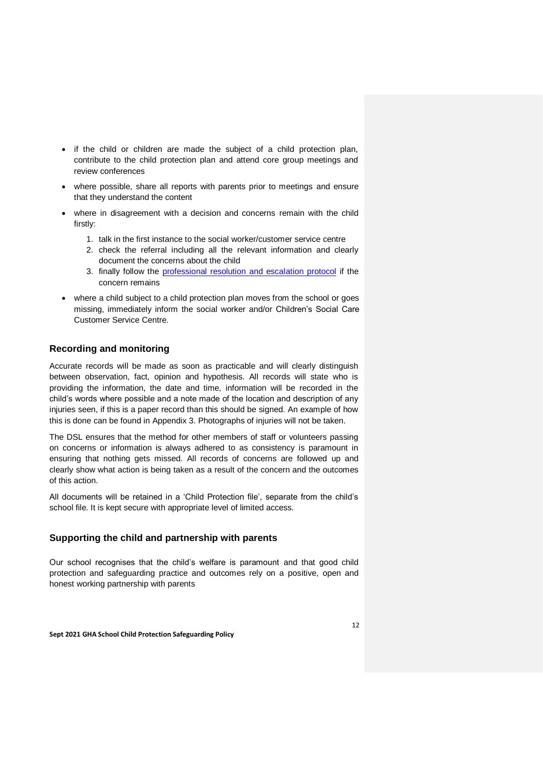- if the child or children are made the subject of a child protection plan, contribute to the child protection plan and attend core group meetings and review conferences
- where possible, share all reports with parents prior to meetings and ensure that they understand the content
- where in disagreement with a decision and concerns remain with the child firstly:
    1. talk in the first instance to the social worker/customer service centre
    2. check the referral including all the relevant information and clearly document the concerns about the child
    3. finally follow the professional resolution and escalation protocol if the concern remains
- where a child subject to a child protection plan moves from the school or goes missing, immediately inform the social worker and/or Children's Social Care Customer Service Centre.

## Recording and monitoring

Accurate records will be made as soon as practicable and will clearly distinguish between observation, fact, opinion and hypothesis. All records will state who is providing the information, the date and time, information will be recorded in the child's words where possible and a note made of the location and description of any injuries seen, if this is a paper record than this should be signed. An example of how this is done can be found in Appendix 3. Photographs of injuries will not be taken.

The DSL ensures that the method for other members of staff or volunteers passing on concerns or information is always adhered to as consistency is paramount in ensuring that nothing gets missed. All records of concerns are followed up and clearly show what action is being taken as a result of the concern and the outcomes of this action.

All documents will be retained in a 'Child Protection file', separate from the child's school file. It is kept secure with appropriate level of limited access.

## Supporting the child and partnership with parents

Our school recognises that the child's welfare is paramount and that good child protection and safeguarding practice and outcomes rely on a positive, open and honest working partnership with parents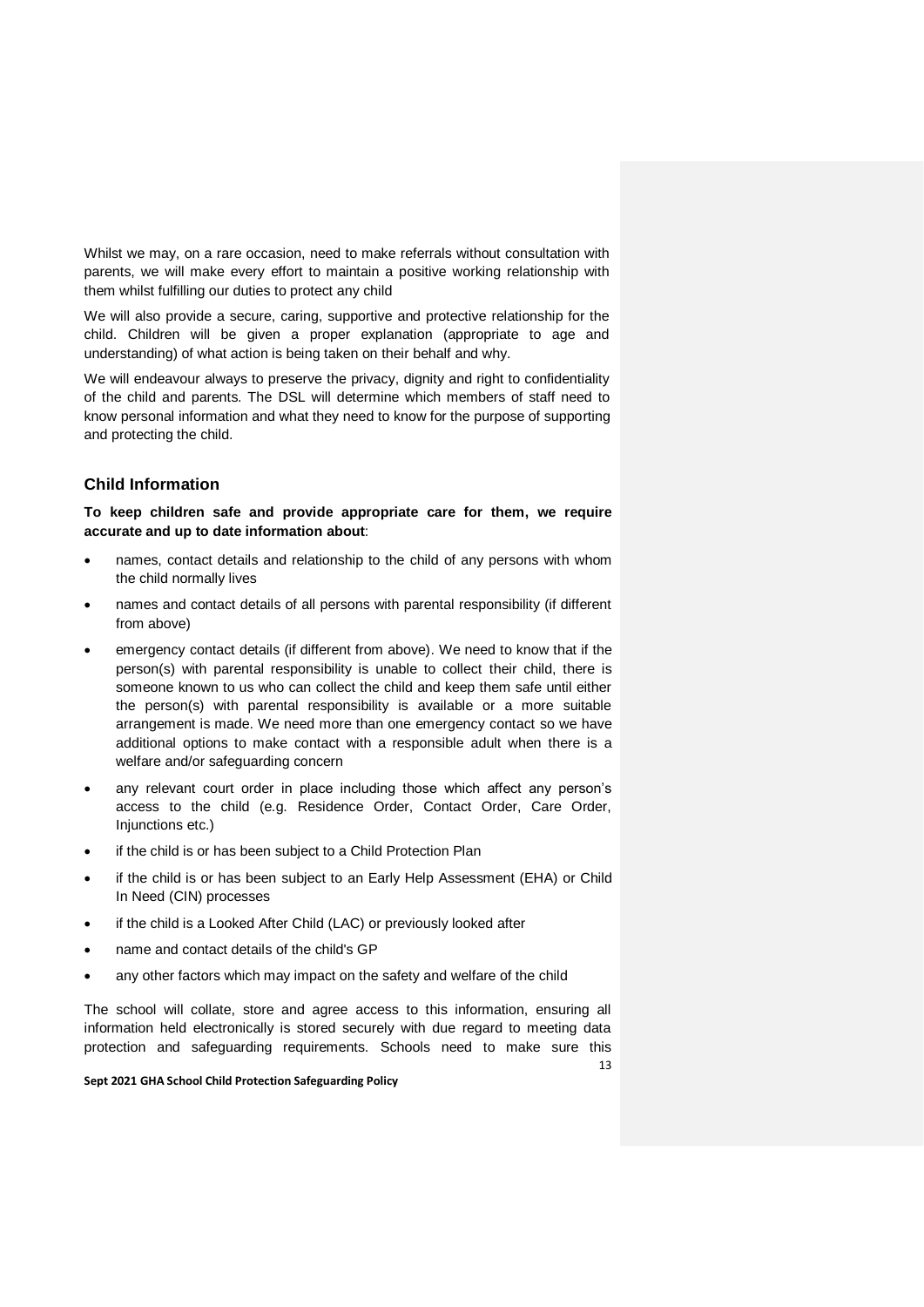Whilst we may, on a rare occasion, need to make referrals without consultation with parents, we will make every effort to maintain a positive working relationship with them whilst fulfilling our duties to protect any child

We will also provide a secure, caring, supportive and protective relationship for the child. Children will be given a proper explanation (appropriate to age and understanding) of what action is being taken on their behalf and why.

We will endeavour always to preserve the privacy, dignity and right to confidentiality of the child and parents. The DSL will determine which members of staff need to know personal information and what they need to know for the purpose of supporting and protecting the child.

## Child Information

**To keep children safe and provide appropriate care for them, we require accurate and up to date information about**:

- names, contact details and relationship to the child of any persons with whom the child normally lives
- names and contact details of all persons with parental responsibility (if different from above)
- emergency contact details (if different from above). We need to know that if the person(s) with parental responsibility is unable to collect their child, there is someone known to us who can collect the child and keep them safe until either the person(s) with parental responsibility is available or a more suitable arrangement is made. We need more than one emergency contact so we have additional options to make contact with a responsible adult when there is a welfare and/or safeguarding concern
- any relevant court order in place including those which affect any person's access to the child (e.g. Residence Order, Contact Order, Care Order, Injunctions etc.)
- if the child is or has been subject to a Child Protection Plan
- if the child is or has been subject to an Early Help Assessment (EHA) or Child In Need (CIN) processes
- if the child is a Looked After Child (LAC) or previously looked after
- name and contact details of the child's GP
- any other factors which may impact on the safety and welfare of the child

The school will collate, store and agree access to this information, ensuring all information held electronically is stored securely with due regard to meeting data protection and safeguarding requirements. Schools need to make sure this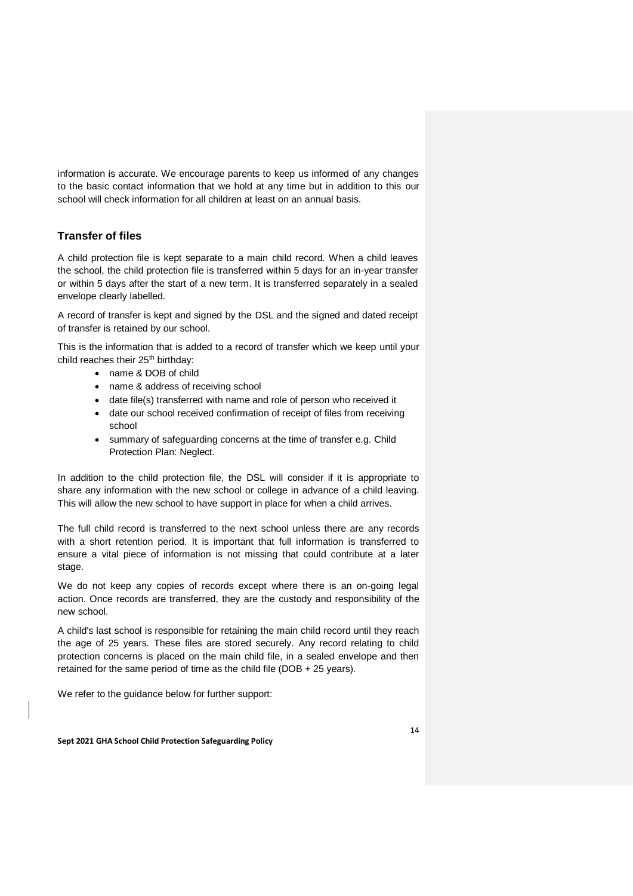information is accurate. We encourage parents to keep us informed of any changes to the basic contact information that we hold at any time but in addition to this our school will check information for all children at least on an annual basis.

## Transfer of files

A child protection file is kept separate to a main child record. When a child leaves the school, the child protection file is transferred within 5 days for an in-year transfer or within 5 days after the start of a new term. It is transferred separately in a sealed envelope clearly labelled.

A record of transfer is kept and signed by the DSL and the signed and dated receipt of transfer is retained by our school.

This is the information that is added to a record of transfer which we keep until your child reaches their 25th birthday:

- name & DOB of child
- name & address of receiving school
- date file(s) transferred with name and role of person who received it
- date our school received confirmation of receipt of files from receiving school
- summary of safeguarding concerns at the time of transfer e.g. Child Protection Plan: Neglect.

In addition to the child protection file, the DSL will consider if it is appropriate to share any information with the new school or college in advance of a child leaving. This will allow the new school to have support in place for when a child arrives.

The full child record is transferred to the next school unless there are any records with a short retention period. It is important that full information is transferred to ensure a vital piece of information is not missing that could contribute at a later stage.

We do not keep any copies of records except where there is an on-going legal action. Once records are transferred, they are the custody and responsibility of the new school.

A child's last school is responsible for retaining the main child record until they reach the age of 25 years. These files are stored securely. Any record relating to child protection concerns is placed on the main child file, in a sealed envelope and then retained for the same period of time as the child file (DOB + 25 years).

We refer to the guidance below for further support: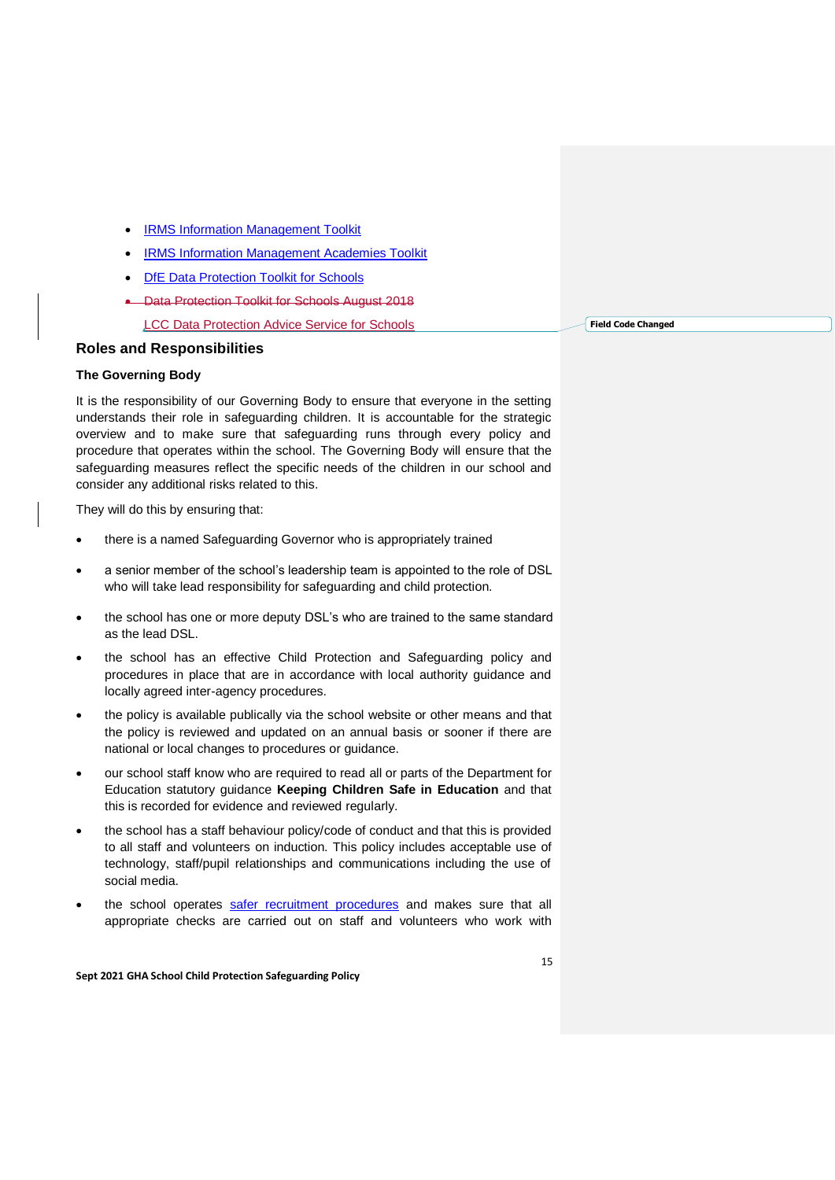- IRMS Information Management Toolkit
- IRMS Information Management Academies Toolkit
- DfE Data Protection Toolkit for Schools
- ~~Data Protection Toolkit for Schools August 2018~~

  LCC Data Protection Advice Service for Schools

## Roles and Responsibilities

### The Governing Body

It is the responsibility of our Governing Body to ensure that everyone in the setting understands their role in safeguarding children. It is accountable for the strategic overview and to make sure that safeguarding runs through every policy and procedure that operates within the school. The Governing Body will ensure that the safeguarding measures reflect the specific needs of the children in our school and consider any additional risks related to this.

They will do this by ensuring that:

- there is a named Safeguarding Governor who is appropriately trained
- a senior member of the school's leadership team is appointed to the role of DSL who will take lead responsibility for safeguarding and child protection.
- the school has one or more deputy DSL's who are trained to the same standard as the lead DSL.
- the school has an effective Child Protection and Safeguarding policy and procedures in place that are in accordance with local authority guidance and locally agreed inter-agency procedures.
- the policy is available publically via the school website or other means and that the policy is reviewed and updated on an annual basis or sooner if there are national or local changes to procedures or guidance.
- our school staff know who are required to read all or parts of the Department for Education statutory guidance **Keeping Children Safe in Education** and that this is recorded for evidence and reviewed regularly.
- the school has a staff behaviour policy/code of conduct and that this is provided to all staff and volunteers on induction. This policy includes acceptable use of technology, staff/pupil relationships and communications including the use of social media.
- the school operates safer recruitment procedures and makes sure that all appropriate checks are carried out on staff and volunteers who work with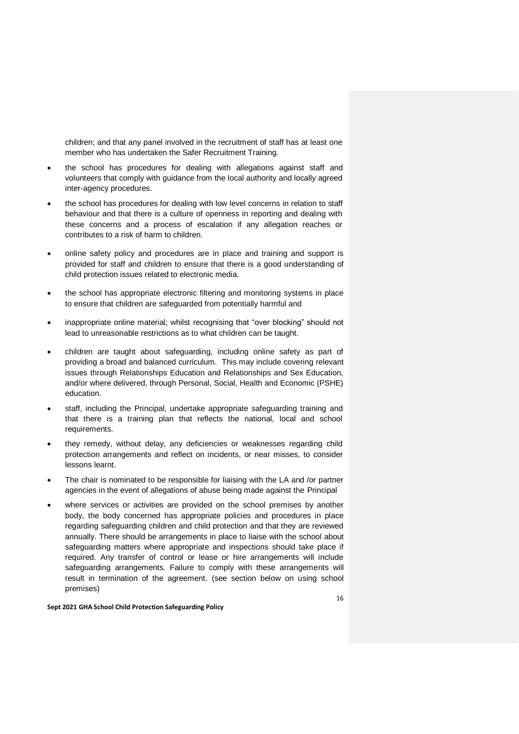children; and that any panel involved in the recruitment of staff has at least one member who has undertaken the Safer Recruitment Training.

- the school has procedures for dealing with allegations against staff and volunteers that comply with guidance from the local authority and locally agreed inter-agency procedures.
- the school has procedures for dealing with low level concerns in relation to staff behaviour and that there is a culture of openness in reporting and dealing with these concerns and a process of escalation if any allegation reaches or contributes to a risk of harm to children.
- online safety policy and procedures are in place and training and support is provided for staff and children to ensure that there is a good understanding of child protection issues related to electronic media.
- the school has appropriate electronic filtering and monitoring systems in place to ensure that children are safeguarded from potentially harmful and
- inappropriate online material; whilst recognising that "over blocking" should not lead to unreasonable restrictions as to what children can be taught.
- children are taught about safeguarding, including online safety as part of providing a broad and balanced curriculum. This may include covering relevant issues through Relationships Education and Relationships and Sex Education, and/or where delivered, through Personal, Social, Health and Economic (PSHE) education.
- staff, including the Principal, undertake appropriate safeguarding training and that there is a training plan that reflects the national, local and school requirements.
- they remedy, without delay, any deficiencies or weaknesses regarding child protection arrangements and reflect on incidents, or near misses, to consider lessons learnt.
- The chair is nominated to be responsible for liaising with the LA and /or partner agencies in the event of allegations of abuse being made against the Principal
- where services or activities are provided on the school premises by another body, the body concerned has appropriate policies and procedures in place regarding safeguarding children and child protection and that they are reviewed annually. There should be arrangements in place to liaise with the school about safeguarding matters where appropriate and inspections should take place if required. Any transfer of control or lease or hire arrangements will include safeguarding arrangements. Failure to comply with these arrangements will result in termination of the agreement. (see section below on using school premises)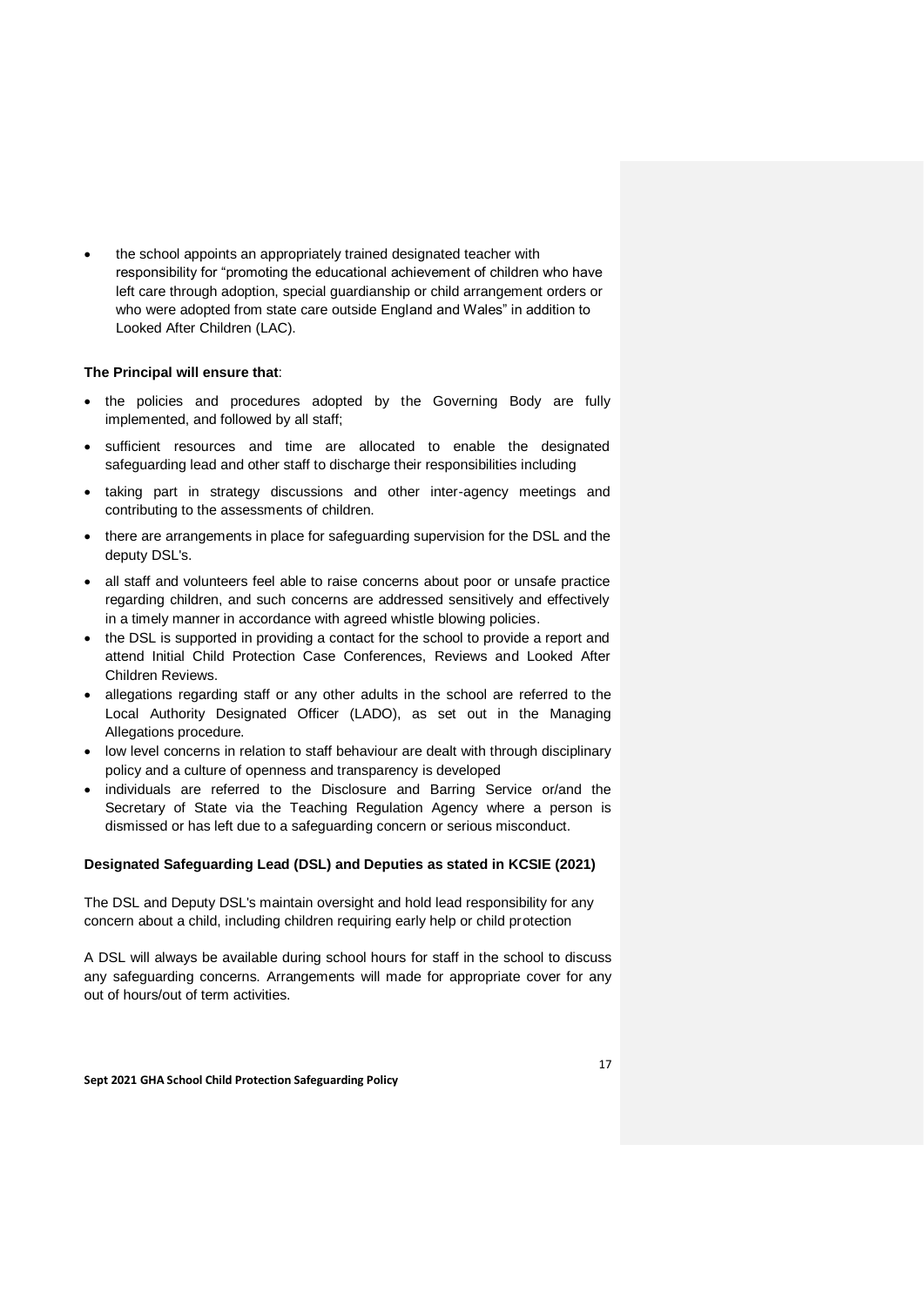- the school appoints an appropriately trained designated teacher with responsibility for "promoting the educational achievement of children who have left care through adoption, special guardianship or child arrangement orders or who were adopted from state care outside England and Wales" in addition to Looked After Children (LAC).

**The Principal will ensure that**:

- the policies and procedures adopted by the Governing Body are fully implemented, and followed by all staff;
- sufficient resources and time are allocated to enable the designated safeguarding lead and other staff to discharge their responsibilities including
- taking part in strategy discussions and other inter-agency meetings and contributing to the assessments of children.
- there are arrangements in place for safeguarding supervision for the DSL and the deputy DSL's.
- all staff and volunteers feel able to raise concerns about poor or unsafe practice regarding children, and such concerns are addressed sensitively and effectively in a timely manner in accordance with agreed whistle blowing policies.
- the DSL is supported in providing a contact for the school to provide a report and attend Initial Child Protection Case Conferences, Reviews and Looked After Children Reviews.
- allegations regarding staff or any other adults in the school are referred to the Local Authority Designated Officer (LADO), as set out in the Managing Allegations procedure.
- low level concerns in relation to staff behaviour are dealt with through disciplinary policy and a culture of openness and transparency is developed
- individuals are referred to the Disclosure and Barring Service or/and the Secretary of State via the Teaching Regulation Agency where a person is dismissed or has left due to a safeguarding concern or serious misconduct.

**Designated Safeguarding Lead (DSL) and Deputies as stated in KCSIE (2021)**

The DSL and Deputy DSL's maintain oversight and hold lead responsibility for any concern about a child, including children requiring early help or child protection

A DSL will always be available during school hours for staff in the school to discuss any safeguarding concerns. Arrangements will made for appropriate cover for any out of hours/out of term activities.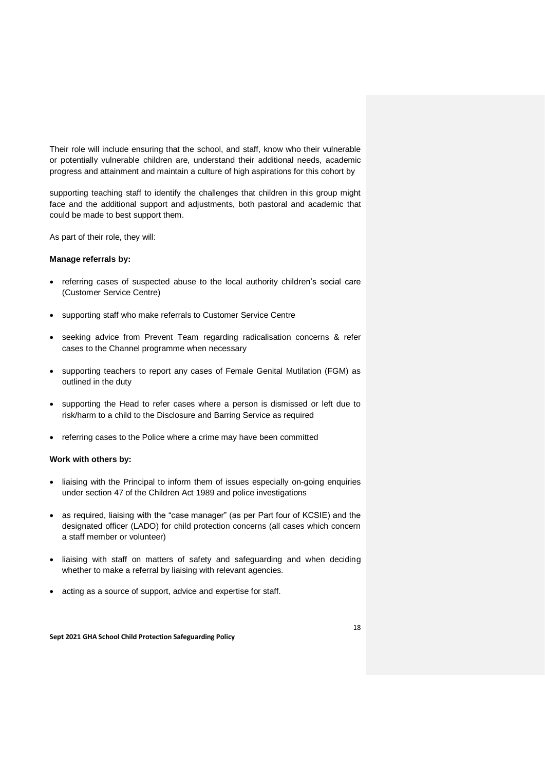Their role will include ensuring that the school, and staff, know who their vulnerable or potentially vulnerable children are, understand their additional needs, academic progress and attainment and maintain a culture of high aspirations for this cohort by

supporting teaching staff to identify the challenges that children in this group might face and the additional support and adjustments, both pastoral and academic that could be made to best support them.

As part of their role, they will:

**Manage referrals by:**

- referring cases of suspected abuse to the local authority children's social care (Customer Service Centre)
- supporting staff who make referrals to Customer Service Centre
- seeking advice from Prevent Team regarding radicalisation concerns & refer cases to the Channel programme when necessary
- supporting teachers to report any cases of Female Genital Mutilation (FGM) as outlined in the duty
- supporting the Head to refer cases where a person is dismissed or left due to risk/harm to a child to the Disclosure and Barring Service as required
- referring cases to the Police where a crime may have been committed

**Work with others by:**

- liaising with the Principal to inform them of issues especially on-going enquiries under section 47 of the Children Act 1989 and police investigations
- as required, liaising with the "case manager" (as per Part four of KCSIE) and the designated officer (LADO) for child protection concerns (all cases which concern a staff member or volunteer)
- liaising with staff on matters of safety and safeguarding and when deciding whether to make a referral by liaising with relevant agencies.
- acting as a source of support, advice and expertise for staff.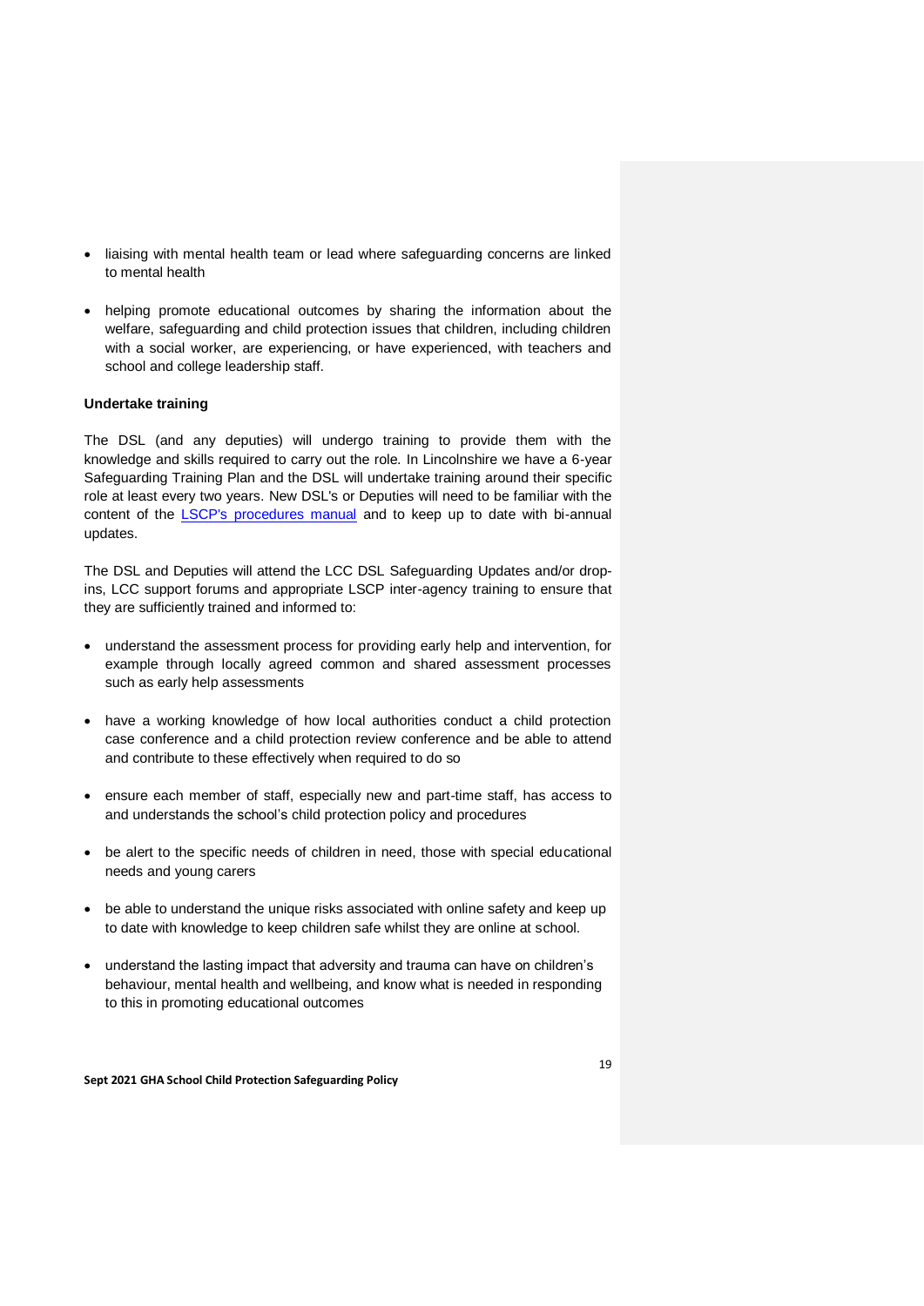- liaising with mental health team or lead where safeguarding concerns are linked to mental health

- helping promote educational outcomes by sharing the information about the welfare, safeguarding and child protection issues that children, including children with a social worker, are experiencing, or have experienced, with teachers and school and college leadership staff.

**Undertake training**

The DSL (and any deputies) will undergo training to provide them with the knowledge and skills required to carry out the role. In Lincolnshire we have a 6-year Safeguarding Training Plan and the DSL will undertake training around their specific role at least every two years. New DSL's or Deputies will need to be familiar with the content of the LSCP's procedures manual and to keep up to date with bi-annual updates.

The DSL and Deputies will attend the LCC DSL Safeguarding Updates and/or drop-ins, LCC support forums and appropriate LSCP inter-agency training to ensure that they are sufficiently trained and informed to:

- understand the assessment process for providing early help and intervention, for example through locally agreed common and shared assessment processes such as early help assessments

- have a working knowledge of how local authorities conduct a child protection case conference and a child protection review conference and be able to attend and contribute to these effectively when required to do so

- ensure each member of staff, especially new and part-time staff, has access to and understands the school's child protection policy and procedures

- be alert to the specific needs of children in need, those with special educational needs and young carers

- be able to understand the unique risks associated with online safety and keep up to date with knowledge to keep children safe whilst they are online at school.

- understand the lasting impact that adversity and trauma can have on children's behaviour, mental health and wellbeing, and know what is needed in responding to this in promoting educational outcomes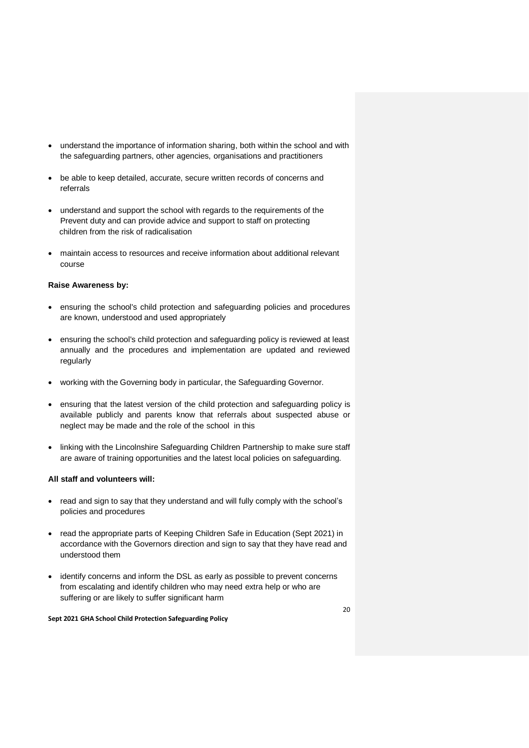- understand the importance of information sharing, both within the school and with the safeguarding partners, other agencies, organisations and practitioners

- be able to keep detailed, accurate, secure written records of concerns and referrals

- understand and support the school with regards to the requirements of the Prevent duty and can provide advice and support to staff on protecting children from the risk of radicalisation

- maintain access to resources and receive information about additional relevant course

**Raise Awareness by:**

- ensuring the school's child protection and safeguarding policies and procedures are known, understood and used appropriately

- ensuring the school's child protection and safeguarding policy is reviewed at least annually and the procedures and implementation are updated and reviewed regularly

- working with the Governing body in particular, the Safeguarding Governor.

- ensuring that the latest version of the child protection and safeguarding policy is available publicly and parents know that referrals about suspected abuse or neglect may be made and the role of the school in this

- linking with the Lincolnshire Safeguarding Children Partnership to make sure staff are aware of training opportunities and the latest local policies on safeguarding.

**All staff and volunteers will:**

- read and sign to say that they understand and will fully comply with the school's policies and procedures

- read the appropriate parts of Keeping Children Safe in Education (Sept 2021) in accordance with the Governors direction and sign to say that they have read and understood them

- identify concerns and inform the DSL as early as possible to prevent concerns from escalating and identify children who may need extra help or who are suffering or are likely to suffer significant harm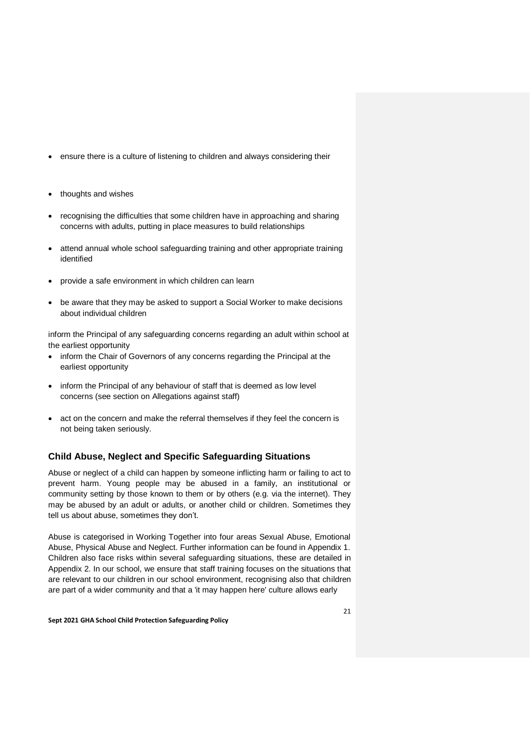- ensure there is a culture of listening to children and always considering their

- thoughts and wishes

- recognising the difficulties that some children have in approaching and sharing concerns with adults, putting in place measures to build relationships

- attend annual whole school safeguarding training and other appropriate training identified

- provide a safe environment in which children can learn

- be aware that they may be asked to support a Social Worker to make decisions about individual children

inform the Principal of any safeguarding concerns regarding an adult within school at the earliest opportunity

- inform the Chair of Governors of any concerns regarding the Principal at the earliest opportunity

- inform the Principal of any behaviour of staff that is deemed as low level concerns (see section on Allegations against staff)

- act on the concern and make the referral themselves if they feel the concern is not being taken seriously.

## Child Abuse, Neglect and Specific Safeguarding Situations

Abuse or neglect of a child can happen by someone inflicting harm or failing to act to prevent harm. Young people may be abused in a family, an institutional or community setting by those known to them or by others (e.g. via the internet). They may be abused by an adult or adults, or another child or children. Sometimes they tell us about abuse, sometimes they don't.

Abuse is categorised in Working Together into four areas Sexual Abuse, Emotional Abuse, Physical Abuse and Neglect. Further information can be found in Appendix 1. Children also face risks within several safeguarding situations, these are detailed in Appendix 2. In our school, we ensure that staff training focuses on the situations that are relevant to our children in our school environment, recognising also that children are part of a wider community and that a 'it may happen here' culture allows early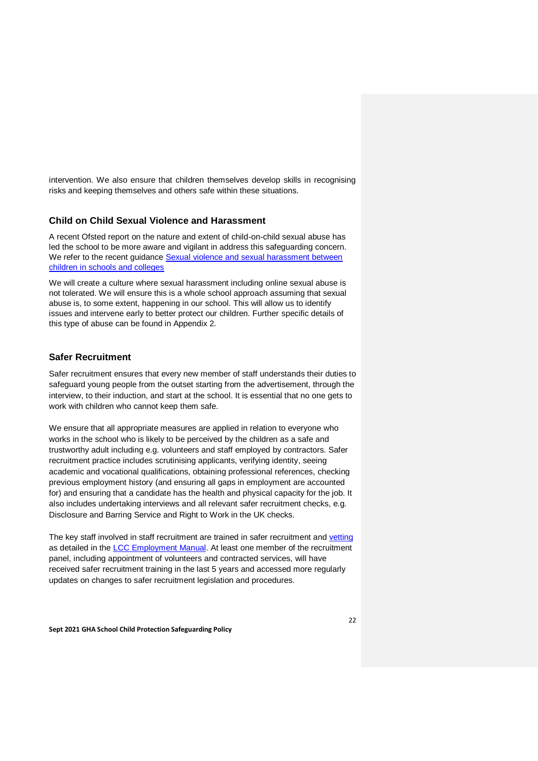intervention. We also ensure that children themselves develop skills in recognising risks and keeping themselves and others safe within these situations.

## Child on Child Sexual Violence and Harassment

A recent Ofsted report on the nature and extent of child-on-child sexual abuse has led the school to be more aware and vigilant in address this safeguarding concern. We refer to the recent guidance [Sexual violence and sexual harassment between children in schools and colleges]

We will create a culture where sexual harassment including online sexual abuse is not tolerated. We will ensure this is a whole school approach assuming that sexual abuse is, to some extent, happening in our school. This will allow us to identify issues and intervene early to better protect our children. Further specific details of this type of abuse can be found in Appendix 2.

## Safer Recruitment

Safer recruitment ensures that every new member of staff understands their duties to safeguard young people from the outset starting from the advertisement, through the interview, to their induction, and start at the school. It is essential that no one gets to work with children who cannot keep them safe.

We ensure that all appropriate measures are applied in relation to everyone who works in the school who is likely to be perceived by the children as a safe and trustworthy adult including e.g. volunteers and staff employed by contractors. Safer recruitment practice includes scrutinising applicants, verifying identity, seeing academic and vocational qualifications, obtaining professional references, checking previous employment history (and ensuring all gaps in employment are accounted for) and ensuring that a candidate has the health and physical capacity for the job. It also includes undertaking interviews and all relevant safer recruitment checks, e.g. Disclosure and Barring Service and Right to Work in the UK checks.

The key staff involved in staff recruitment are trained in safer recruitment and vetting as detailed in the LCC Employment Manual. At least one member of the recruitment panel, including appointment of volunteers and contracted services, will have received safer recruitment training in the last 5 years and accessed more regularly updates on changes to safer recruitment legislation and procedures.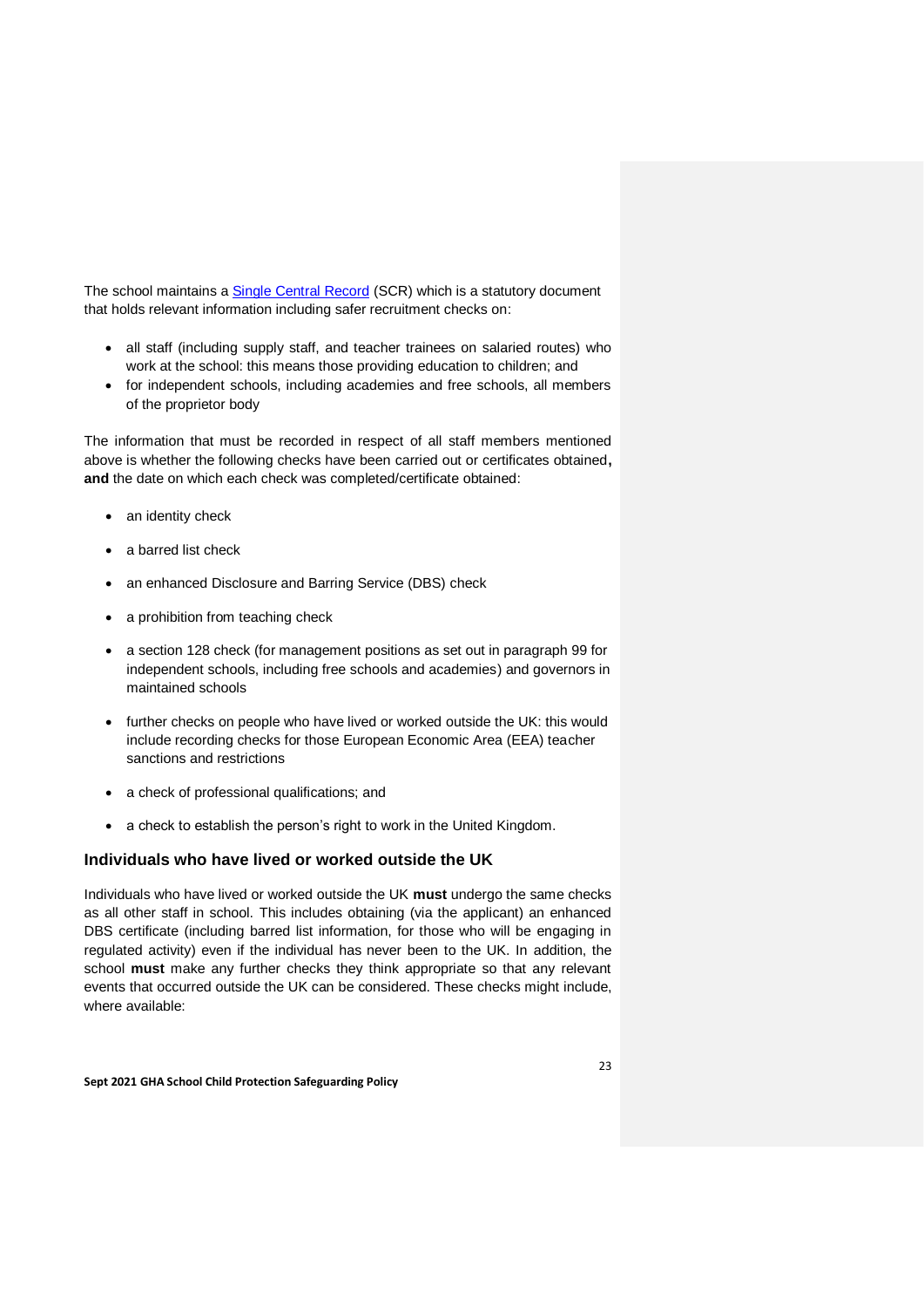The school maintains a [Single Central Record](#) (SCR) which is a statutory document that holds relevant information including safer recruitment checks on:

- all staff (including supply staff, and teacher trainees on salaried routes) who work at the school: this means those providing education to children; and
- for independent schools, including academies and free schools, all members of the proprietor body

The information that must be recorded in respect of all staff members mentioned above is whether the following checks have been carried out or certificates obtained**,** **and** the date on which each check was completed/certificate obtained:

- an identity check
- a barred list check
- an enhanced Disclosure and Barring Service (DBS) check
- a prohibition from teaching check
- a section 128 check (for management positions as set out in paragraph 99 for independent schools, including free schools and academies) and governors in maintained schools
- further checks on people who have lived or worked outside the UK: this would include recording checks for those European Economic Area (EEA) teacher sanctions and restrictions
- a check of professional qualifications; and
- a check to establish the person's right to work in the United Kingdom.

### Individuals who have lived or worked outside the UK

Individuals who have lived or worked outside the UK **must** undergo the same checks as all other staff in school. This includes obtaining (via the applicant) an enhanced DBS certificate (including barred list information, for those who will be engaging in regulated activity) even if the individual has never been to the UK. In addition, the school **must** make any further checks they think appropriate so that any relevant events that occurred outside the UK can be considered. These checks might include, where available: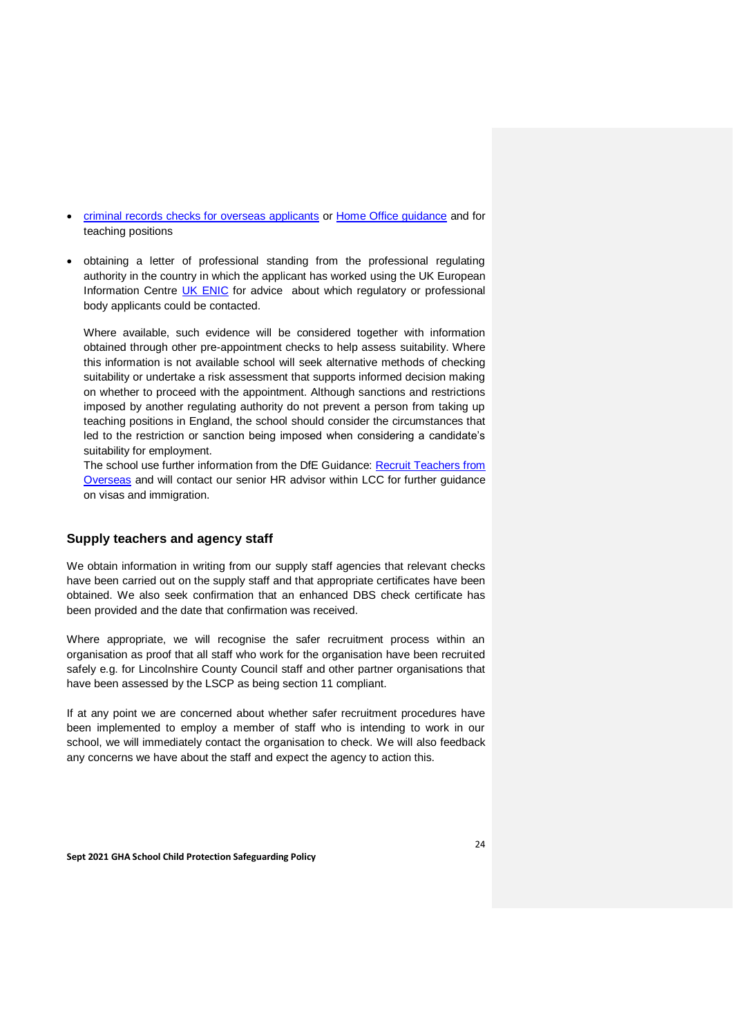- [criminal records checks for overseas applicants](#) or [Home Office guidance](#) and for teaching positions

- obtaining a letter of professional standing from the professional regulating authority in the country in which the applicant has worked using the UK European Information Centre [UK ENIC](#) for advice about which regulatory or professional body applicants could be contacted.

  Where available, such evidence will be considered together with information obtained through other pre-appointment checks to help assess suitability. Where this information is not available school will seek alternative methods of checking suitability or undertake a risk assessment that supports informed decision making on whether to proceed with the appointment. Although sanctions and restrictions imposed by another regulating authority do not prevent a person from taking up teaching positions in England, the school should consider the circumstances that led to the restriction or sanction being imposed when considering a candidate's suitability for employment.
  The school use further information from the DfE Guidance: [Recruit Teachers from Overseas](#) and will contact our senior HR advisor within LCC for further guidance on visas and immigration.

### Supply teachers and agency staff

We obtain information in writing from our supply staff agencies that relevant checks have been carried out on the supply staff and that appropriate certificates have been obtained. We also seek confirmation that an enhanced DBS check certificate has been provided and the date that confirmation was received.

Where appropriate, we will recognise the safer recruitment process within an organisation as proof that all staff who work for the organisation have been recruited safely e.g. for Lincolnshire County Council staff and other partner organisations that have been assessed by the LSCP as being section 11 compliant.

If at any point we are concerned about whether safer recruitment procedures have been implemented to employ a member of staff who is intending to work in our school, we will immediately contact the organisation to check. We will also feedback any concerns we have about the staff and expect the agency to action this.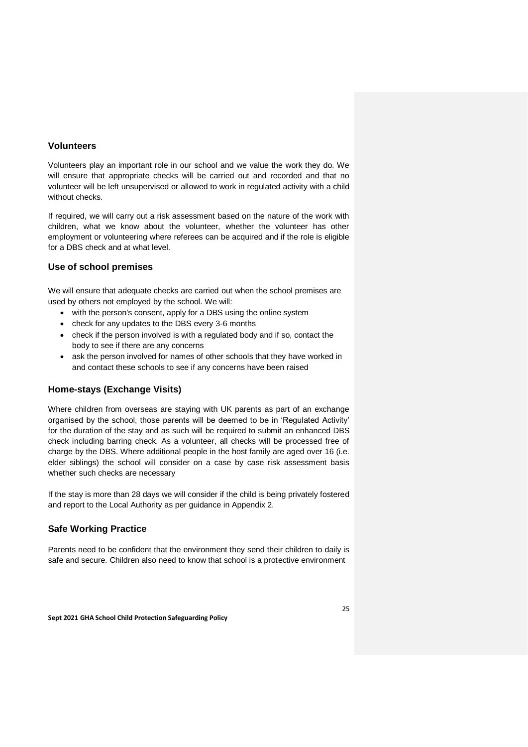## Volunteers

Volunteers play an important role in our school and we value the work they do. We will ensure that appropriate checks will be carried out and recorded and that no volunteer will be left unsupervised or allowed to work in regulated activity with a child without checks.

If required, we will carry out a risk assessment based on the nature of the work with children, what we know about the volunteer, whether the volunteer has other employment or volunteering where referees can be acquired and if the role is eligible for a DBS check and at what level.

## Use of school premises

We will ensure that adequate checks are carried out when the school premises are used by others not employed by the school. We will:

- with the person's consent, apply for a DBS using the online system
- check for any updates to the DBS every 3-6 months
- check if the person involved is with a regulated body and if so, contact the body to see if there are any concerns
- ask the person involved for names of other schools that they have worked in and contact these schools to see if any concerns have been raised

## Home-stays (Exchange Visits)

Where children from overseas are staying with UK parents as part of an exchange organised by the school, those parents will be deemed to be in 'Regulated Activity' for the duration of the stay and as such will be required to submit an enhanced DBS check including barring check. As a volunteer, all checks will be processed free of charge by the DBS. Where additional people in the host family are aged over 16 (i.e. elder siblings) the school will consider on a case by case risk assessment basis whether such checks are necessary

If the stay is more than 28 days we will consider if the child is being privately fostered and report to the Local Authority as per guidance in Appendix 2.

## Safe Working Practice

Parents need to be confident that the environment they send their children to daily is safe and secure. Children also need to know that school is a protective environment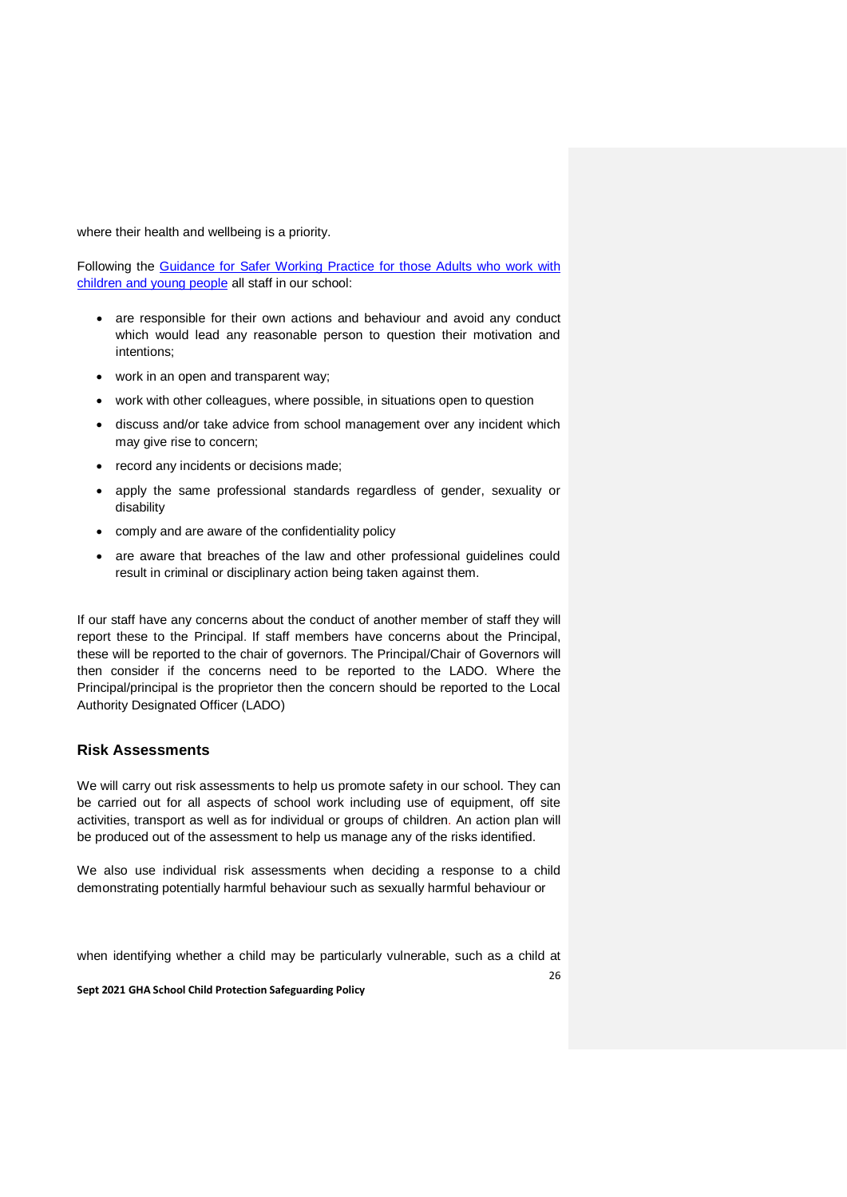where their health and wellbeing is a priority.

Following the [Guidance for Safer Working Practice for those Adults who work with children and young people]() all staff in our school:

- are responsible for their own actions and behaviour and avoid any conduct which would lead any reasonable person to question their motivation and intentions;
- work in an open and transparent way;
- work with other colleagues, where possible, in situations open to question
- discuss and/or take advice from school management over any incident which may give rise to concern;
- record any incidents or decisions made;
- apply the same professional standards regardless of gender, sexuality or disability
- comply and are aware of the confidentiality policy
- are aware that breaches of the law and other professional guidelines could result in criminal or disciplinary action being taken against them.

If our staff have any concerns about the conduct of another member of staff they will report these to the Principal. If staff members have concerns about the Principal, these will be reported to the chair of governors. The Principal/Chair of Governors will then consider if the concerns need to be reported to the LADO. Where the Principal/principal is the proprietor then the concern should be reported to the Local Authority Designated Officer (LADO)

## Risk Assessments

We will carry out risk assessments to help us promote safety in our school. They can be carried out for all aspects of school work including use of equipment, off site activities, transport as well as for individual or groups of children. An action plan will be produced out of the assessment to help us manage any of the risks identified.

We also use individual risk assessments when deciding a response to a child demonstrating potentially harmful behaviour such as sexually harmful behaviour or

when identifying whether a child may be particularly vulnerable, such as a child at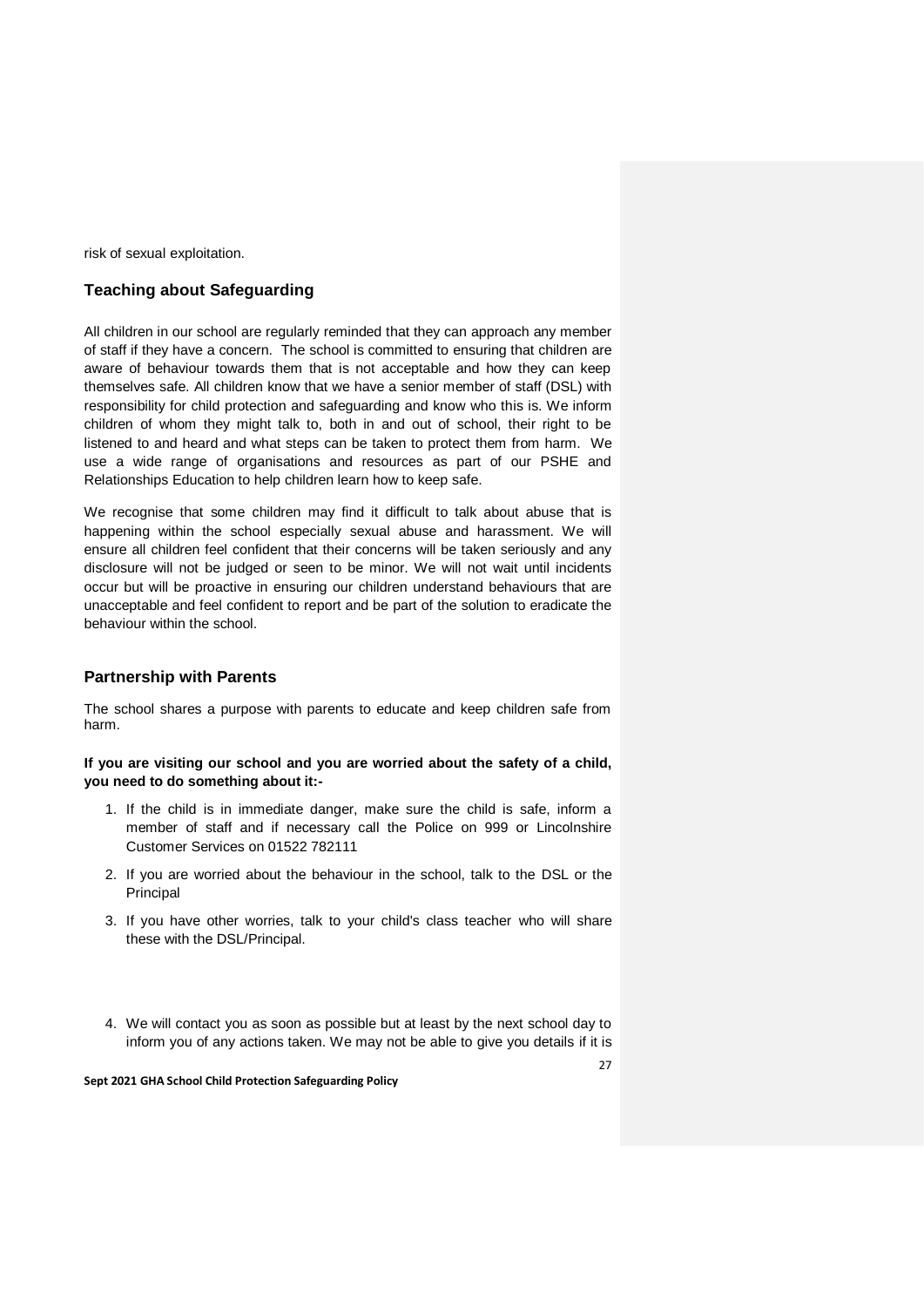risk of sexual exploitation.

## Teaching about Safeguarding

All children in our school are regularly reminded that they can approach any member of staff if they have a concern. The school is committed to ensuring that children are aware of behaviour towards them that is not acceptable and how they can keep themselves safe. All children know that we have a senior member of staff (DSL) with responsibility for child protection and safeguarding and know who this is. We inform children of whom they might talk to, both in and out of school, their right to be listened to and heard and what steps can be taken to protect them from harm. We use a wide range of organisations and resources as part of our PSHE and Relationships Education to help children learn how to keep safe.

We recognise that some children may find it difficult to talk about abuse that is happening within the school especially sexual abuse and harassment. We will ensure all children feel confident that their concerns will be taken seriously and any disclosure will not be judged or seen to be minor. We will not wait until incidents occur but will be proactive in ensuring our children understand behaviours that are unacceptable and feel confident to report and be part of the solution to eradicate the behaviour within the school.

## Partnership with Parents

The school shares a purpose with parents to educate and keep children safe from harm.

**If you are visiting our school and you are worried about the safety of a child, you need to do something about it:-**

1. If the child is in immediate danger, make sure the child is safe, inform a member of staff and if necessary call the Police on 999 or Lincolnshire Customer Services on 01522 782111
2. If you are worried about the behaviour in the school, talk to the DSL or the Principal
3. If you have other worries, talk to your child's class teacher who will share these with the DSL/Principal.
4. We will contact you as soon as possible but at least by the next school day to inform you of any actions taken. We may not be able to give you details if it is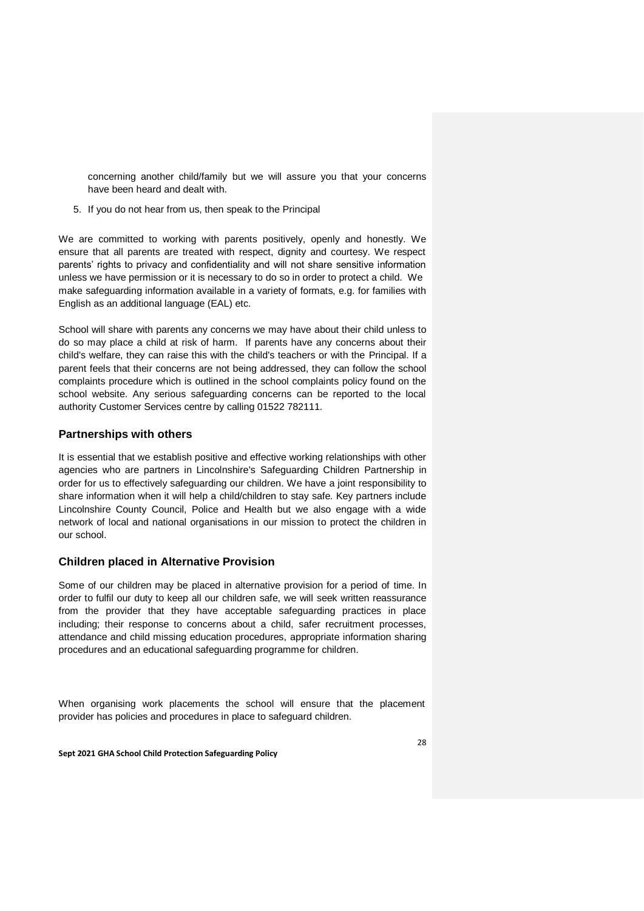concerning another child/family but we will assure you that your concerns have been heard and dealt with.

5. If you do not hear from us, then speak to the Principal

We are committed to working with parents positively, openly and honestly. We ensure that all parents are treated with respect, dignity and courtesy. We respect parents' rights to privacy and confidentiality and will not share sensitive information unless we have permission or it is necessary to do so in order to protect a child. We make safeguarding information available in a variety of formats, e.g. for families with English as an additional language (EAL) etc.

School will share with parents any concerns we may have about their child unless to do so may place a child at risk of harm. If parents have any concerns about their child's welfare, they can raise this with the child's teachers or with the Principal. If a parent feels that their concerns are not being addressed, they can follow the school complaints procedure which is outlined in the school complaints policy found on the school website. Any serious safeguarding concerns can be reported to the local authority Customer Services centre by calling 01522 782111.

## Partnerships with others

It is essential that we establish positive and effective working relationships with other agencies who are partners in Lincolnshire's Safeguarding Children Partnership in order for us to effectively safeguarding our children. We have a joint responsibility to share information when it will help a child/children to stay safe. Key partners include Lincolnshire County Council, Police and Health but we also engage with a wide network of local and national organisations in our mission to protect the children in our school.

## Children placed in Alternative Provision

Some of our children may be placed in alternative provision for a period of time. In order to fulfil our duty to keep all our children safe, we will seek written reassurance from the provider that they have acceptable safeguarding practices in place including; their response to concerns about a child, safer recruitment processes, attendance and child missing education procedures, appropriate information sharing procedures and an educational safeguarding programme for children.

When organising work placements the school will ensure that the placement provider has policies and procedures in place to safeguard children.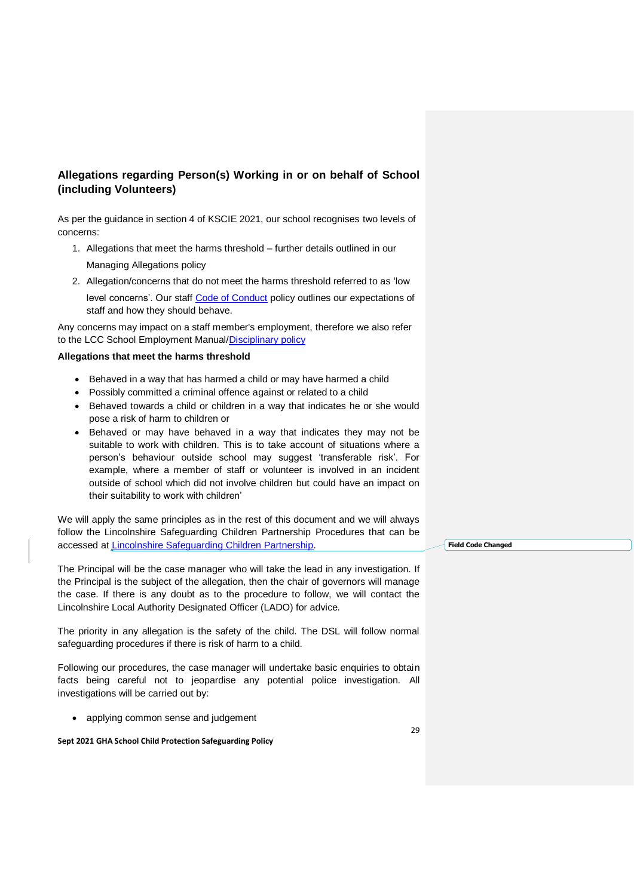## Allegations regarding Person(s) Working in or on behalf of School (including Volunteers)

As per the guidance in section 4 of KSCIE 2021, our school recognises two levels of concerns:

1. Allegations that meet the harms threshold – further details outlined in our Managing Allegations policy
2. Allegation/concerns that do not meet the harms threshold referred to as 'low level concerns'. Our staff Code of Conduct policy outlines our expectations of staff and how they should behave.

Any concerns may impact on a staff member's employment, therefore we also refer to the LCC School Employment Manual/Disciplinary policy

**Allegations that meet the harms threshold**

- Behaved in a way that has harmed a child or may have harmed a child
- Possibly committed a criminal offence against or related to a child
- Behaved towards a child or children in a way that indicates he or she would pose a risk of harm to children or
- Behaved or may have behaved in a way that indicates they may not be suitable to work with children. This is to take account of situations where a person's behaviour outside school may suggest 'transferable risk'. For example, where a member of staff or volunteer is involved in an incident outside of school which did not involve children but could have an impact on their suitability to work with children'

We will apply the same principles as in the rest of this document and we will always follow the Lincolnshire Safeguarding Children Partnership Procedures that can be accessed at Lincolnshire Safeguarding Children Partnership.

The Principal will be the case manager who will take the lead in any investigation. If the Principal is the subject of the allegation, then the chair of governors will manage the case. If there is any doubt as to the procedure to follow, we will contact the Lincolnshire Local Authority Designated Officer (LADO) for advice.

The priority in any allegation is the safety of the child. The DSL will follow normal safeguarding procedures if there is risk of harm to a child.

Following our procedures, the case manager will undertake basic enquiries to obtain facts being careful not to jeopardise any potential police investigation. All investigations will be carried out by:

- applying common sense and judgement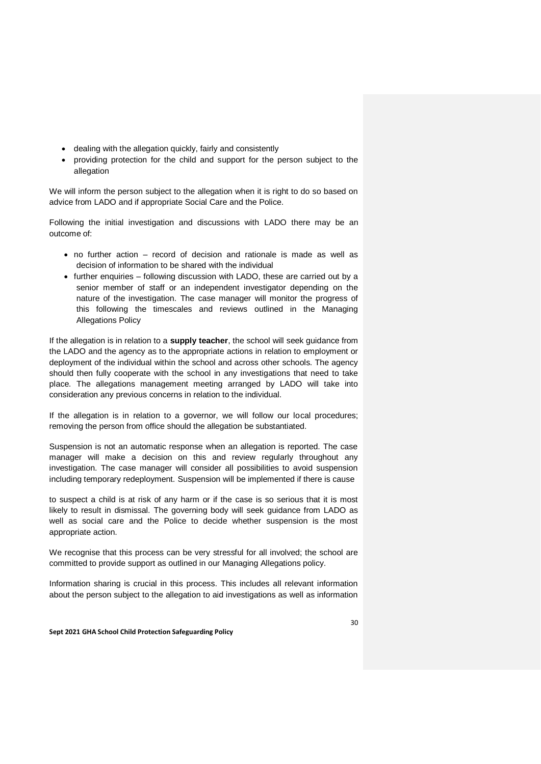- dealing with the allegation quickly, fairly and consistently
- providing protection for the child and support for the person subject to the allegation

We will inform the person subject to the allegation when it is right to do so based on advice from LADO and if appropriate Social Care and the Police.

Following the initial investigation and discussions with LADO there may be an outcome of:

- no further action – record of decision and rationale is made as well as decision of information to be shared with the individual
- further enquiries – following discussion with LADO, these are carried out by a senior member of staff or an independent investigator depending on the nature of the investigation. The case manager will monitor the progress of this following the timescales and reviews outlined in the Managing Allegations Policy

If the allegation is in relation to a **supply teacher**, the school will seek guidance from the LADO and the agency as to the appropriate actions in relation to employment or deployment of the individual within the school and across other schools. The agency should then fully cooperate with the school in any investigations that need to take place. The allegations management meeting arranged by LADO will take into consideration any previous concerns in relation to the individual.

If the allegation is in relation to a governor, we will follow our local procedures; removing the person from office should the allegation be substantiated.

Suspension is not an automatic response when an allegation is reported. The case manager will make a decision on this and review regularly throughout any investigation. The case manager will consider all possibilities to avoid suspension including temporary redeployment. Suspension will be implemented if there is cause to suspect a child is at risk of any harm or if the case is so serious that it is most likely to result in dismissal. The governing body will seek guidance from LADO as well as social care and the Police to decide whether suspension is the most appropriate action.

We recognise that this process can be very stressful for all involved; the school are committed to provide support as outlined in our Managing Allegations policy.

Information sharing is crucial in this process. This includes all relevant information about the person subject to the allegation to aid investigations as well as information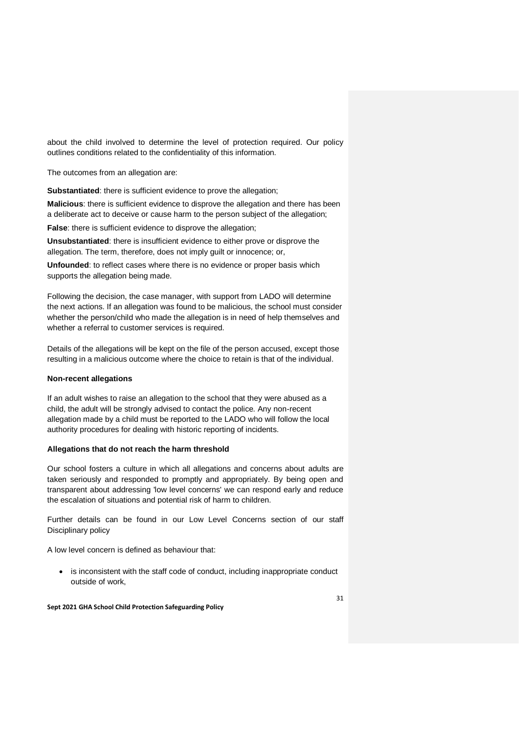about the child involved to determine the level of protection required. Our policy outlines conditions related to the confidentiality of this information.

The outcomes from an allegation are:

**Substantiated**: there is sufficient evidence to prove the allegation;

**Malicious**: there is sufficient evidence to disprove the allegation and there has been a deliberate act to deceive or cause harm to the person subject of the allegation;

**False**: there is sufficient evidence to disprove the allegation;

**Unsubstantiated**: there is insufficient evidence to either prove or disprove the allegation. The term, therefore, does not imply guilt or innocence; or,

**Unfounded**: to reflect cases where there is no evidence or proper basis which supports the allegation being made.

Following the decision, the case manager, with support from LADO will determine the next actions. If an allegation was found to be malicious, the school must consider whether the person/child who made the allegation is in need of help themselves and whether a referral to customer services is required.

Details of the allegations will be kept on the file of the person accused, except those resulting in a malicious outcome where the choice to retain is that of the individual.

**Non-recent allegations**

If an adult wishes to raise an allegation to the school that they were abused as a child, the adult will be strongly advised to contact the police. Any non-recent allegation made by a child must be reported to the LADO who will follow the local authority procedures for dealing with historic reporting of incidents.

**Allegations that do not reach the harm threshold**

Our school fosters a culture in which all allegations and concerns about adults are taken seriously and responded to promptly and appropriately. By being open and transparent about addressing 'low level concerns' we can respond early and reduce the escalation of situations and potential risk of harm to children.

Further details can be found in our Low Level Concerns section of our staff Disciplinary policy

A low level concern is defined as behaviour that:

- is inconsistent with the staff code of conduct, including inappropriate conduct outside of work,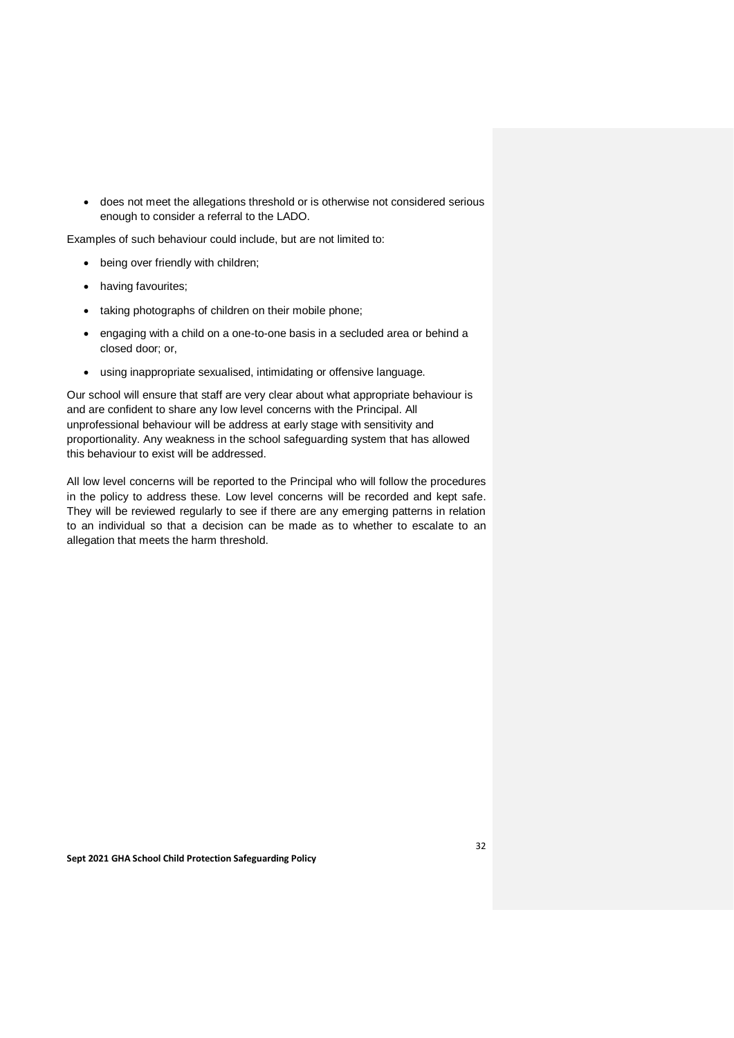- does not meet the allegations threshold or is otherwise not considered serious enough to consider a referral to the LADO.

Examples of such behaviour could include, but are not limited to:

- being over friendly with children;
- having favourites;
- taking photographs of children on their mobile phone;
- engaging with a child on a one-to-one basis in a secluded area or behind a closed door; or,
- using inappropriate sexualised, intimidating or offensive language.

Our school will ensure that staff are very clear about what appropriate behaviour is and are confident to share any low level concerns with the Principal. All unprofessional behaviour will be address at early stage with sensitivity and proportionality. Any weakness in the school safeguarding system that has allowed this behaviour to exist will be addressed.

All low level concerns will be reported to the Principal who will follow the procedures in the policy to address these. Low level concerns will be recorded and kept safe. They will be reviewed regularly to see if there are any emerging patterns in relation to an individual so that a decision can be made as to whether to escalate to an allegation that meets the harm threshold.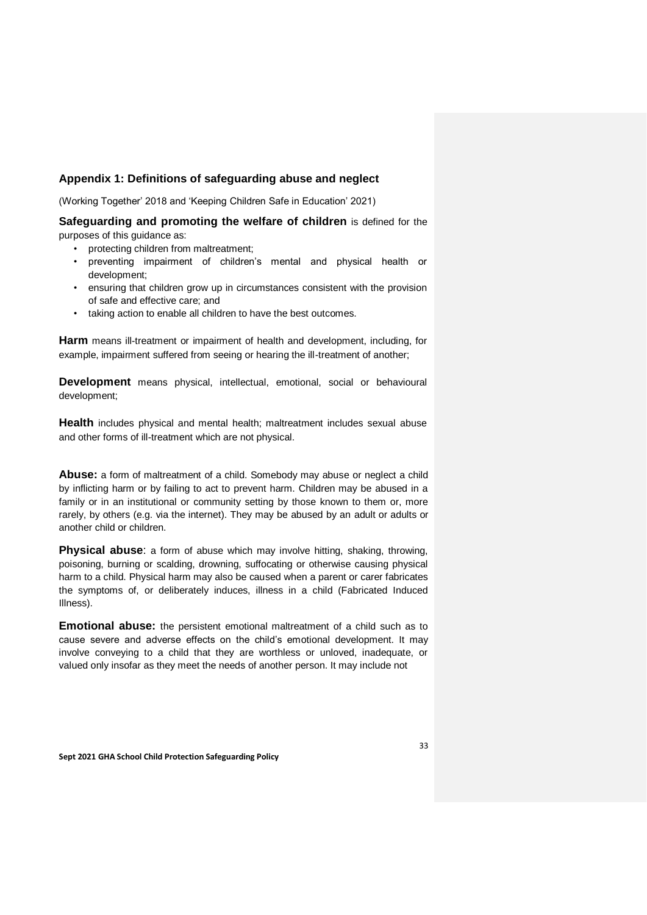## Appendix 1: Definitions of safeguarding abuse and neglect

(Working Together' 2018 and 'Keeping Children Safe in Education' 2021)

**Safeguarding and promoting the welfare of children** is defined for the purposes of this guidance as:

- protecting children from maltreatment;
- preventing impairment of children's mental and physical health or development;
- ensuring that children grow up in circumstances consistent with the provision of safe and effective care; and
- taking action to enable all children to have the best outcomes.

**Harm** means ill-treatment or impairment of health and development, including, for example, impairment suffered from seeing or hearing the ill-treatment of another;

**Development** means physical, intellectual, emotional, social or behavioural development;

**Health** includes physical and mental health; maltreatment includes sexual abuse and other forms of ill-treatment which are not physical.

**Abuse:** a form of maltreatment of a child. Somebody may abuse or neglect a child by inflicting harm or by failing to act to prevent harm. Children may be abused in a family or in an institutional or community setting by those known to them or, more rarely, by others (e.g. via the internet). They may be abused by an adult or adults or another child or children.

**Physical abuse**: a form of abuse which may involve hitting, shaking, throwing, poisoning, burning or scalding, drowning, suffocating or otherwise causing physical harm to a child. Physical harm may also be caused when a parent or carer fabricates the symptoms of, or deliberately induces, illness in a child (Fabricated Induced Illness).

**Emotional abuse:** the persistent emotional maltreatment of a child such as to cause severe and adverse effects on the child's emotional development. It may involve conveying to a child that they are worthless or unloved, inadequate, or valued only insofar as they meet the needs of another person. It may include not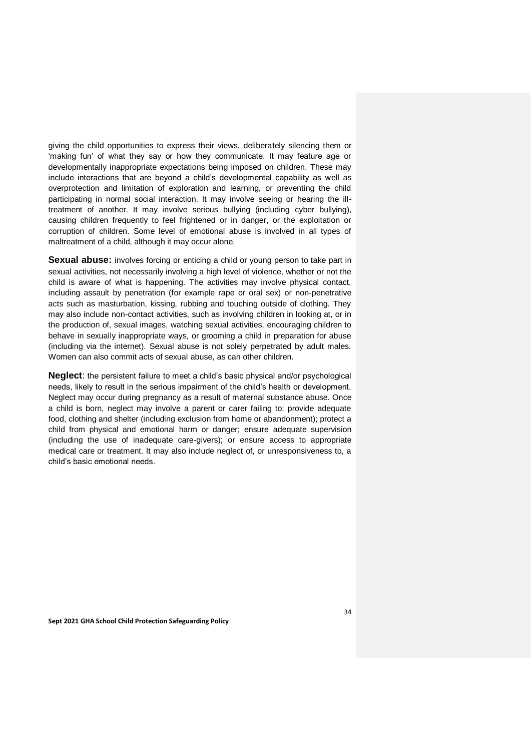giving the child opportunities to express their views, deliberately silencing them or 'making fun' of what they say or how they communicate. It may feature age or developmentally inappropriate expectations being imposed on children. These may include interactions that are beyond a child's developmental capability as well as overprotection and limitation of exploration and learning, or preventing the child participating in normal social interaction. It may involve seeing or hearing the ill-treatment of another. It may involve serious bullying (including cyber bullying), causing children frequently to feel frightened or in danger, or the exploitation or corruption of children. Some level of emotional abuse is involved in all types of maltreatment of a child, although it may occur alone.

**Sexual abuse:** involves forcing or enticing a child or young person to take part in sexual activities, not necessarily involving a high level of violence, whether or not the child is aware of what is happening. The activities may involve physical contact, including assault by penetration (for example rape or oral sex) or non-penetrative acts such as masturbation, kissing, rubbing and touching outside of clothing. They may also include non-contact activities, such as involving children in looking at, or in the production of, sexual images, watching sexual activities, encouraging children to behave in sexually inappropriate ways, or grooming a child in preparation for abuse (including via the internet). Sexual abuse is not solely perpetrated by adult males. Women can also commit acts of sexual abuse, as can other children.

**Neglect**: the persistent failure to meet a child's basic physical and/or psychological needs, likely to result in the serious impairment of the child's health or development. Neglect may occur during pregnancy as a result of maternal substance abuse. Once a child is born, neglect may involve a parent or carer failing to: provide adequate food, clothing and shelter (including exclusion from home or abandonment); protect a child from physical and emotional harm or danger; ensure adequate supervision (including the use of inadequate care-givers); or ensure access to appropriate medical care or treatment. It may also include neglect of, or unresponsiveness to, a child's basic emotional needs.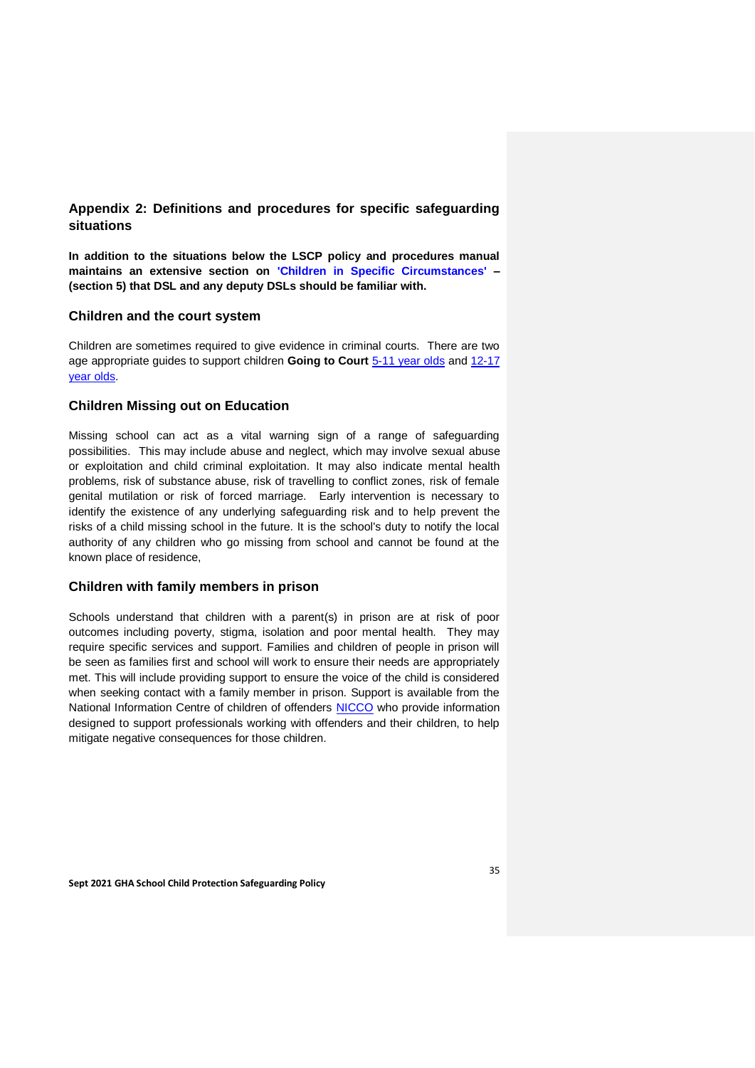## Appendix 2: Definitions and procedures for specific safeguarding situations

**In addition to the situations below the LSCP policy and procedures manual maintains an extensive section on 'Children in Specific Circumstances' – (section 5) that DSL and any deputy DSLs should be familiar with.**

### Children and the court system

Children are sometimes required to give evidence in criminal courts. There are two age appropriate guides to support children **Going to Court** 5-11 year olds and 12-17 year olds.

### Children Missing out on Education

Missing school can act as a vital warning sign of a range of safeguarding possibilities. This may include abuse and neglect, which may involve sexual abuse or exploitation and child criminal exploitation. It may also indicate mental health problems, risk of substance abuse, risk of travelling to conflict zones, risk of female genital mutilation or risk of forced marriage. Early intervention is necessary to identify the existence of any underlying safeguarding risk and to help prevent the risks of a child missing school in the future. It is the school's duty to notify the local authority of any children who go missing from school and cannot be found at the known place of residence,

### Children with family members in prison

Schools understand that children with a parent(s) in prison are at risk of poor outcomes including poverty, stigma, isolation and poor mental health. They may require specific services and support. Families and children of people in prison will be seen as families first and school will work to ensure their needs are appropriately met. This will include providing support to ensure the voice of the child is considered when seeking contact with a family member in prison. Support is available from the National Information Centre of children of offenders NICCO who provide information designed to support professionals working with offenders and their children, to help mitigate negative consequences for those children.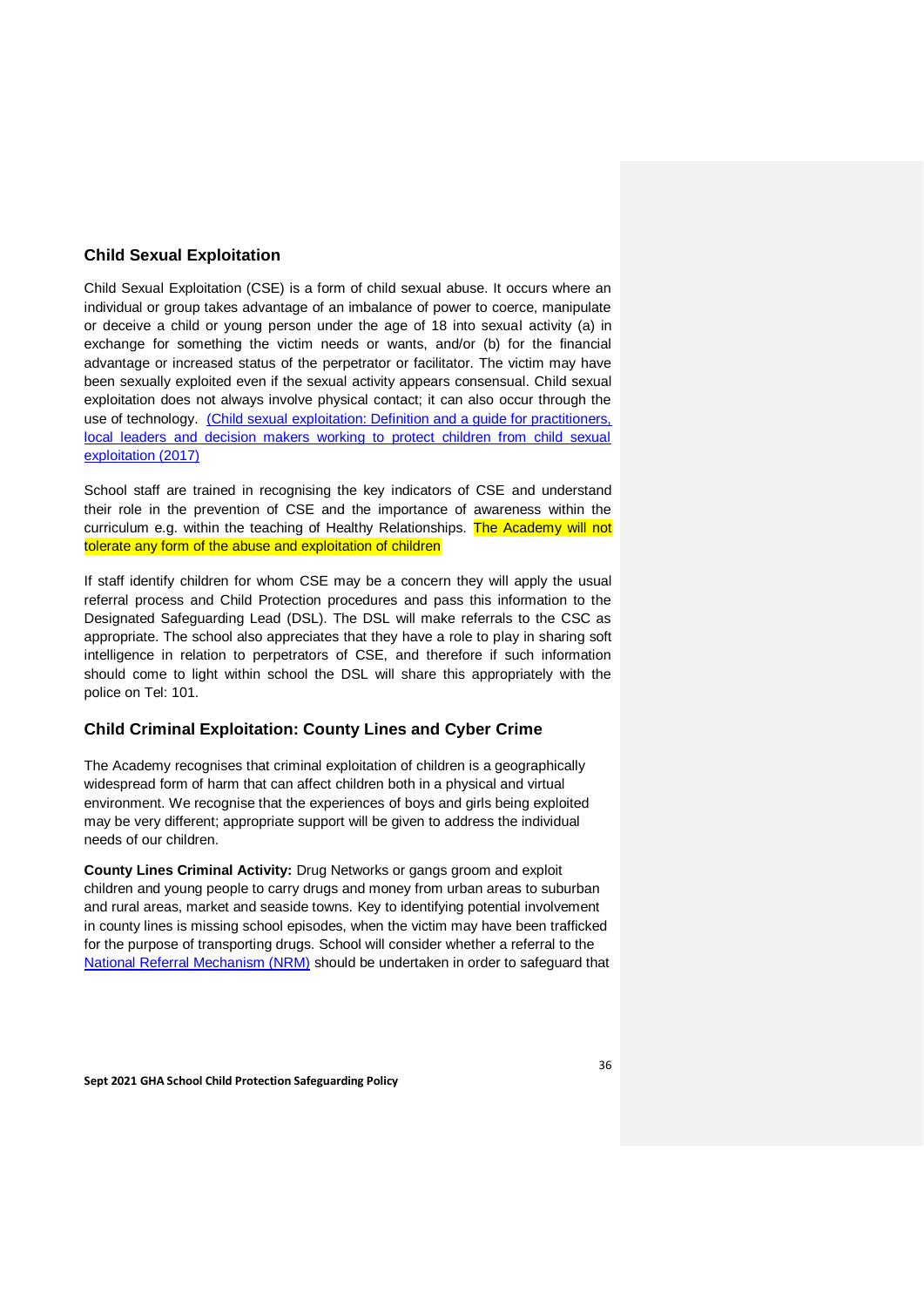## Child Sexual Exploitation

Child Sexual Exploitation (CSE) is a form of child sexual abuse. It occurs where an individual or group takes advantage of an imbalance of power to coerce, manipulate or deceive a child or young person under the age of 18 into sexual activity (a) in exchange for something the victim needs or wants, and/or (b) for the financial advantage or increased status of the perpetrator or facilitator. The victim may have been sexually exploited even if the sexual activity appears consensual. Child sexual exploitation does not always involve physical contact; it can also occur through the use of technology. (Child sexual exploitation: Definition and a guide for practitioners, local leaders and decision makers working to protect children from child sexual exploitation (2017)

School staff are trained in recognising the key indicators of CSE and understand their role in the prevention of CSE and the importance of awareness within the curriculum e.g. within the teaching of Healthy Relationships. The Academy will not tolerate any form of the abuse and exploitation of children

If staff identify children for whom CSE may be a concern they will apply the usual referral process and Child Protection procedures and pass this information to the Designated Safeguarding Lead (DSL). The DSL will make referrals to the CSC as appropriate. The school also appreciates that they have a role to play in sharing soft intelligence in relation to perpetrators of CSE, and therefore if such information should come to light within school the DSL will share this appropriately with the police on Tel: 101.

## Child Criminal Exploitation: County Lines and Cyber Crime

The Academy recognises that criminal exploitation of children is a geographically widespread form of harm that can affect children both in a physical and virtual environment. We recognise that the experiences of boys and girls being exploited may be very different; appropriate support will be given to address the individual needs of our children.

**County Lines Criminal Activity:** Drug Networks or gangs groom and exploit children and young people to carry drugs and money from urban areas to suburban and rural areas, market and seaside towns. Key to identifying potential involvement in county lines is missing school episodes, when the victim may have been trafficked for the purpose of transporting drugs. School will consider whether a referral to the National Referral Mechanism (NRM) should be undertaken in order to safeguard that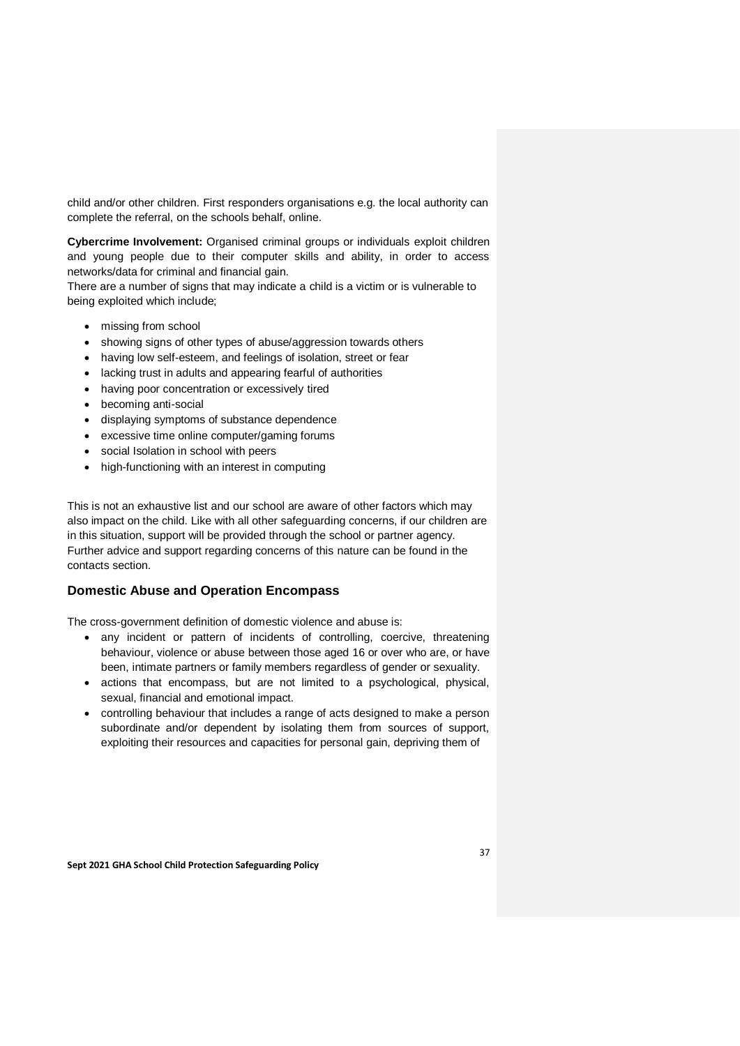child and/or other children. First responders organisations e.g. the local authority can complete the referral, on the schools behalf, online.

**Cybercrime Involvement:** Organised criminal groups or individuals exploit children and young people due to their computer skills and ability, in order to access networks/data for criminal and financial gain.

There are a number of signs that may indicate a child is a victim or is vulnerable to being exploited which include;

- missing from school
- showing signs of other types of abuse/aggression towards others
- having low self-esteem, and feelings of isolation, street or fear
- lacking trust in adults and appearing fearful of authorities
- having poor concentration or excessively tired
- becoming anti-social
- displaying symptoms of substance dependence
- excessive time online computer/gaming forums
- social Isolation in school with peers
- high-functioning with an interest in computing

This is not an exhaustive list and our school are aware of other factors which may also impact on the child. Like with all other safeguarding concerns, if our children are in this situation, support will be provided through the school or partner agency. Further advice and support regarding concerns of this nature can be found in the contacts section.

## Domestic Abuse and Operation Encompass

The cross-government definition of domestic violence and abuse is:

- any incident or pattern of incidents of controlling, coercive, threatening behaviour, violence or abuse between those aged 16 or over who are, or have been, intimate partners or family members regardless of gender or sexuality.
- actions that encompass, but are not limited to a psychological, physical, sexual, financial and emotional impact.
- controlling behaviour that includes a range of acts designed to make a person subordinate and/or dependent by isolating them from sources of support, exploiting their resources and capacities for personal gain, depriving them of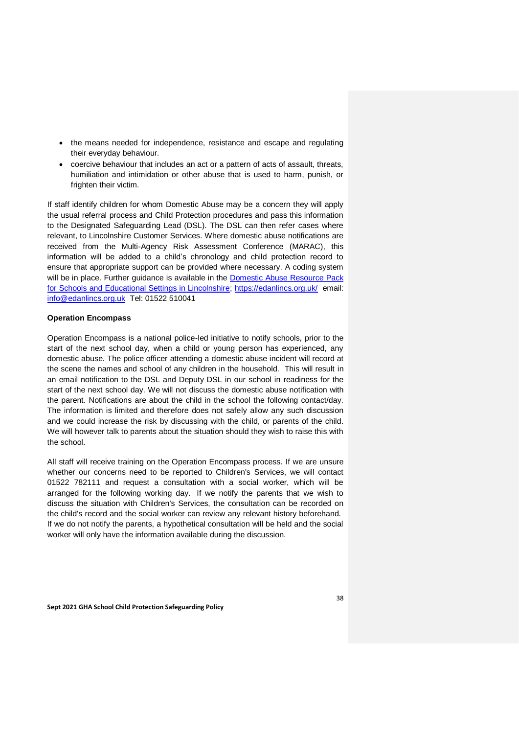- the means needed for independence, resistance and escape and regulating their everyday behaviour.
- coercive behaviour that includes an act or a pattern of acts of assault, threats, humiliation and intimidation or other abuse that is used to harm, punish, or frighten their victim.

If staff identify children for whom Domestic Abuse may be a concern they will apply the usual referral process and Child Protection procedures and pass this information to the Designated Safeguarding Lead (DSL). The DSL can then refer cases where relevant, to Lincolnshire Customer Services. Where domestic abuse notifications are received from the Multi-Agency Risk Assessment Conference (MARAC), this information will be added to a child's chronology and child protection record to ensure that appropriate support can be provided where necessary. A coding system will be in place. Further guidance is available in the [Domestic Abuse Resource Pack for Schools and Educational Settings in Lincolnshire](); [https://edanlincs.org.uk/](https://edanlincs.org.uk/) email: [info@edanlincs.org.uk](mailto:info@edanlincs.org.uk) Tel: 01522 510041

**Operation Encompass**

Operation Encompass is a national police-led initiative to notify schools, prior to the start of the next school day, when a child or young person has experienced, any domestic abuse. The police officer attending a domestic abuse incident will record at the scene the names and school of any children in the household. This will result in an email notification to the DSL and Deputy DSL in our school in readiness for the start of the next school day. We will not discuss the domestic abuse notification with the parent. Notifications are about the child in the school the following contact/day. The information is limited and therefore does not safely allow any such discussion and we could increase the risk by discussing with the child, or parents of the child. We will however talk to parents about the situation should they wish to raise this with the school.

All staff will receive training on the Operation Encompass process. If we are unsure whether our concerns need to be reported to Children's Services, we will contact 01522 782111 and request a consultation with a social worker, which will be arranged for the following working day. If we notify the parents that we wish to discuss the situation with Children's Services, the consultation can be recorded on the child's record and the social worker can review any relevant history beforehand. If we do not notify the parents, a hypothetical consultation will be held and the social worker will only have the information available during the discussion.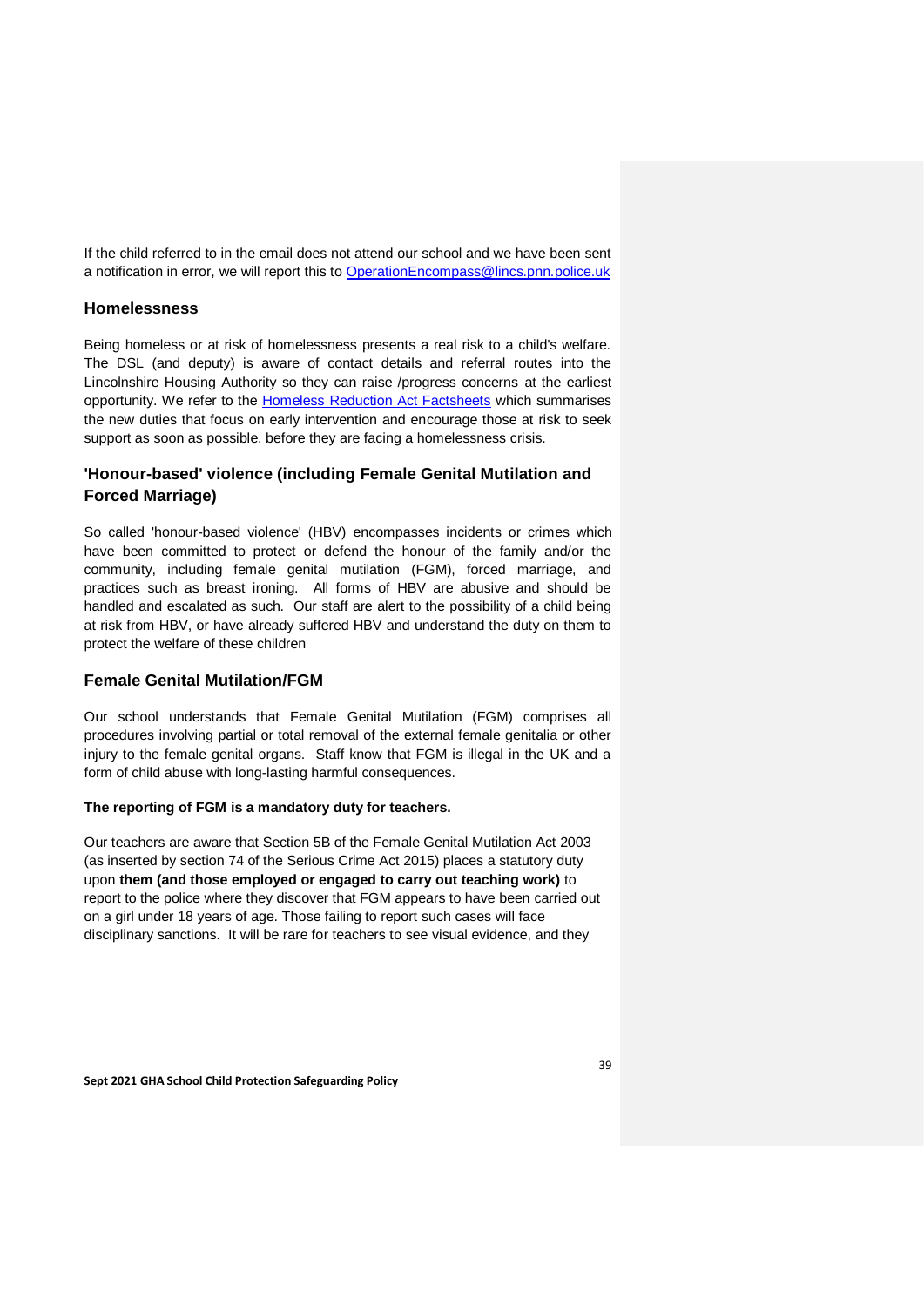If the child referred to in the email does not attend our school and we have been sent a notification in error, we will report this to OperationEncompass@lincs.pnn.police.uk

## Homelessness

Being homeless or at risk of homelessness presents a real risk to a child's welfare. The DSL (and deputy) is aware of contact details and referral routes into the Lincolnshire Housing Authority so they can raise /progress concerns at the earliest opportunity. We refer to the Homeless Reduction Act Factsheets which summarises the new duties that focus on early intervention and encourage those at risk to seek support as soon as possible, before they are facing a homelessness crisis.

## 'Honour-based' violence (including Female Genital Mutilation and Forced Marriage)

So called 'honour-based violence' (HBV) encompasses incidents or crimes which have been committed to protect or defend the honour of the family and/or the community, including female genital mutilation (FGM), forced marriage, and practices such as breast ironing. All forms of HBV are abusive and should be handled and escalated as such. Our staff are alert to the possibility of a child being at risk from HBV, or have already suffered HBV and understand the duty on them to protect the welfare of these children

## Female Genital Mutilation/FGM

Our school understands that Female Genital Mutilation (FGM) comprises all procedures involving partial or total removal of the external female genitalia or other injury to the female genital organs. Staff know that FGM is illegal in the UK and a form of child abuse with long-lasting harmful consequences.

**The reporting of FGM is a mandatory duty for teachers.**

Our teachers are aware that Section 5B of the Female Genital Mutilation Act 2003 (as inserted by section 74 of the Serious Crime Act 2015) places a statutory duty upon **them (and those employed or engaged to carry out teaching work)** to report to the police where they discover that FGM appears to have been carried out on a girl under 18 years of age. Those failing to report such cases will face disciplinary sanctions. It will be rare for teachers to see visual evidence, and they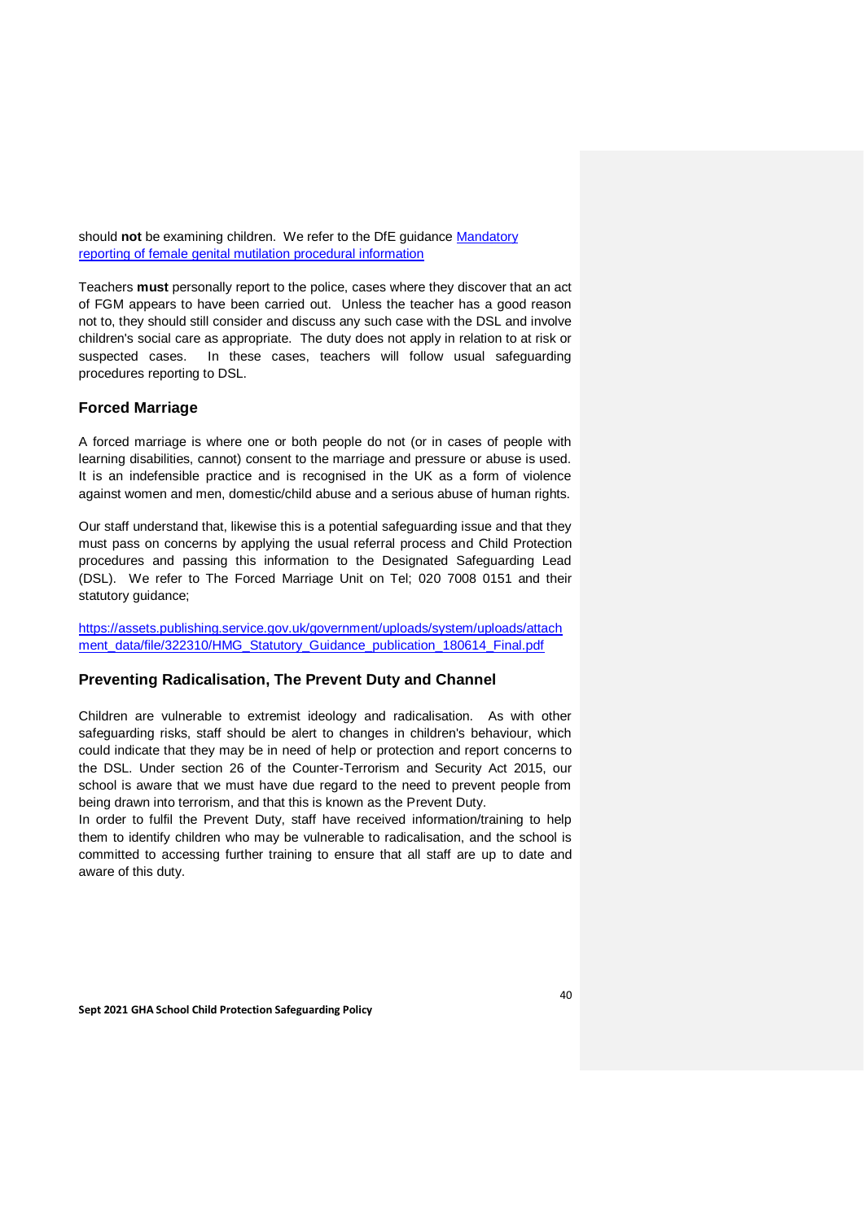should **not** be examining children. We refer to the DfE guidance [Mandatory reporting of female genital mutilation procedural information]

Teachers **must** personally report to the police, cases where they discover that an act of FGM appears to have been carried out. Unless the teacher has a good reason not to, they should still consider and discuss any such case with the DSL and involve children's social care as appropriate. The duty does not apply in relation to at risk or suspected cases. In these cases, teachers will follow usual safeguarding procedures reporting to DSL.

### Forced Marriage

A forced marriage is where one or both people do not (or in cases of people with learning disabilities, cannot) consent to the marriage and pressure or abuse is used. It is an indefensible practice and is recognised in the UK as a form of violence against women and men, domestic/child abuse and a serious abuse of human rights.

Our staff understand that, likewise this is a potential safeguarding issue and that they must pass on concerns by applying the usual referral process and Child Protection procedures and passing this information to the Designated Safeguarding Lead (DSL). We refer to The Forced Marriage Unit on Tel; 020 7008 0151 and their statutory guidance;

https://assets.publishing.service.gov.uk/government/uploads/system/uploads/attachment_data/file/322310/HMG_Statutory_Guidance_publication_180614_Final.pdf

### Preventing Radicalisation, The Prevent Duty and Channel

Children are vulnerable to extremist ideology and radicalisation. As with other safeguarding risks, staff should be alert to changes in children's behaviour, which could indicate that they may be in need of help or protection and report concerns to the DSL. Under section 26 of the Counter-Terrorism and Security Act 2015, our school is aware that we must have due regard to the need to prevent people from being drawn into terrorism, and that this is known as the Prevent Duty.

In order to fulfil the Prevent Duty, staff have received information/training to help them to identify children who may be vulnerable to radicalisation, and the school is committed to accessing further training to ensure that all staff are up to date and aware of this duty.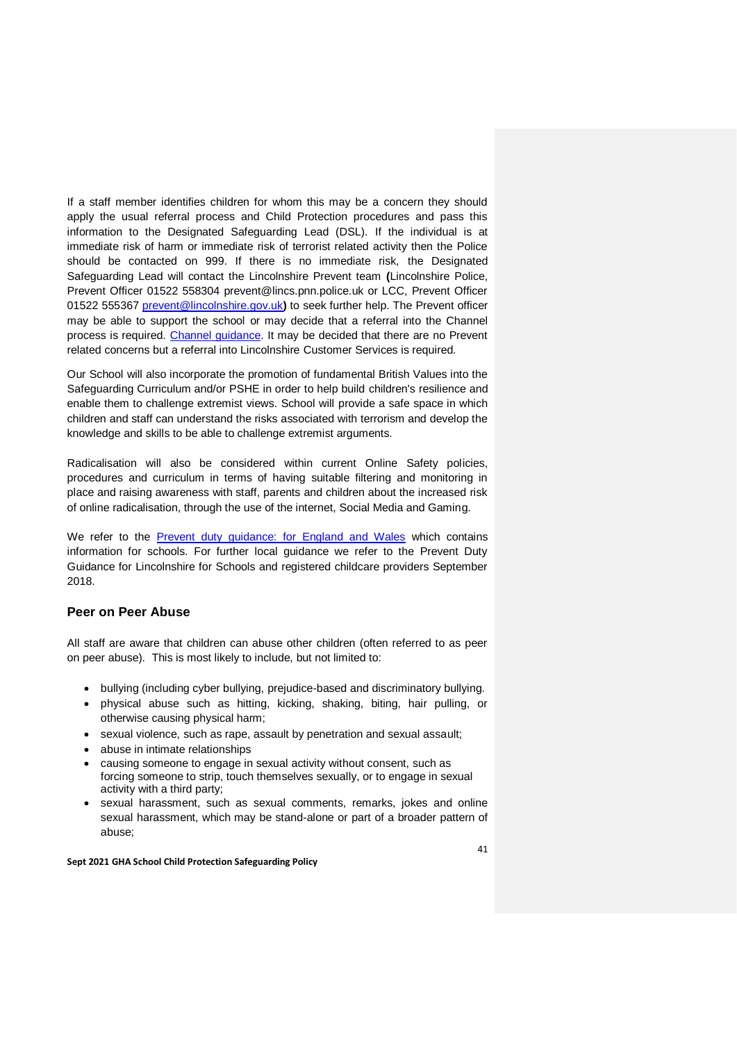If a staff member identifies children for whom this may be a concern they should apply the usual referral process and Child Protection procedures and pass this information to the Designated Safeguarding Lead (DSL). If the individual is at immediate risk of harm or immediate risk of terrorist related activity then the Police should be contacted on 999. If there is no immediate risk, the Designated Safeguarding Lead will contact the Lincolnshire Prevent team **(**Lincolnshire Police, Prevent Officer 01522 558304 prevent@lincs.pnn.police.uk or LCC, Prevent Officer 01522 555367 prevent@lincolnshire.gov.uk**)** to seek further help. The Prevent officer may be able to support the school or may decide that a referral into the Channel process is required. Channel guidance. It may be decided that there are no Prevent related concerns but a referral into Lincolnshire Customer Services is required.

Our School will also incorporate the promotion of fundamental British Values into the Safeguarding Curriculum and/or PSHE in order to help build children's resilience and enable them to challenge extremist views. School will provide a safe space in which children and staff can understand the risks associated with terrorism and develop the knowledge and skills to be able to challenge extremist arguments.

Radicalisation will also be considered within current Online Safety policies, procedures and curriculum in terms of having suitable filtering and monitoring in place and raising awareness with staff, parents and children about the increased risk of online radicalisation, through the use of the internet, Social Media and Gaming.

We refer to the Prevent duty guidance: for England and Wales which contains information for schools. For further local guidance we refer to the Prevent Duty Guidance for Lincolnshire for Schools and registered childcare providers September 2018.

## Peer on Peer Abuse

All staff are aware that children can abuse other children (often referred to as peer on peer abuse). This is most likely to include, but not limited to:

- bullying (including cyber bullying, prejudice-based and discriminatory bullying.
- physical abuse such as hitting, kicking, shaking, biting, hair pulling, or otherwise causing physical harm;
- sexual violence, such as rape, assault by penetration and sexual assault;
- abuse in intimate relationships
- causing someone to engage in sexual activity without consent, such as forcing someone to strip, touch themselves sexually, or to engage in sexual activity with a third party;
- sexual harassment, such as sexual comments, remarks, jokes and online sexual harassment, which may be stand-alone or part of a broader pattern of abuse;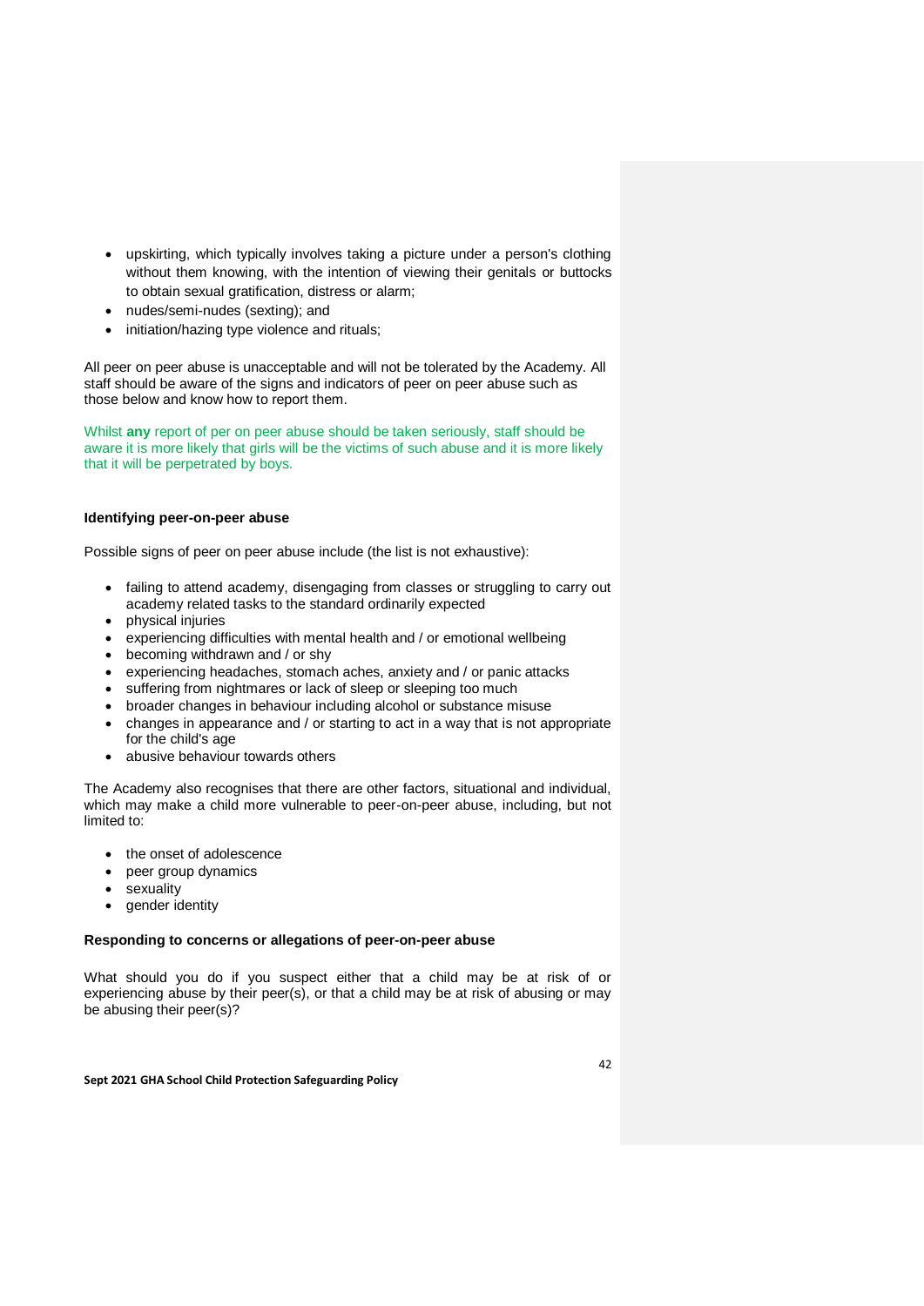- upskirting, which typically involves taking a picture under a person's clothing without them knowing, with the intention of viewing their genitals or buttocks to obtain sexual gratification, distress or alarm;
- nudes/semi-nudes (sexting); and
- initiation/hazing type violence and rituals;

All peer on peer abuse is unacceptable and will not be tolerated by the Academy. All staff should be aware of the signs and indicators of peer on peer abuse such as those below and know how to report them.

Whilst **any** report of per on peer abuse should be taken seriously, staff should be aware it is more likely that girls will be the victims of such abuse and it is more likely that it will be perpetrated by boys.

**Identifying peer-on-peer abuse**

Possible signs of peer on peer abuse include (the list is not exhaustive):

- failing to attend academy, disengaging from classes or struggling to carry out academy related tasks to the standard ordinarily expected
- physical injuries
- experiencing difficulties with mental health and / or emotional wellbeing
- becoming withdrawn and / or shy
- experiencing headaches, stomach aches, anxiety and / or panic attacks
- suffering from nightmares or lack of sleep or sleeping too much
- broader changes in behaviour including alcohol or substance misuse
- changes in appearance and / or starting to act in a way that is not appropriate for the child's age
- abusive behaviour towards others

The Academy also recognises that there are other factors, situational and individual, which may make a child more vulnerable to peer-on-peer abuse, including, but not limited to:

- the onset of adolescence
- peer group dynamics
- sexuality
- gender identity

**Responding to concerns or allegations of peer-on-peer abuse**

What should you do if you suspect either that a child may be at risk of or experiencing abuse by their peer(s), or that a child may be at risk of abusing or may be abusing their peer(s)?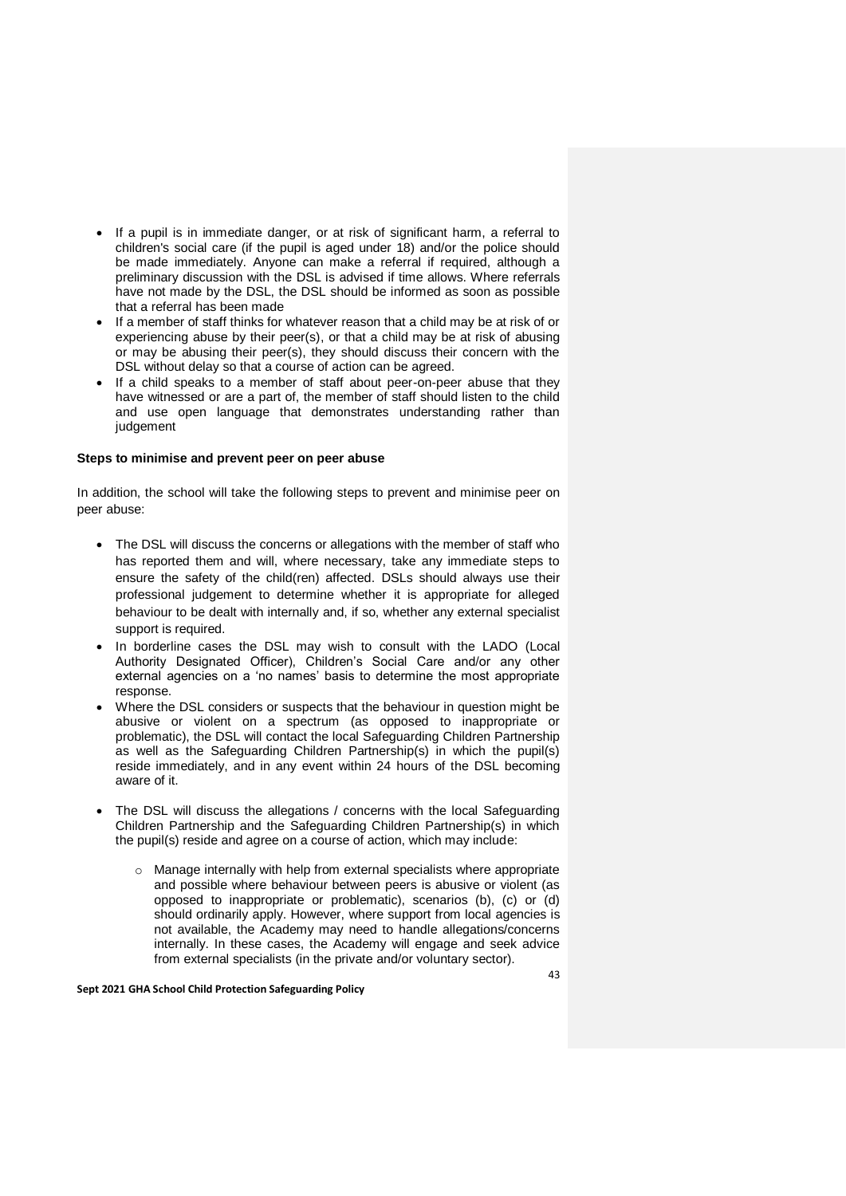- If a pupil is in immediate danger, or at risk of significant harm, a referral to children's social care (if the pupil is aged under 18) and/or the police should be made immediately. Anyone can make a referral if required, although a preliminary discussion with the DSL is advised if time allows. Where referrals have not made by the DSL, the DSL should be informed as soon as possible that a referral has been made
- If a member of staff thinks for whatever reason that a child may be at risk of or experiencing abuse by their peer(s), or that a child may be at risk of abusing or may be abusing their peer(s), they should discuss their concern with the DSL without delay so that a course of action can be agreed.
- If a child speaks to a member of staff about peer-on-peer abuse that they have witnessed or are a part of, the member of staff should listen to the child and use open language that demonstrates understanding rather than judgement

**Steps to minimise and prevent peer on peer abuse**

In addition, the school will take the following steps to prevent and minimise peer on peer abuse:

- The DSL will discuss the concerns or allegations with the member of staff who has reported them and will, where necessary, take any immediate steps to ensure the safety of the child(ren) affected. DSLs should always use their professional judgement to determine whether it is appropriate for alleged behaviour to be dealt with internally and, if so, whether any external specialist support is required.
- In borderline cases the DSL may wish to consult with the LADO (Local Authority Designated Officer), Children's Social Care and/or any other external agencies on a 'no names' basis to determine the most appropriate response.
- Where the DSL considers or suspects that the behaviour in question might be abusive or violent on a spectrum (as opposed to inappropriate or problematic), the DSL will contact the local Safeguarding Children Partnership as well as the Safeguarding Children Partnership(s) in which the pupil(s) reside immediately, and in any event within 24 hours of the DSL becoming aware of it.
- The DSL will discuss the allegations / concerns with the local Safeguarding Children Partnership and the Safeguarding Children Partnership(s) in which the pupil(s) reside and agree on a course of action, which may include:
    - Manage internally with help from external specialists where appropriate and possible where behaviour between peers is abusive or violent (as opposed to inappropriate or problematic), scenarios (b), (c) or (d) should ordinarily apply. However, where support from local agencies is not available, the Academy may need to handle allegations/concerns internally. In these cases, the Academy will engage and seek advice from external specialists (in the private and/or voluntary sector).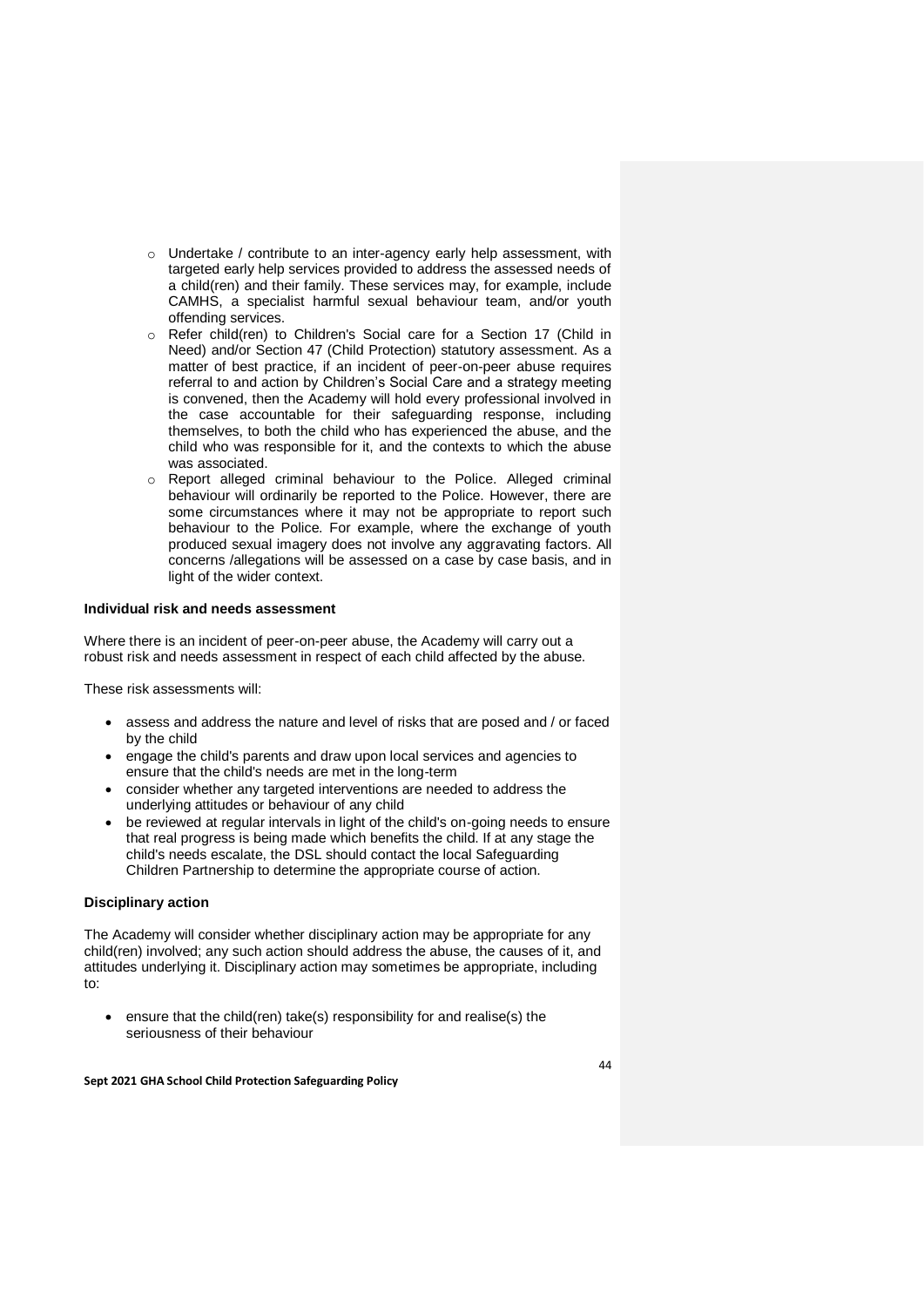- Undertake / contribute to an inter-agency early help assessment, with targeted early help services provided to address the assessed needs of a child(ren) and their family. These services may, for example, include CAMHS, a specialist harmful sexual behaviour team, and/or youth offending services.
- Refer child(ren) to Children's Social care for a Section 17 (Child in Need) and/or Section 47 (Child Protection) statutory assessment. As a matter of best practice, if an incident of peer-on-peer abuse requires referral to and action by Children's Social Care and a strategy meeting is convened, then the Academy will hold every professional involved in the case accountable for their safeguarding response, including themselves, to both the child who has experienced the abuse, and the child who was responsible for it, and the contexts to which the abuse was associated.
- Report alleged criminal behaviour to the Police. Alleged criminal behaviour will ordinarily be reported to the Police. However, there are some circumstances where it may not be appropriate to report such behaviour to the Police. For example, where the exchange of youth produced sexual imagery does not involve any aggravating factors. All concerns /allegations will be assessed on a case by case basis, and in light of the wider context.

**Individual risk and needs assessment**

Where there is an incident of peer-on-peer abuse, the Academy will carry out a robust risk and needs assessment in respect of each child affected by the abuse.

These risk assessments will:

- assess and address the nature and level of risks that are posed and / or faced by the child
- engage the child's parents and draw upon local services and agencies to ensure that the child's needs are met in the long-term
- consider whether any targeted interventions are needed to address the underlying attitudes or behaviour of any child
- be reviewed at regular intervals in light of the child's on-going needs to ensure that real progress is being made which benefits the child. If at any stage the child's needs escalate, the DSL should contact the local Safeguarding Children Partnership to determine the appropriate course of action.

**Disciplinary action**

The Academy will consider whether disciplinary action may be appropriate for any child(ren) involved; any such action should address the abuse, the causes of it, and attitudes underlying it. Disciplinary action may sometimes be appropriate, including to:

- ensure that the child(ren) take(s) responsibility for and realise(s) the seriousness of their behaviour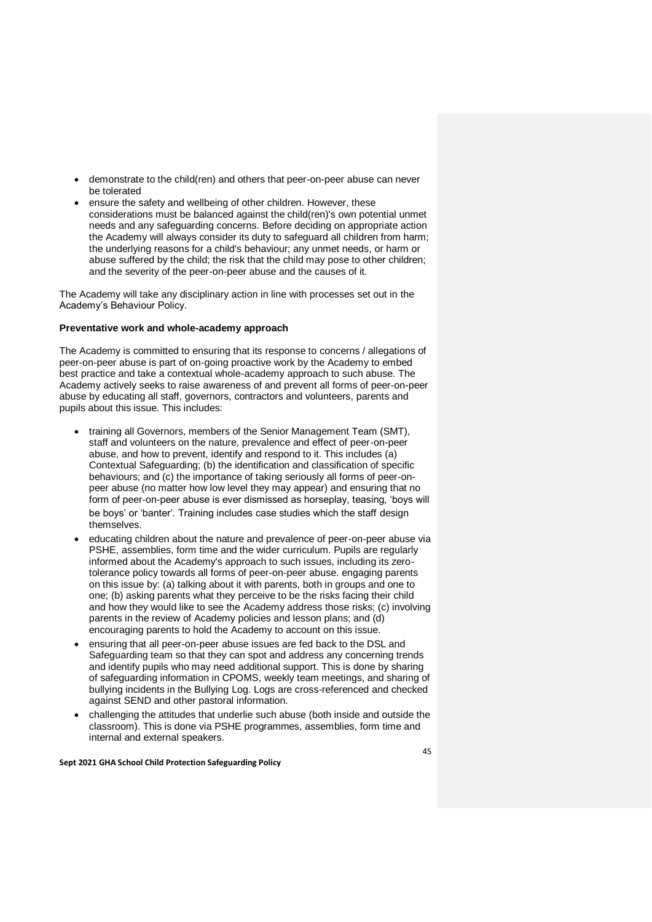- demonstrate to the child(ren) and others that peer-on-peer abuse can never be tolerated
- ensure the safety and wellbeing of other children. However, these considerations must be balanced against the child(ren)'s own potential unmet needs and any safeguarding concerns. Before deciding on appropriate action the Academy will always consider its duty to safeguard all children from harm; the underlying reasons for a child's behaviour; any unmet needs, or harm or abuse suffered by the child; the risk that the child may pose to other children; and the severity of the peer-on-peer abuse and the causes of it.

The Academy will take any disciplinary action in line with processes set out in the Academy's Behaviour Policy.

**Preventative work and whole-academy approach**

The Academy is committed to ensuring that its response to concerns / allegations of peer-on-peer abuse is part of on-going proactive work by the Academy to embed best practice and take a contextual whole-academy approach to such abuse. The Academy actively seeks to raise awareness of and prevent all forms of peer-on-peer abuse by educating all staff, governors, contractors and volunteers, parents and pupils about this issue. This includes:

- training all Governors, members of the Senior Management Team (SMT), staff and volunteers on the nature, prevalence and effect of peer-on-peer abuse, and how to prevent, identify and respond to it. This includes (a) Contextual Safeguarding; (b) the identification and classification of specific behaviours; and (c) the importance of taking seriously all forms of peer-on-peer abuse (no matter how low level they may appear) and ensuring that no form of peer-on-peer abuse is ever dismissed as horseplay, teasing, 'boys will be boys' or 'banter'. Training includes case studies which the staff design themselves.
- educating children about the nature and prevalence of peer-on-peer abuse via PSHE, assemblies, form time and the wider curriculum. Pupils are regularly informed about the Academy's approach to such issues, including its zero-tolerance policy towards all forms of peer-on-peer abuse. engaging parents on this issue by: (a) talking about it with parents, both in groups and one to one; (b) asking parents what they perceive to be the risks facing their child and how they would like to see the Academy address those risks; (c) involving parents in the review of Academy policies and lesson plans; and (d) encouraging parents to hold the Academy to account on this issue.
- ensuring that all peer-on-peer abuse issues are fed back to the DSL and Safeguarding team so that they can spot and address any concerning trends and identify pupils who may need additional support. This is done by sharing of safeguarding information in CPOMS, weekly team meetings, and sharing of bullying incidents in the Bullying Log. Logs are cross-referenced and checked against SEND and other pastoral information.
- challenging the attitudes that underlie such abuse (both inside and outside the classroom). This is done via PSHE programmes, assemblies, form time and internal and external speakers.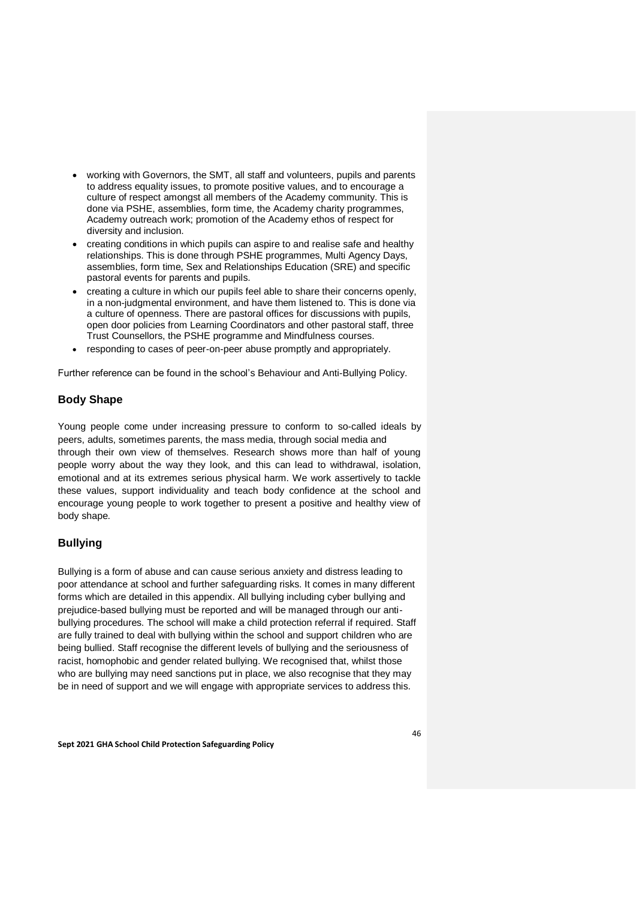- working with Governors, the SMT, all staff and volunteers, pupils and parents to address equality issues, to promote positive values, and to encourage a culture of respect amongst all members of the Academy community. This is done via PSHE, assemblies, form time, the Academy charity programmes, Academy outreach work; promotion of the Academy ethos of respect for diversity and inclusion.
- creating conditions in which pupils can aspire to and realise safe and healthy relationships. This is done through PSHE programmes, Multi Agency Days, assemblies, form time, Sex and Relationships Education (SRE) and specific pastoral events for parents and pupils.
- creating a culture in which our pupils feel able to share their concerns openly, in a non-judgmental environment, and have them listened to. This is done via a culture of openness. There are pastoral offices for discussions with pupils, open door policies from Learning Coordinators and other pastoral staff, three Trust Counsellors, the PSHE programme and Mindfulness courses.
- responding to cases of peer-on-peer abuse promptly and appropriately.

Further reference can be found in the school's Behaviour and Anti-Bullying Policy.

### Body Shape

Young people come under increasing pressure to conform to so-called ideals by peers, adults, sometimes parents, the mass media, through social media and through their own view of themselves. Research shows more than half of young people worry about the way they look, and this can lead to withdrawal, isolation, emotional and at its extremes serious physical harm. We work assertively to tackle these values, support individuality and teach body confidence at the school and encourage young people to work together to present a positive and healthy view of body shape.

### Bullying

Bullying is a form of abuse and can cause serious anxiety and distress leading to poor attendance at school and further safeguarding risks. It comes in many different forms which are detailed in this appendix. All bullying including cyber bullying and prejudice-based bullying must be reported and will be managed through our anti-bullying procedures. The school will make a child protection referral if required. Staff are fully trained to deal with bullying within the school and support children who are being bullied. Staff recognise the different levels of bullying and the seriousness of racist, homophobic and gender related bullying. We recognised that, whilst those who are bullying may need sanctions put in place, we also recognise that they may be in need of support and we will engage with appropriate services to address this.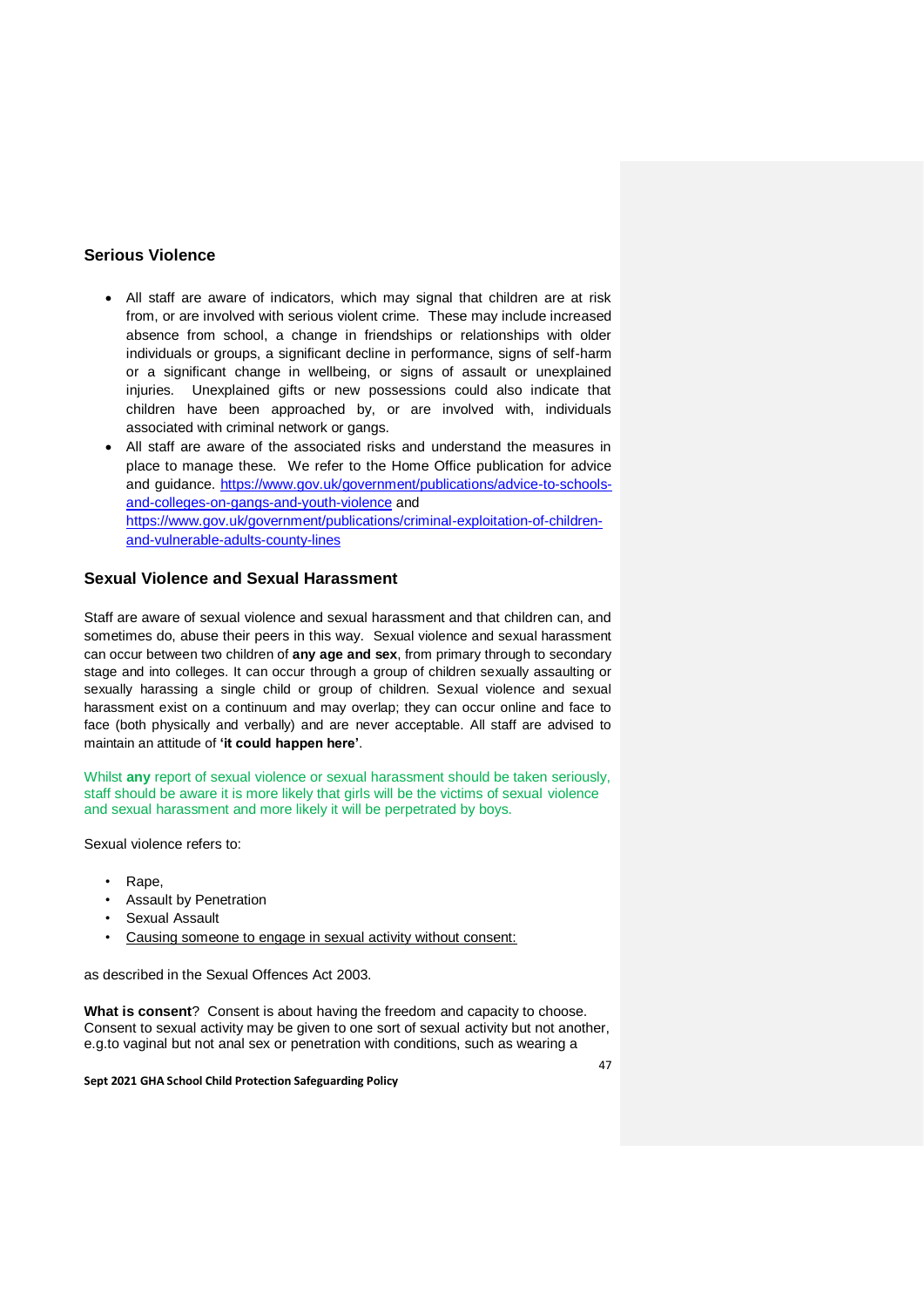## Serious Violence

- All staff are aware of indicators, which may signal that children are at risk from, or are involved with serious violent crime. These may include increased absence from school, a change in friendships or relationships with older individuals or groups, a significant decline in performance, signs of self-harm or a significant change in wellbeing, or signs of assault or unexplained injuries. Unexplained gifts or new possessions could also indicate that children have been approached by, or are involved with, individuals associated with criminal network or gangs.
- All staff are aware of the associated risks and understand the measures in place to manage these. We refer to the Home Office publication for advice and guidance. https://www.gov.uk/government/publications/advice-to-schools-and-colleges-on-gangs-and-youth-violence and https://www.gov.uk/government/publications/criminal-exploitation-of-children-and-vulnerable-adults-county-lines

## Sexual Violence and Sexual Harassment

Staff are aware of sexual violence and sexual harassment and that children can, and sometimes do, abuse their peers in this way. Sexual violence and sexual harassment can occur between two children of **any age and sex**, from primary through to secondary stage and into colleges. It can occur through a group of children sexually assaulting or sexually harassing a single child or group of children. Sexual violence and sexual harassment exist on a continuum and may overlap; they can occur online and face to face (both physically and verbally) and are never acceptable. All staff are advised to maintain an attitude of **'it could happen here'**.

Whilst **any** report of sexual violence or sexual harassment should be taken seriously, staff should be aware it is more likely that girls will be the victims of sexual violence and sexual harassment and more likely it will be perpetrated by boys.

Sexual violence refers to:

- Rape,
- Assault by Penetration
- Sexual Assault
- Causing someone to engage in sexual activity without consent:

as described in the Sexual Offences Act 2003.

**What is consent**? Consent is about having the freedom and capacity to choose. Consent to sexual activity may be given to one sort of sexual activity but not another, e.g.to vaginal but not anal sex or penetration with conditions, such as wearing a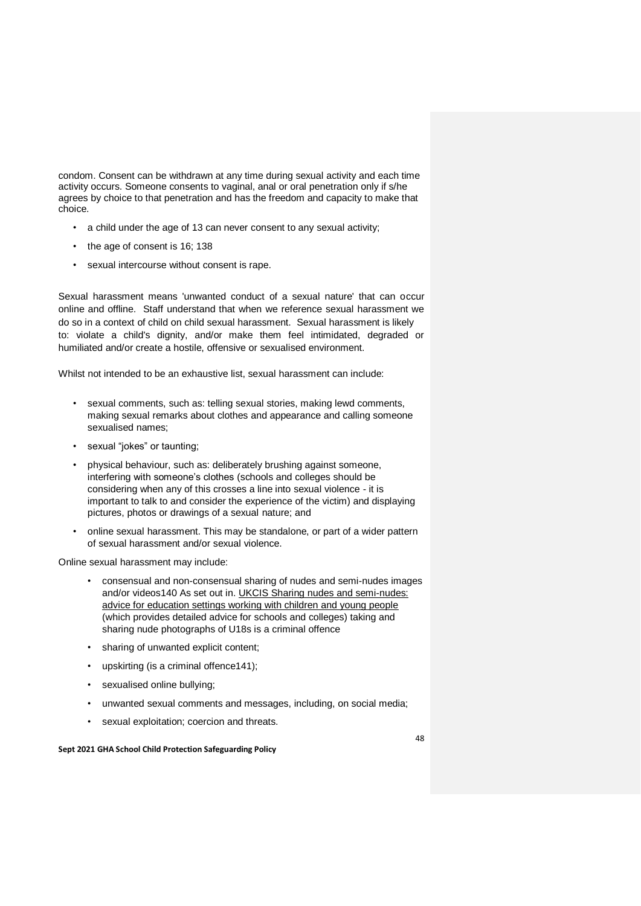condom. Consent can be withdrawn at any time during sexual activity and each time activity occurs. Someone consents to vaginal, anal or oral penetration only if s/he agrees by choice to that penetration and has the freedom and capacity to make that choice.

- a child under the age of 13 can never consent to any sexual activity;
- the age of consent is 16; 138
- sexual intercourse without consent is rape.

Sexual harassment means 'unwanted conduct of a sexual nature' that can occur online and offline. Staff understand that when we reference sexual harassment we do so in a context of child on child sexual harassment. Sexual harassment is likely to: violate a child's dignity, and/or make them feel intimidated, degraded or humiliated and/or create a hostile, offensive or sexualised environment.

Whilst not intended to be an exhaustive list, sexual harassment can include:

- sexual comments, such as: telling sexual stories, making lewd comments, making sexual remarks about clothes and appearance and calling someone sexualised names;
- sexual "jokes" or taunting;
- physical behaviour, such as: deliberately brushing against someone, interfering with someone's clothes (schools and colleges should be considering when any of this crosses a line into sexual violence - it is important to talk to and consider the experience of the victim) and displaying pictures, photos or drawings of a sexual nature; and
- online sexual harassment. This may be standalone, or part of a wider pattern of sexual harassment and/or sexual violence.

Online sexual harassment may include:

- consensual and non-consensual sharing of nudes and semi-nudes images and/or videos140 As set out in. UKCIS Sharing nudes and semi-nudes: advice for education settings working with children and young people (which provides detailed advice for schools and colleges) taking and sharing nude photographs of U18s is a criminal offence
- sharing of unwanted explicit content;
- upskirting (is a criminal offence141);
- sexualised online bullying;
- unwanted sexual comments and messages, including, on social media;
- sexual exploitation; coercion and threats.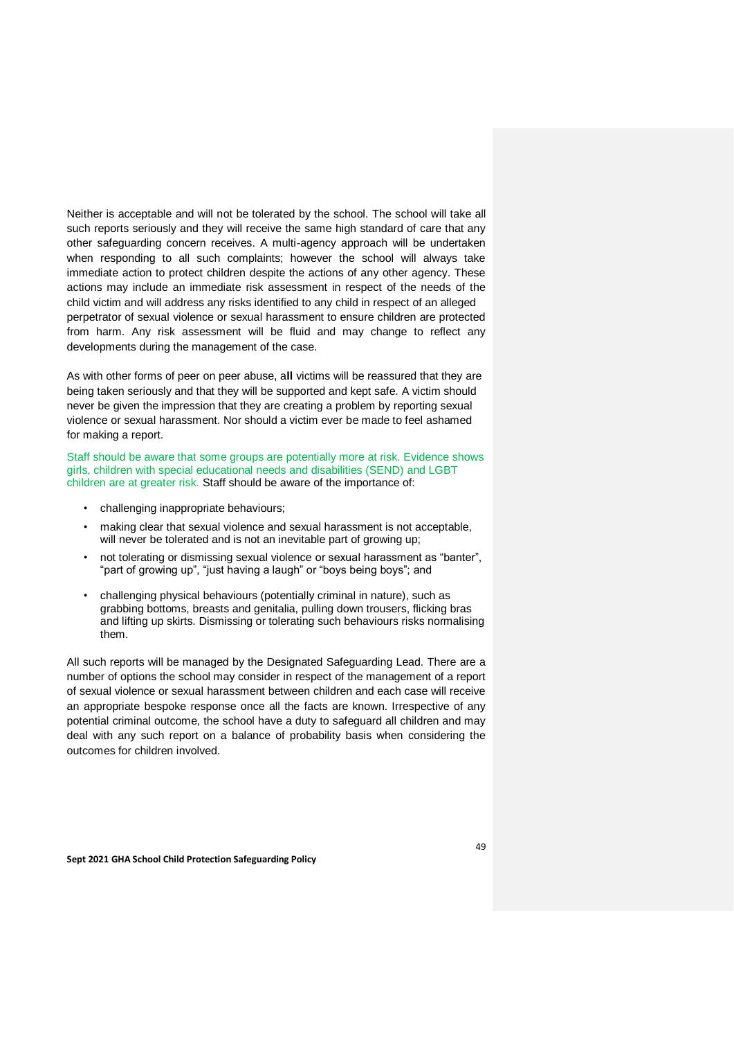Neither is acceptable and will not be tolerated by the school. The school will take all such reports seriously and they will receive the same high standard of care that any other safeguarding concern receives. A multi-agency approach will be undertaken when responding to all such complaints; however the school will always take immediate action to protect children despite the actions of any other agency. These actions may include an immediate risk assessment in respect of the needs of the child victim and will address any risks identified to any child in respect of an alleged perpetrator of sexual violence or sexual harassment to ensure children are protected from harm. Any risk assessment will be fluid and may change to reflect any developments during the management of the case.

As with other forms of peer on peer abuse, a**ll** victims will be reassured that they are being taken seriously and that they will be supported and kept safe. A victim should never be given the impression that they are creating a problem by reporting sexual violence or sexual harassment. Nor should a victim ever be made to feel ashamed for making a report.

Staff should be aware that some groups are potentially more at risk. Evidence shows girls, children with special educational needs and disabilities (SEND) and LGBT children are at greater risk. Staff should be aware of the importance of:

- challenging inappropriate behaviours;
- making clear that sexual violence and sexual harassment is not acceptable, will never be tolerated and is not an inevitable part of growing up;
- not tolerating or dismissing sexual violence or sexual harassment as "banter", "part of growing up", "just having a laugh" or "boys being boys"; and
- challenging physical behaviours (potentially criminal in nature), such as grabbing bottoms, breasts and genitalia, pulling down trousers, flicking bras and lifting up skirts. Dismissing or tolerating such behaviours risks normalising them.

All such reports will be managed by the Designated Safeguarding Lead. There are a number of options the school may consider in respect of the management of a report of sexual violence or sexual harassment between children and each case will receive an appropriate bespoke response once all the facts are known. Irrespective of any potential criminal outcome, the school have a duty to safeguard all children and may deal with any such report on a balance of probability basis when considering the outcomes for children involved.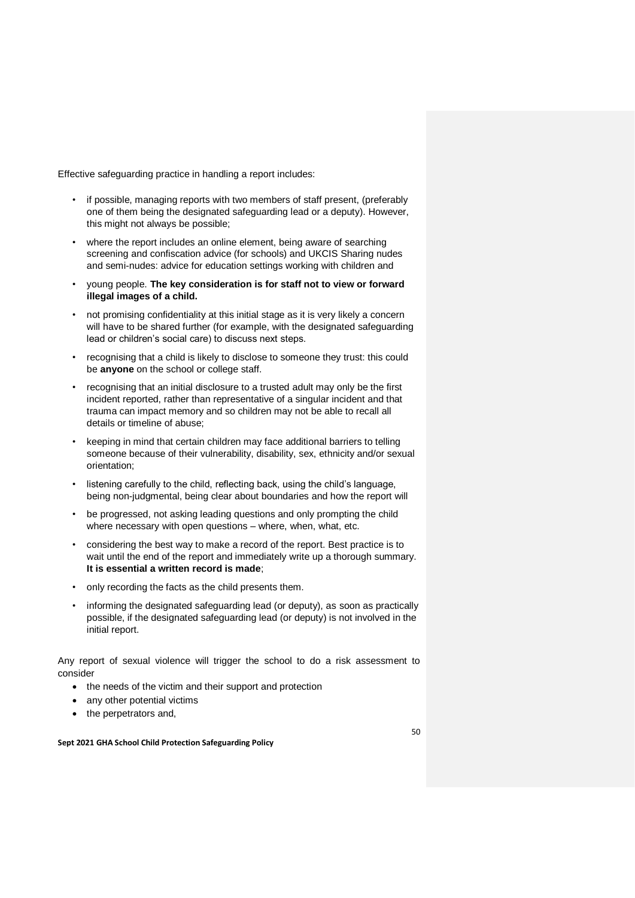Effective safeguarding practice in handling a report includes:

- if possible, managing reports with two members of staff present, (preferably one of them being the designated safeguarding lead or a deputy). However, this might not always be possible;
- where the report includes an online element, being aware of searching screening and confiscation advice (for schools) and UKCIS Sharing nudes and semi-nudes: advice for education settings working with children and
- young people. **The key consideration is for staff not to view or forward illegal images of a child.**
- not promising confidentiality at this initial stage as it is very likely a concern will have to be shared further (for example, with the designated safeguarding lead or children's social care) to discuss next steps.
- recognising that a child is likely to disclose to someone they trust: this could be **anyone** on the school or college staff.
- recognising that an initial disclosure to a trusted adult may only be the first incident reported, rather than representative of a singular incident and that trauma can impact memory and so children may not be able to recall all details or timeline of abuse;
- keeping in mind that certain children may face additional barriers to telling someone because of their vulnerability, disability, sex, ethnicity and/or sexual orientation;
- listening carefully to the child, reflecting back, using the child's language, being non-judgmental, being clear about boundaries and how the report will
- be progressed, not asking leading questions and only prompting the child where necessary with open questions – where, when, what, etc.
- considering the best way to make a record of the report. Best practice is to wait until the end of the report and immediately write up a thorough summary. **It is essential a written record is made**;
- only recording the facts as the child presents them.
- informing the designated safeguarding lead (or deputy), as soon as practically possible, if the designated safeguarding lead (or deputy) is not involved in the initial report.

Any report of sexual violence will trigger the school to do a risk assessment to consider

- the needs of the victim and their support and protection
- any other potential victims
- the perpetrators and,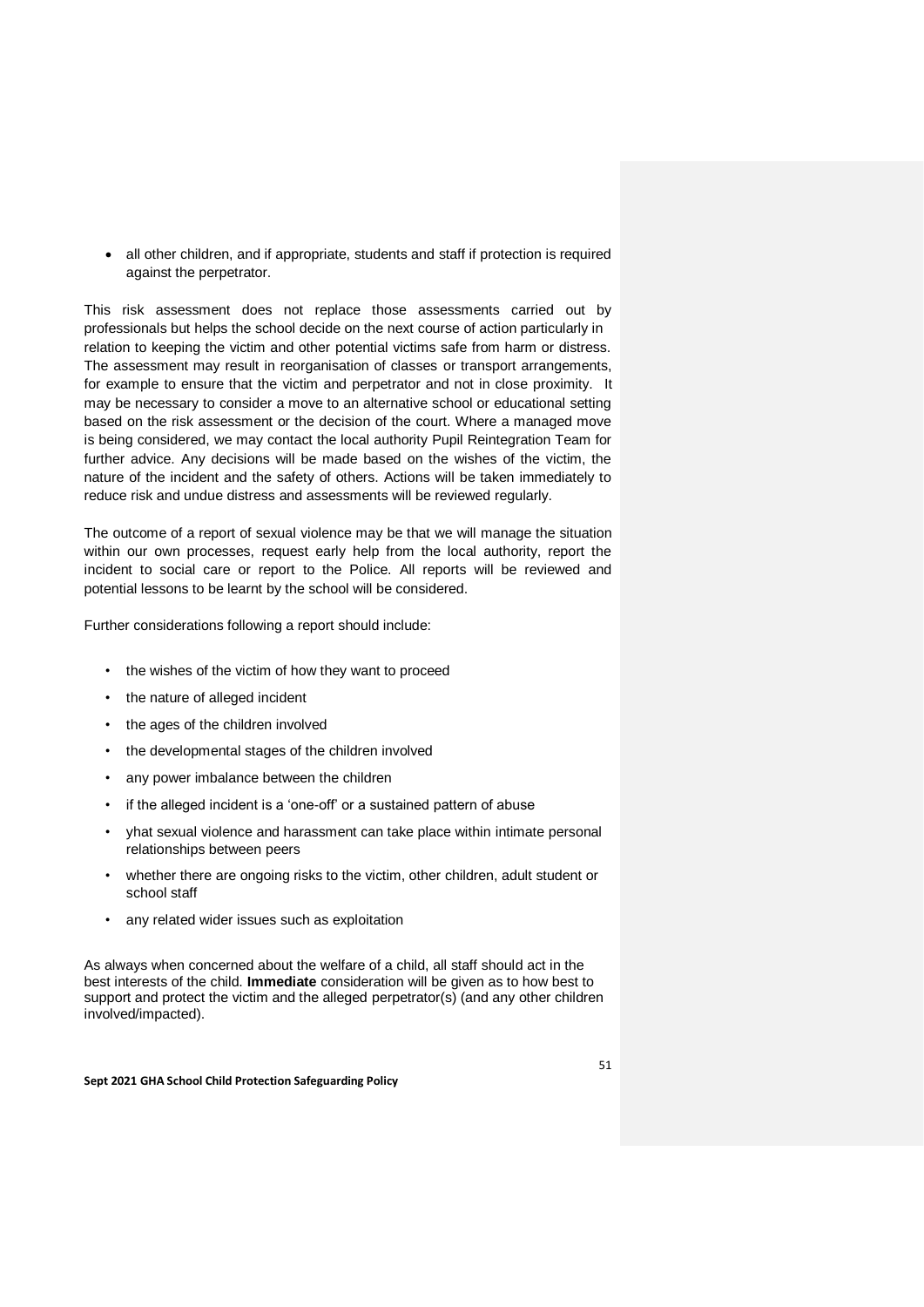- all other children, and if appropriate, students and staff if protection is required against the perpetrator.

This risk assessment does not replace those assessments carried out by professionals but helps the school decide on the next course of action particularly in relation to keeping the victim and other potential victims safe from harm or distress. The assessment may result in reorganisation of classes or transport arrangements, for example to ensure that the victim and perpetrator and not in close proximity. It may be necessary to consider a move to an alternative school or educational setting based on the risk assessment or the decision of the court. Where a managed move is being considered, we may contact the local authority Pupil Reintegration Team for further advice. Any decisions will be made based on the wishes of the victim, the nature of the incident and the safety of others. Actions will be taken immediately to reduce risk and undue distress and assessments will be reviewed regularly.

The outcome of a report of sexual violence may be that we will manage the situation within our own processes, request early help from the local authority, report the incident to social care or report to the Police. All reports will be reviewed and potential lessons to be learnt by the school will be considered.

Further considerations following a report should include:

- the wishes of the victim of how they want to proceed
- the nature of alleged incident
- the ages of the children involved
- the developmental stages of the children involved
- any power imbalance between the children
- if the alleged incident is a 'one-off' or a sustained pattern of abuse
- yhat sexual violence and harassment can take place within intimate personal relationships between peers
- whether there are ongoing risks to the victim, other children, adult student or school staff
- any related wider issues such as exploitation

As always when concerned about the welfare of a child, all staff should act in the best interests of the child. **Immediate** consideration will be given as to how best to support and protect the victim and the alleged perpetrator(s) (and any other children involved/impacted).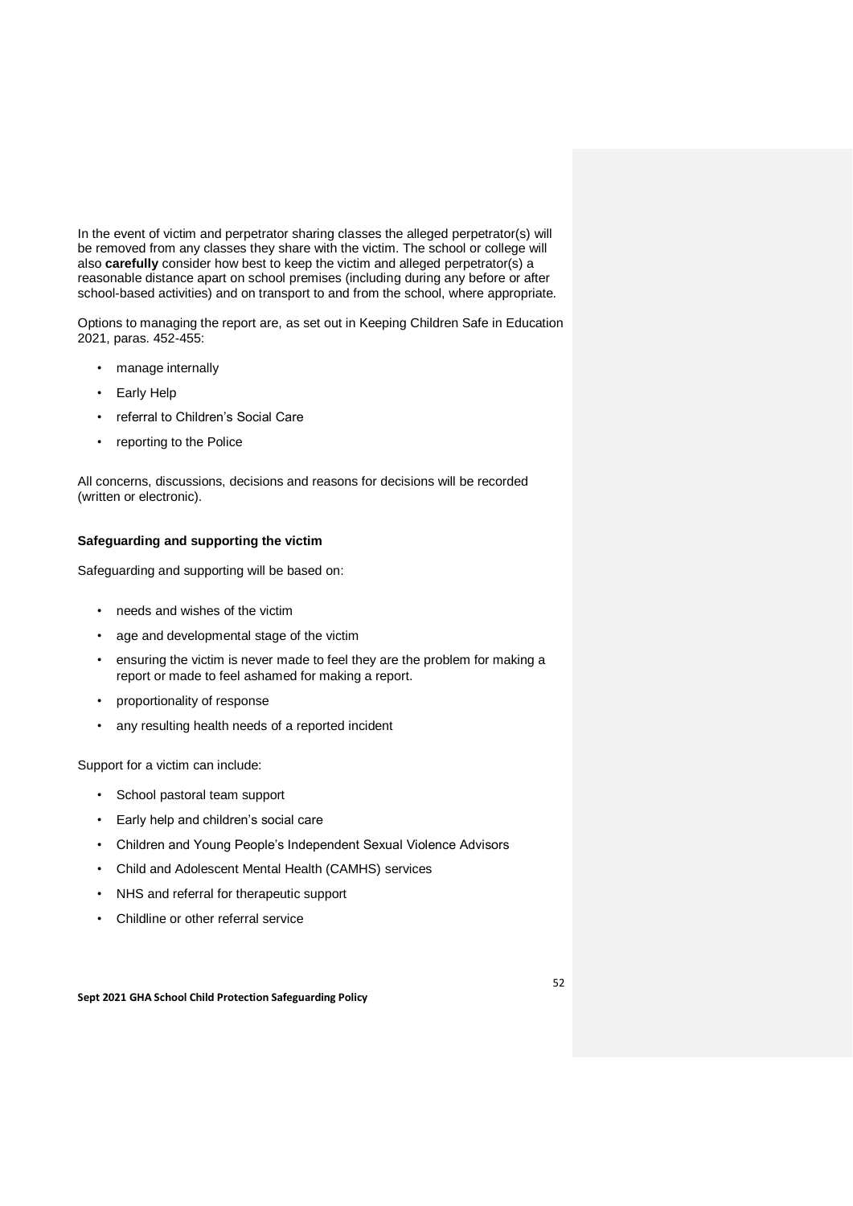In the event of victim and perpetrator sharing classes the alleged perpetrator(s) will be removed from any classes they share with the victim. The school or college will also **carefully** consider how best to keep the victim and alleged perpetrator(s) a reasonable distance apart on school premises (including during any before or after school-based activities) and on transport to and from the school, where appropriate.

Options to managing the report are, as set out in Keeping Children Safe in Education 2021, paras. 452-455:

- manage internally
- Early Help
- referral to Children's Social Care
- reporting to the Police

All concerns, discussions, decisions and reasons for decisions will be recorded (written or electronic).

**Safeguarding and supporting the victim**

Safeguarding and supporting will be based on:

- needs and wishes of the victim
- age and developmental stage of the victim
- ensuring the victim is never made to feel they are the problem for making a report or made to feel ashamed for making a report.
- proportionality of response
- any resulting health needs of a reported incident

Support for a victim can include:

- School pastoral team support
- Early help and children's social care
- Children and Young People's Independent Sexual Violence Advisors
- Child and Adolescent Mental Health (CAMHS) services
- NHS and referral for therapeutic support
- Childline or other referral service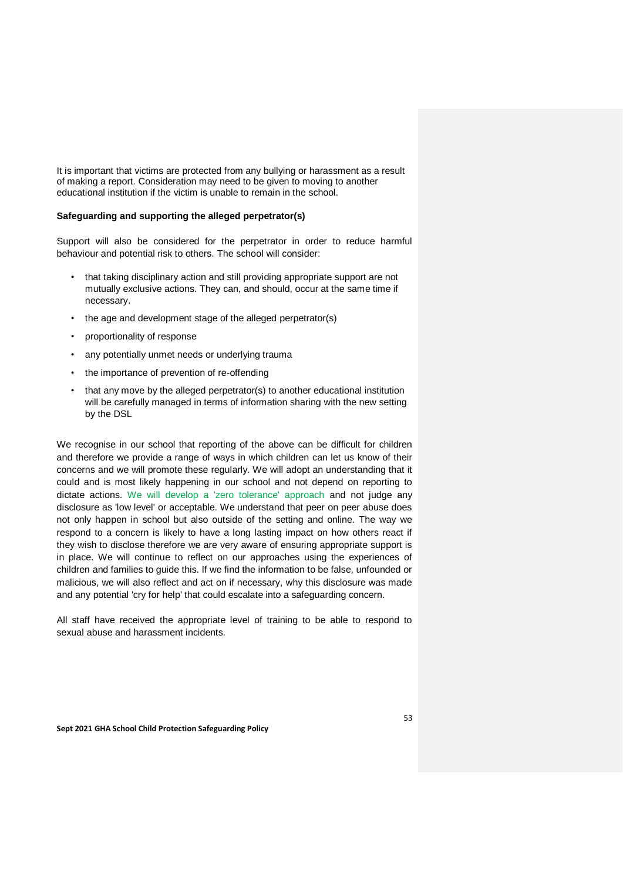It is important that victims are protected from any bullying or harassment as a result of making a report. Consideration may need to be given to moving to another educational institution if the victim is unable to remain in the school.

**Safeguarding and supporting the alleged perpetrator(s)**

Support will also be considered for the perpetrator in order to reduce harmful behaviour and potential risk to others. The school will consider:

- that taking disciplinary action and still providing appropriate support are not mutually exclusive actions. They can, and should, occur at the same time if necessary.
- the age and development stage of the alleged perpetrator(s)
- proportionality of response
- any potentially unmet needs or underlying trauma
- the importance of prevention of re-offending
- that any move by the alleged perpetrator(s) to another educational institution will be carefully managed in terms of information sharing with the new setting by the DSL

We recognise in our school that reporting of the above can be difficult for children and therefore we provide a range of ways in which children can let us know of their concerns and we will promote these regularly. We will adopt an understanding that it could and is most likely happening in our school and not depend on reporting to dictate actions. We will develop a 'zero tolerance' approach and not judge any disclosure as 'low level' or acceptable. We understand that peer on peer abuse does not only happen in school but also outside of the setting and online. The way we respond to a concern is likely to have a long lasting impact on how others react if they wish to disclose therefore we are very aware of ensuring appropriate support is in place. We will continue to reflect on our approaches using the experiences of children and families to guide this. If we find the information to be false, unfounded or malicious, we will also reflect and act on if necessary, why this disclosure was made and any potential 'cry for help' that could escalate into a safeguarding concern.

All staff have received the appropriate level of training to be able to respond to sexual abuse and harassment incidents.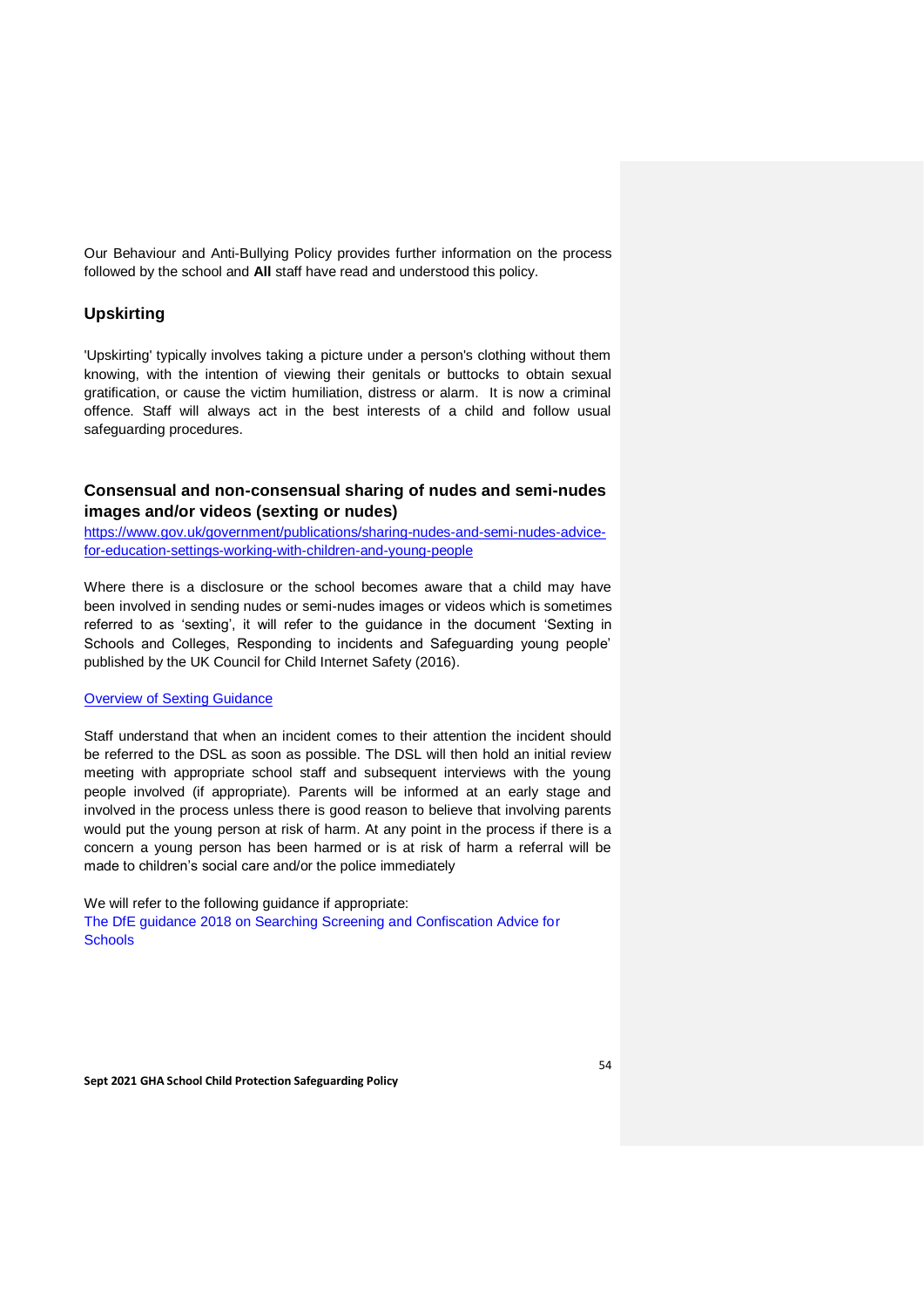Our Behaviour and Anti-Bullying Policy provides further information on the process followed by the school and **All** staff have read and understood this policy.

## Upskirting

'Upskirting' typically involves taking a picture under a person's clothing without them knowing, with the intention of viewing their genitals or buttocks to obtain sexual gratification, or cause the victim humiliation, distress or alarm. It is now a criminal offence. Staff will always act in the best interests of a child and follow usual safeguarding procedures.

## Consensual and non-consensual sharing of nudes and semi-nudes images and/or videos (sexting or nudes)

[https://www.gov.uk/government/publications/sharing-nudes-and-semi-nudes-advice-for-education-settings-working-with-children-and-young-people](https://www.gov.uk/government/publications/sharing-nudes-and-semi-nudes-advice-for-education-settings-working-with-children-and-young-people)

Where there is a disclosure or the school becomes aware that a child may have been involved in sending nudes or semi-nudes images or videos which is sometimes referred to as 'sexting', it will refer to the guidance in the document 'Sexting in Schools and Colleges, Responding to incidents and Safeguarding young people' published by the UK Council for Child Internet Safety (2016).

Overview of Sexting Guidance

Staff understand that when an incident comes to their attention the incident should be referred to the DSL as soon as possible. The DSL will then hold an initial review meeting with appropriate school staff and subsequent interviews with the young people involved (if appropriate). Parents will be informed at an early stage and involved in the process unless there is good reason to believe that involving parents would put the young person at risk of harm. At any point in the process if there is a concern a young person has been harmed or is at risk of harm a referral will be made to children's social care and/or the police immediately

We will refer to the following guidance if appropriate:
The DfE guidance 2018 on Searching Screening and Confiscation Advice for Schools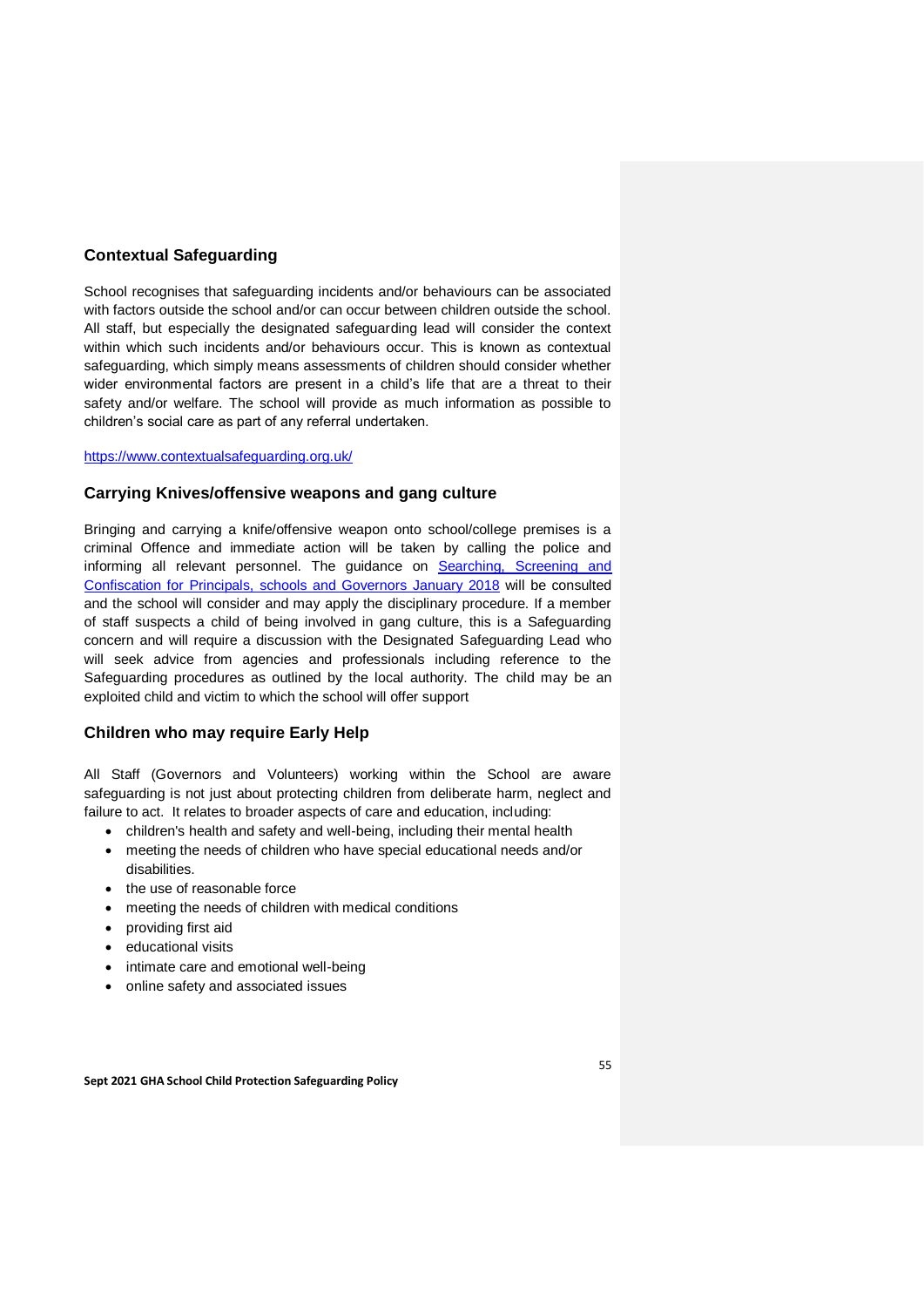## Contextual Safeguarding

School recognises that safeguarding incidents and/or behaviours can be associated with factors outside the school and/or can occur between children outside the school. All staff, but especially the designated safeguarding lead will consider the context within which such incidents and/or behaviours occur. This is known as contextual safeguarding, which simply means assessments of children should consider whether wider environmental factors are present in a child's life that are a threat to their safety and/or welfare. The school will provide as much information as possible to children's social care as part of any referral undertaken.

[https://www.contextualsafeguarding.org.uk/](https://www.contextualsafeguarding.org.uk/)

## Carrying Knives/offensive weapons and gang culture

Bringing and carrying a knife/offensive weapon onto school/college premises is a criminal Offence and immediate action will be taken by calling the police and informing all relevant personnel. The guidance on Searching, Screening and Confiscation for Principals, schools and Governors January 2018 will be consulted and the school will consider and may apply the disciplinary procedure. If a member of staff suspects a child of being involved in gang culture, this is a Safeguarding concern and will require a discussion with the Designated Safeguarding Lead who will seek advice from agencies and professionals including reference to the Safeguarding procedures as outlined by the local authority. The child may be an exploited child and victim to which the school will offer support

## Children who may require Early Help

All Staff (Governors and Volunteers) working within the School are aware safeguarding is not just about protecting children from deliberate harm, neglect and failure to act. It relates to broader aspects of care and education, including:

- children's health and safety and well-being, including their mental health
- meeting the needs of children who have special educational needs and/or disabilities.
- the use of reasonable force
- meeting the needs of children with medical conditions
- providing first aid
- educational visits
- intimate care and emotional well-being
- online safety and associated issues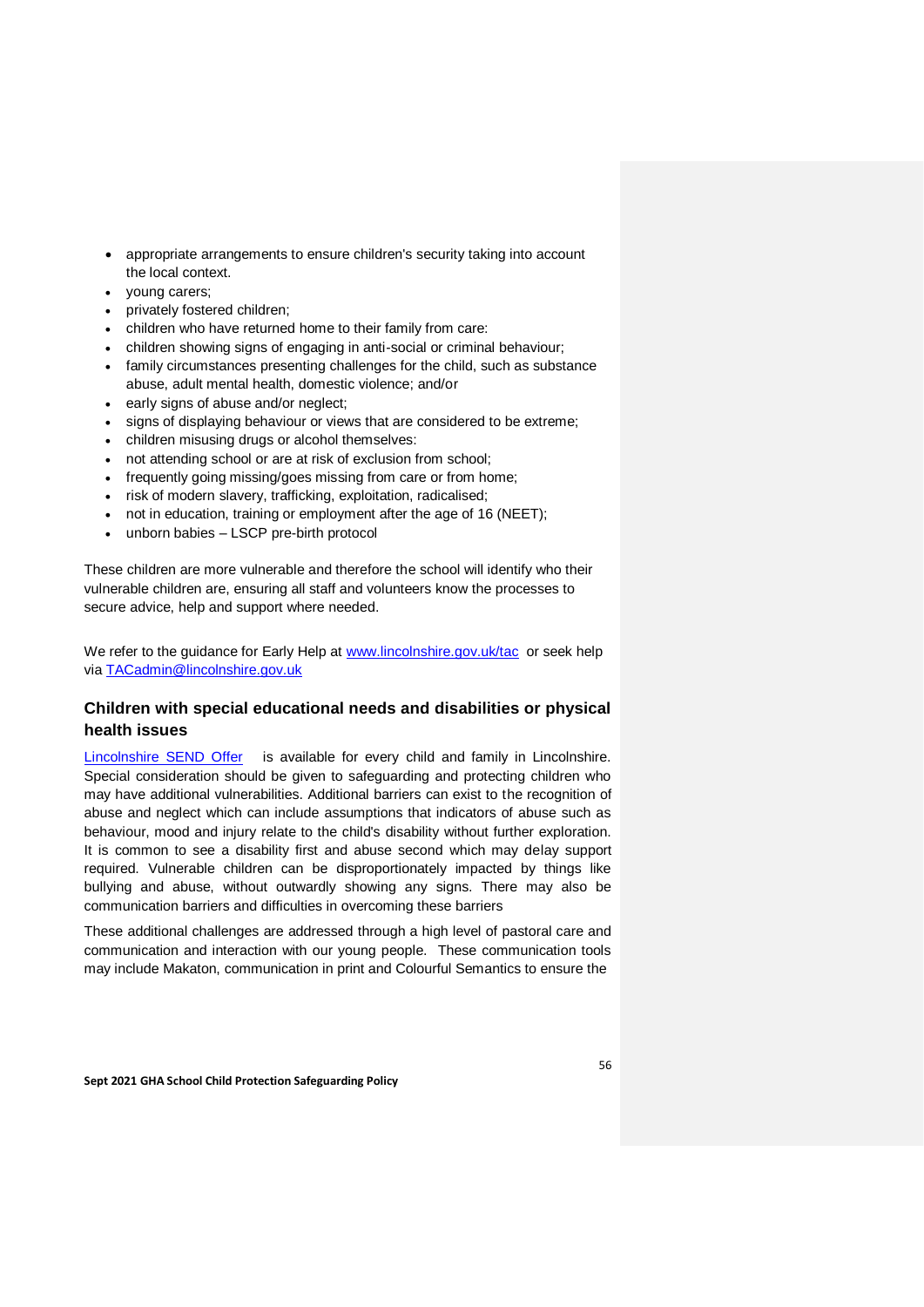- appropriate arrangements to ensure children's security taking into account the local context.
- young carers;
- privately fostered children;
- children who have returned home to their family from care:
- children showing signs of engaging in anti-social or criminal behaviour;
- family circumstances presenting challenges for the child, such as substance abuse, adult mental health, domestic violence; and/or
- early signs of abuse and/or neglect;
- signs of displaying behaviour or views that are considered to be extreme;
- children misusing drugs or alcohol themselves:
- not attending school or are at risk of exclusion from school;
- frequently going missing/goes missing from care or from home;
- risk of modern slavery, trafficking, exploitation, radicalised;
- not in education, training or employment after the age of 16 (NEET);
- unborn babies – LSCP pre-birth protocol

These children are more vulnerable and therefore the school will identify who their vulnerable children are, ensuring all staff and volunteers know the processes to secure advice, help and support where needed.

We refer to the guidance for Early Help at [www.lincolnshire.gov.uk/tac](www.lincolnshire.gov.uk/tac) or seek help via [TACadmin@lincolnshire.gov.uk](mailto:TACadmin@lincolnshire.gov.uk)

## Children with special educational needs and disabilities or physical health issues

Lincolnshire SEND Offer is available for every child and family in Lincolnshire. Special consideration should be given to safeguarding and protecting children who may have additional vulnerabilities. Additional barriers can exist to the recognition of abuse and neglect which can include assumptions that indicators of abuse such as behaviour, mood and injury relate to the child's disability without further exploration. It is common to see a disability first and abuse second which may delay support required. Vulnerable children can be disproportionately impacted by things like bullying and abuse, without outwardly showing any signs. There may also be communication barriers and difficulties in overcoming these barriers

These additional challenges are addressed through a high level of pastoral care and communication and interaction with our young people. These communication tools may include Makaton, communication in print and Colourful Semantics to ensure the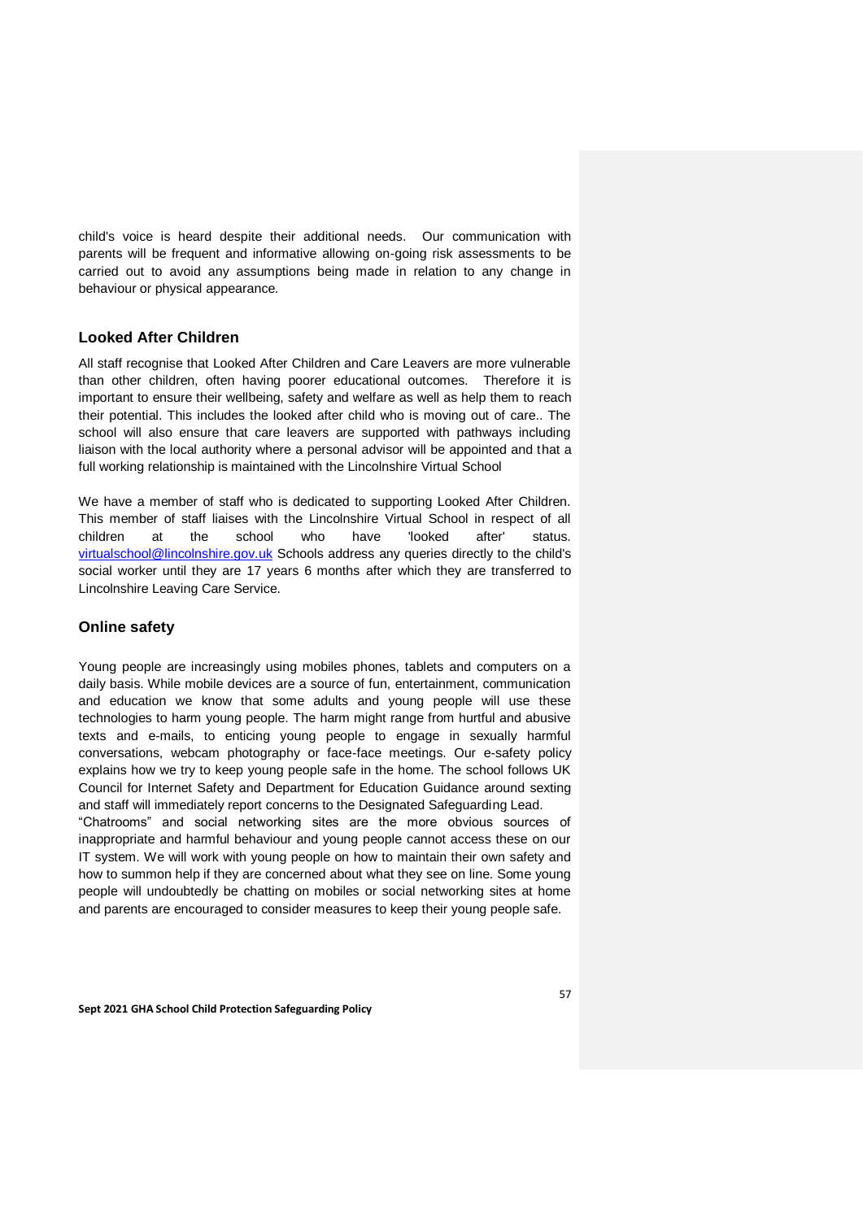child's voice is heard despite their additional needs. Our communication with parents will be frequent and informative allowing on-going risk assessments to be carried out to avoid any assumptions being made in relation to any change in behaviour or physical appearance.

### Looked After Children

All staff recognise that Looked After Children and Care Leavers are more vulnerable than other children, often having poorer educational outcomes. Therefore it is important to ensure their wellbeing, safety and welfare as well as help them to reach their potential. This includes the looked after child who is moving out of care.. The school will also ensure that care leavers are supported with pathways including liaison with the local authority where a personal advisor will be appointed and that a full working relationship is maintained with the Lincolnshire Virtual School

We have a member of staff who is dedicated to supporting Looked After Children. This member of staff liaises with the Lincolnshire Virtual School in respect of all children at the school who have 'looked after' status. [virtualschool@lincolnshire.gov.uk](mailto:virtualschool@lincolnshire.gov.uk) Schools address any queries directly to the child's social worker until they are 17 years 6 months after which they are transferred to Lincolnshire Leaving Care Service.

### Online safety

Young people are increasingly using mobiles phones, tablets and computers on a daily basis. While mobile devices are a source of fun, entertainment, communication and education we know that some adults and young people will use these technologies to harm young people. The harm might range from hurtful and abusive texts and e-mails, to enticing young people to engage in sexually harmful conversations, webcam photography or face-face meetings. Our e-safety policy explains how we try to keep young people safe in the home. The school follows UK Council for Internet Safety and Department for Education Guidance around sexting and staff will immediately report concerns to the Designated Safeguarding Lead.
"Chatrooms" and social networking sites are the more obvious sources of inappropriate and harmful behaviour and young people cannot access these on our IT system. We will work with young people on how to maintain their own safety and how to summon help if they are concerned about what they see on line. Some young people will undoubtedly be chatting on mobiles or social networking sites at home and parents are encouraged to consider measures to keep their young people safe.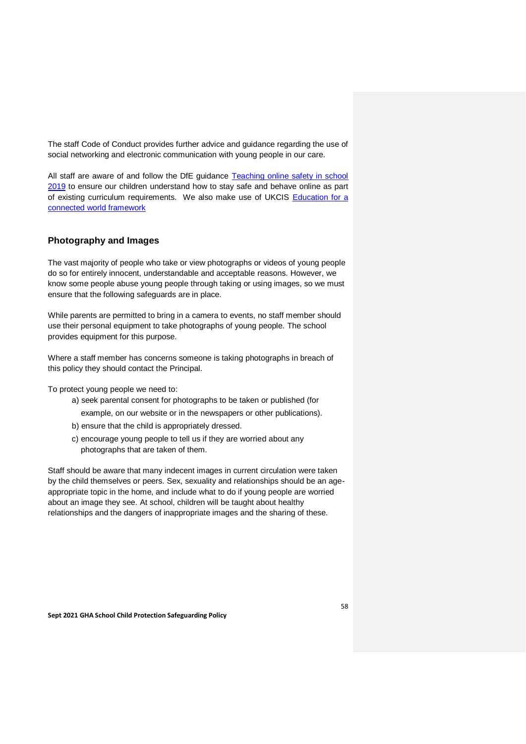The staff Code of Conduct provides further advice and guidance regarding the use of social networking and electronic communication with young people in our care.

All staff are aware of and follow the DfE guidance [Teaching online safety in school 2019](#) to ensure our children understand how to stay safe and behave online as part of existing curriculum requirements. We also make use of UKCIS [Education for a connected world framework](#)

### Photography and Images

The vast majority of people who take or view photographs or videos of young people do so for entirely innocent, understandable and acceptable reasons. However, we know some people abuse young people through taking or using images, so we must ensure that the following safeguards are in place.

While parents are permitted to bring in a camera to events, no staff member should use their personal equipment to take photographs of young people. The school provides equipment for this purpose.

Where a staff member has concerns someone is taking photographs in breach of this policy they should contact the Principal.

To protect young people we need to:

a) seek parental consent for photographs to be taken or published (for example, on our website or in the newspapers or other publications).
b) ensure that the child is appropriately dressed.
c) encourage young people to tell us if they are worried about any photographs that are taken of them.

Staff should be aware that many indecent images in current circulation were taken by the child themselves or peers. Sex, sexuality and relationships should be an age-appropriate topic in the home, and include what to do if young people are worried about an image they see. At school, children will be taught about healthy relationships and the dangers of inappropriate images and the sharing of these.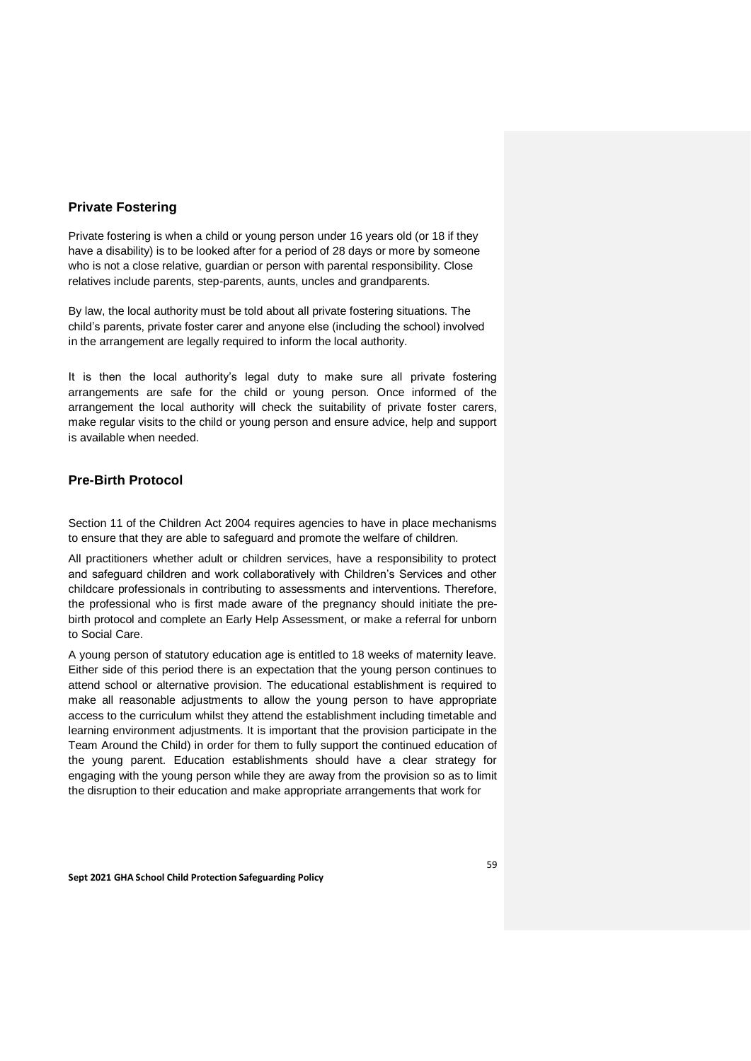## Private Fostering

Private fostering is when a child or young person under 16 years old (or 18 if they have a disability) is to be looked after for a period of 28 days or more by someone who is not a close relative, guardian or person with parental responsibility. Close relatives include parents, step-parents, aunts, uncles and grandparents.

By law, the local authority must be told about all private fostering situations. The child's parents, private foster carer and anyone else (including the school) involved in the arrangement are legally required to inform the local authority.

It is then the local authority's legal duty to make sure all private fostering arrangements are safe for the child or young person. Once informed of the arrangement the local authority will check the suitability of private foster carers, make regular visits to the child or young person and ensure advice, help and support is available when needed.

## Pre-Birth Protocol

Section 11 of the Children Act 2004 requires agencies to have in place mechanisms to ensure that they are able to safeguard and promote the welfare of children.

All practitioners whether adult or children services, have a responsibility to protect and safeguard children and work collaboratively with Children's Services and other childcare professionals in contributing to assessments and interventions. Therefore, the professional who is first made aware of the pregnancy should initiate the pre-birth protocol and complete an Early Help Assessment, or make a referral for unborn to Social Care.

A young person of statutory education age is entitled to 18 weeks of maternity leave. Either side of this period there is an expectation that the young person continues to attend school or alternative provision. The educational establishment is required to make all reasonable adjustments to allow the young person to have appropriate access to the curriculum whilst they attend the establishment including timetable and learning environment adjustments. It is important that the provision participate in the Team Around the Child) in order for them to fully support the continued education of the young parent. Education establishments should have a clear strategy for engaging with the young person while they are away from the provision so as to limit the disruption to their education and make appropriate arrangements that work for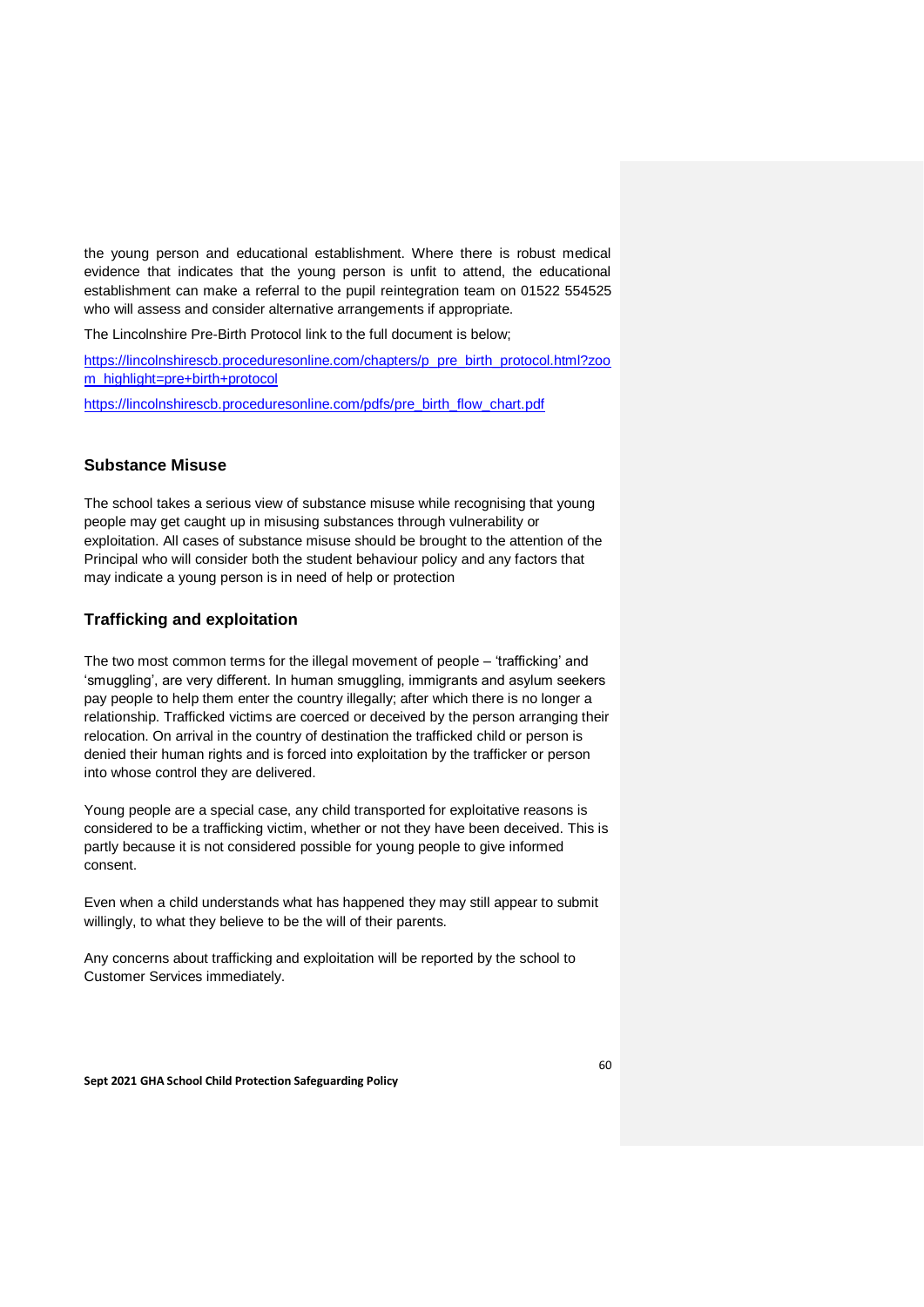the young person and educational establishment. Where there is robust medical evidence that indicates that the young person is unfit to attend, the educational establishment can make a referral to the pupil reintegration team on 01522 554525 who will assess and consider alternative arrangements if appropriate.

The Lincolnshire Pre-Birth Protocol link to the full document is below;

https://lincolnshirescb.proceduresonline.com/chapters/p_pre_birth_protocol.html?zoom_highlight=pre+birth+protocol

https://lincolnshirescb.proceduresonline.com/pdfs/pre_birth_flow_chart.pdf

### Substance Misuse

The school takes a serious view of substance misuse while recognising that young people may get caught up in misusing substances through vulnerability or exploitation. All cases of substance misuse should be brought to the attention of the Principal who will consider both the student behaviour policy and any factors that may indicate a young person is in need of help or protection

### Trafficking and exploitation

The two most common terms for the illegal movement of people – 'trafficking' and 'smuggling', are very different. In human smuggling, immigrants and asylum seekers pay people to help them enter the country illegally; after which there is no longer a relationship. Trafficked victims are coerced or deceived by the person arranging their relocation. On arrival in the country of destination the trafficked child or person is denied their human rights and is forced into exploitation by the trafficker or person into whose control they are delivered.

Young people are a special case, any child transported for exploitative reasons is considered to be a trafficking victim, whether or not they have been deceived. This is partly because it is not considered possible for young people to give informed consent.

Even when a child understands what has happened they may still appear to submit willingly, to what they believe to be the will of their parents.

Any concerns about trafficking and exploitation will be reported by the school to Customer Services immediately.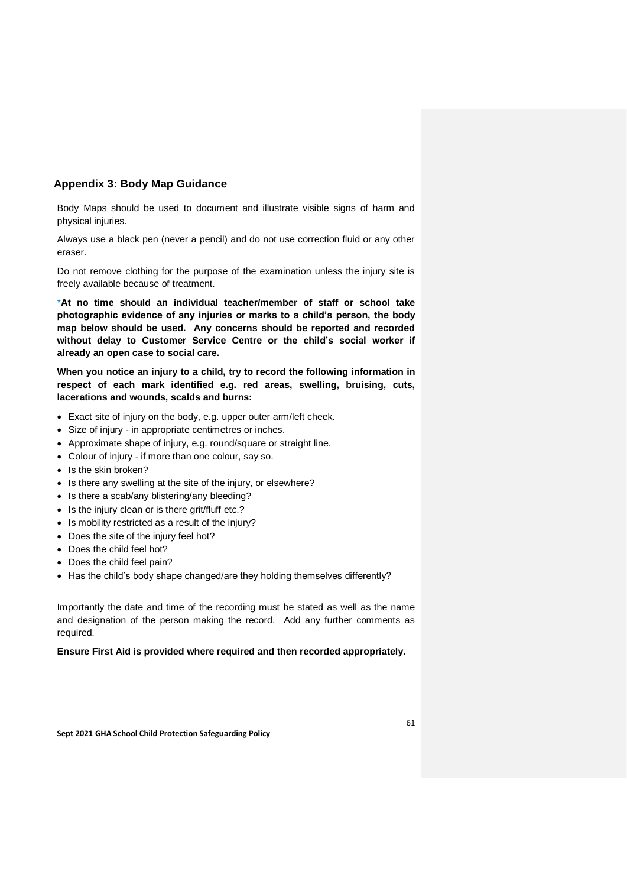## Appendix 3: Body Map Guidance

Body Maps should be used to document and illustrate visible signs of harm and physical injuries.

Always use a black pen (never a pencil) and do not use correction fluid or any other eraser.

Do not remove clothing for the purpose of the examination unless the injury site is freely available because of treatment.

\***At no time should an individual teacher/member of staff or school take photographic evidence of any injuries or marks to a child's person, the body map below should be used. Any concerns should be reported and recorded without delay to Customer Service Centre or the child's social worker if already an open case to social care.**

**When you notice an injury to a child, try to record the following information in respect of each mark identified e.g. red areas, swelling, bruising, cuts, lacerations and wounds, scalds and burns:**

- Exact site of injury on the body, e.g. upper outer arm/left cheek.
- Size of injury - in appropriate centimetres or inches.
- Approximate shape of injury, e.g. round/square or straight line.
- Colour of injury - if more than one colour, say so.
- Is the skin broken?
- Is there any swelling at the site of the injury, or elsewhere?
- Is there a scab/any blistering/any bleeding?
- Is the injury clean or is there grit/fluff etc.?
- Is mobility restricted as a result of the injury?
- Does the site of the injury feel hot?
- Does the child feel hot?
- Does the child feel pain?
- Has the child's body shape changed/are they holding themselves differently?

Importantly the date and time of the recording must be stated as well as the name and designation of the person making the record. Add any further comments as required.

**Ensure First Aid is provided where required and then recorded appropriately.**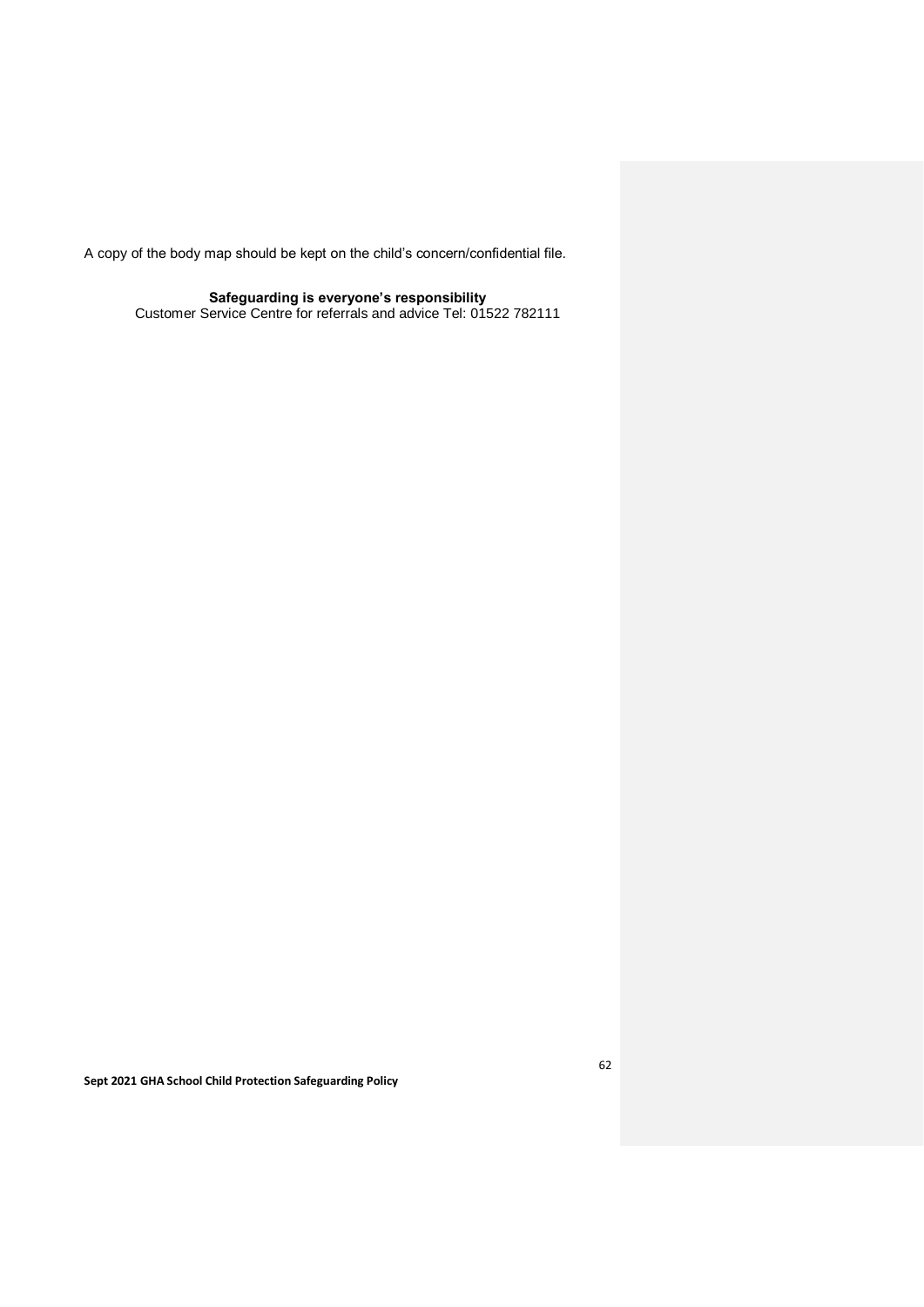A copy of the body map should be kept on the child's concern/confidential file.

**Safeguarding is everyone's responsibility**
Customer Service Centre for referrals and advice Tel: 01522 782111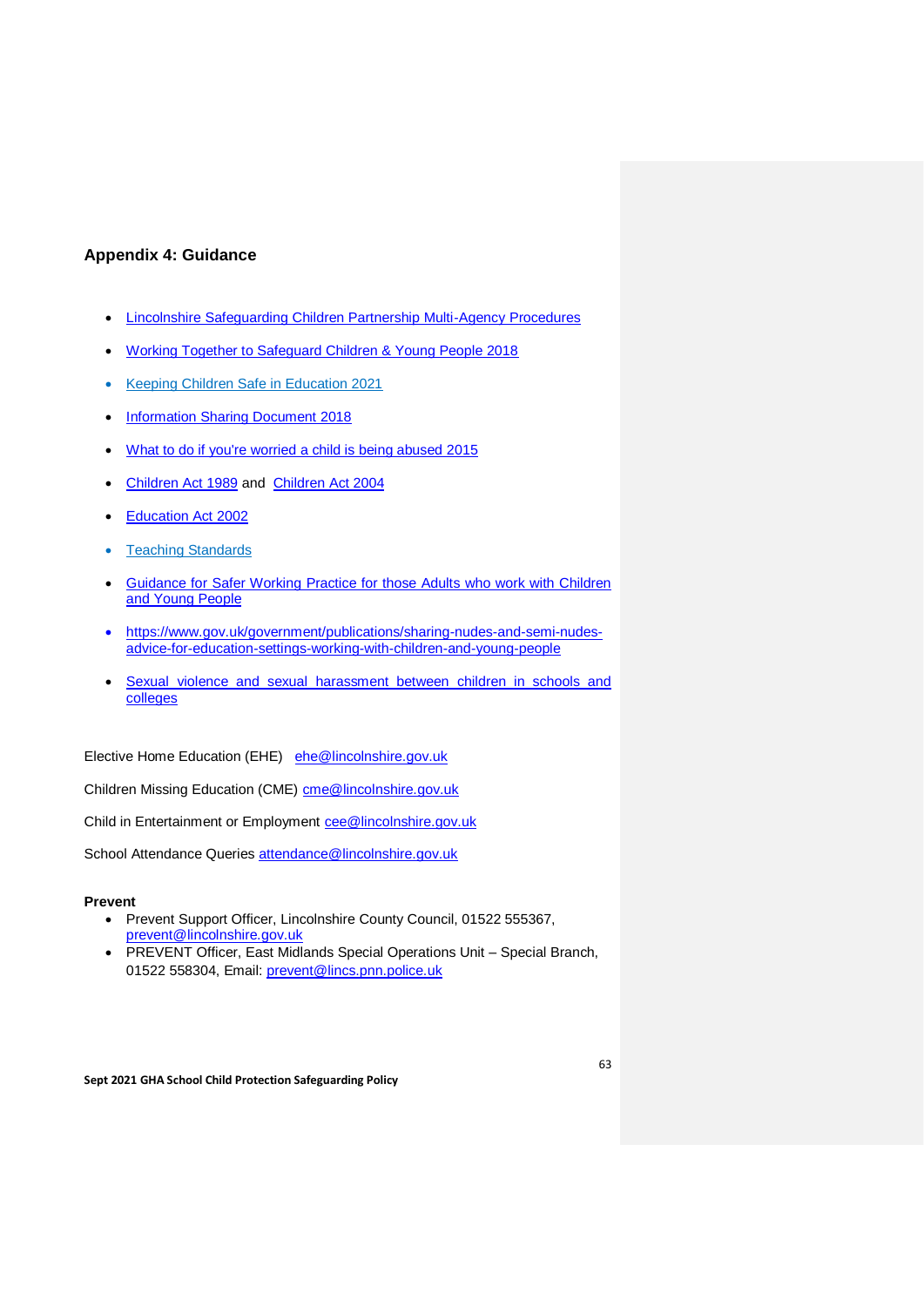## Appendix 4: Guidance

- Lincolnshire Safeguarding Children Partnership Multi-Agency Procedures
- Working Together to Safeguard Children & Young People 2018
- Keeping Children Safe in Education 2021
- Information Sharing Document 2018
- What to do if you're worried a child is being abused 2015
- Children Act 1989 and Children Act 2004
- Education Act 2002
- Teaching Standards
- Guidance for Safer Working Practice for those Adults who work with Children and Young People
- https://www.gov.uk/government/publications/sharing-nudes-and-semi-nudes-advice-for-education-settings-working-with-children-and-young-people
- Sexual violence and sexual harassment between children in schools and colleges

Elective Home Education (EHE) ehe@lincolnshire.gov.uk

Children Missing Education (CME) cme@lincolnshire.gov.uk

Child in Entertainment or Employment cee@lincolnshire.gov.uk

School Attendance Queries attendance@lincolnshire.gov.uk

**Prevent**

- Prevent Support Officer, Lincolnshire County Council, 01522 555367, prevent@lincolnshire.gov.uk
- PREVENT Officer, East Midlands Special Operations Unit – Special Branch, 01522 558304, Email: prevent@lincs.pnn.police.uk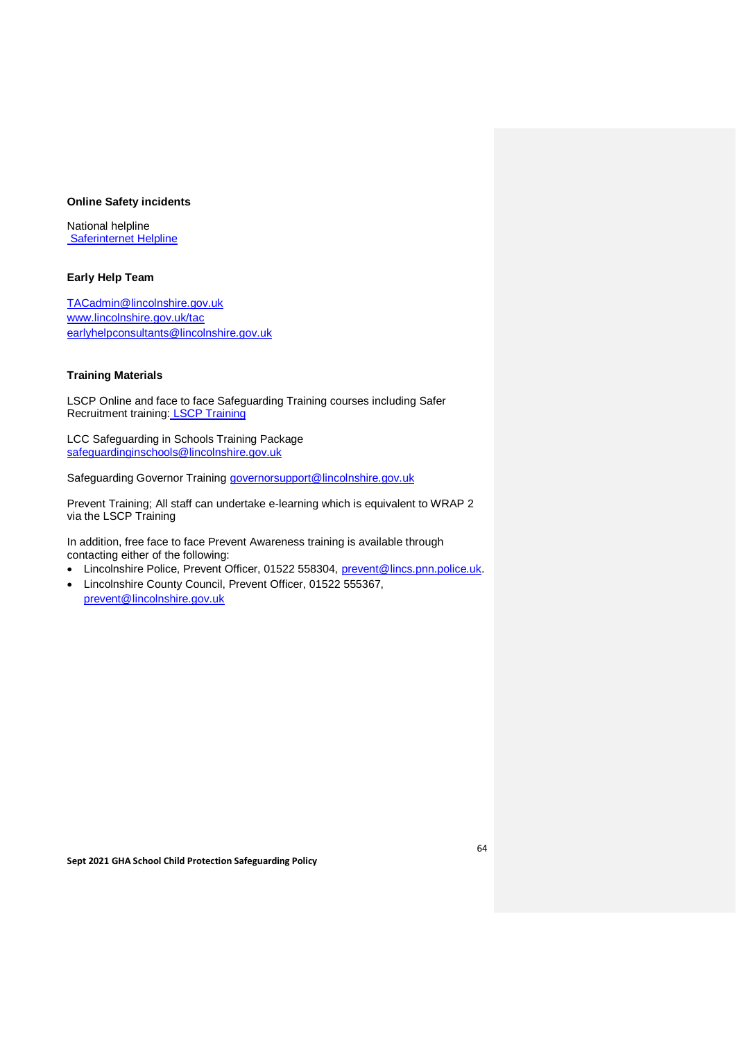**Online Safety incidents**

National helpline
Saferinternet Helpline

**Early Help Team**

TACadmin@lincolnshire.gov.uk
www.lincolnshire.gov.uk/tac
earlyhelpconsultants@lincolnshire.gov.uk

**Training Materials**

LSCP Online and face to face Safeguarding Training courses including Safer Recruitment training: LSCP Training

LCC Safeguarding in Schools Training Package
safeguardinginschools@lincolnshire.gov.uk

Safeguarding Governor Training governorsupport@lincolnshire.gov.uk

Prevent Training; All staff can undertake e-learning which is equivalent to WRAP 2 via the LSCP Training

In addition, free face to face Prevent Awareness training is available through contacting either of the following:

- Lincolnshire Police, Prevent Officer, 01522 558304, prevent@lincs.pnn.police.uk.
- Lincolnshire County Council, Prevent Officer, 01522 555367, prevent@lincolnshire.gov.uk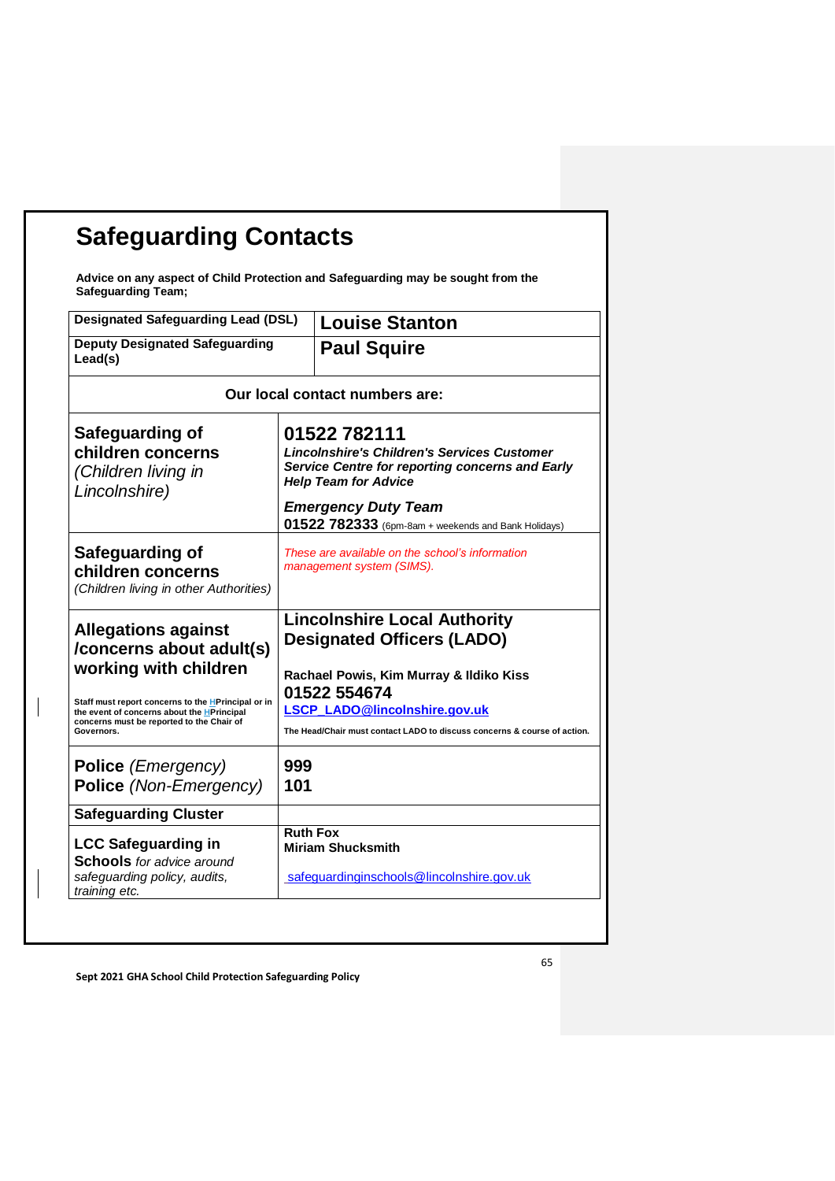# Safeguarding Contacts

**Advice on any aspect of Child Protection and Safeguarding may be sought from the Safeguarding Team;**

| | |
|---|---|
| **Designated Safeguarding Lead (DSL)** | **Louise Stanton** |
| **Deputy Designated Safeguarding Lead(s)** | **Paul Squire** |

**Our local contact numbers are:**

| | |
|---|---|
| **Safeguarding of children concerns** *(Children living in Lincolnshire)* | **01522 782111** ***Lincolnshire's Children's Services Customer Service Centre for reporting concerns and Early Help Team for Advice*** ***Emergency Duty Team*** **01522 782333** (6pm-8am + weekends and Bank Holidays) |
| **Safeguarding of children concerns** *(Children living in other Authorities)* | *These are available on the school's information management system (SIMS).* |
| **Allegations against /concerns about adult(s) working with children** **Staff must report concerns to the Principal or in the event of concerns about the Principal concerns must be reported to the Chair of Governors.** | **Lincolnshire Local Authority Designated Officers (LADO)** **Rachael Powis, Kim Murray & Ildiko Kiss** **01522 554674** **LSCP_LADO@lincolnshire.gov.uk** **The Head/Chair must contact LADO to discuss concerns & course of action.** |
| **Police** *(Emergency)* **Police** *(Non-Emergency)* | **999** **101** |
| **Safeguarding Cluster** | |
| **LCC Safeguarding in Schools** *for advice around safeguarding policy, audits, training etc.* | **Ruth Fox** **Miriam Shucksmith** safeguardinginschools@lincolnshire.gov.uk |

**Sept 2021 GHA School Child Protection Safeguarding Policy**